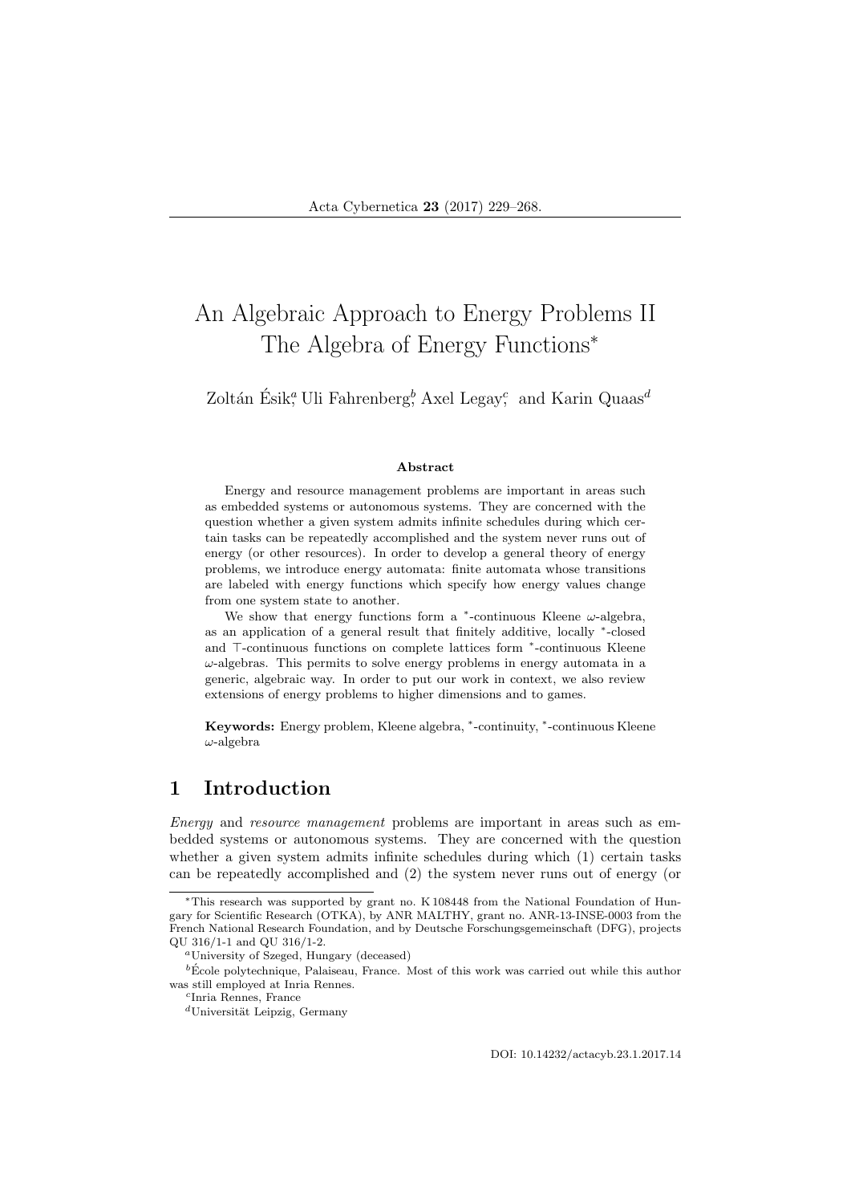# An Algebraic Approach to Energy Problems II The Algebra of Energy Functions*

Zoltán Ésik[a], Uli Fahrenberg[b], Axel Legay[c], and Karin Quaas[d]

### Abstract

Energy and resource management problems are important in areas such as embedded systems or autonomous systems. They are concerned with the question whether a given system admits infinite schedules during which certain tasks can be repeatedly accomplished and the system never runs out of energy (or other resources). In order to develop a general theory of energy problems, we introduce energy automata: finite automata whose transitions are labeled with energy functions which specify how energy values change from one system state to another.

We show that energy functions form a $^*$-continuous Kleene $\omega$-algebra, as an application of a general result that finitely additive, locally $^*$-closed and $\top$-continuous functions on complete lattices form $^*$-continuous Kleene $\omega$-algebras. This permits to solve energy problems in energy automata in a generic, algebraic way. In order to put our work in context, we also review extensions of energy problems to higher dimensions and to games.

**Keywords:** Energy problem, Kleene algebra, $^*$-continuity, $^*$-continuous Kleene $\omega$-algebra

## 1 Introduction

*Energy* and *resource management* problems are important in areas such as embedded systems or autonomous systems. They are concerned with the question whether a given system admits infinite schedules during which (1) certain tasks can be repeatedly accomplished and (2) the system never runs out of energy (or

---

*This research was supported by grant no. K 108448 from the National Foundation of Hungary for Scientific Research (OTKA), by ANR MALTHY, grant no. ANR-13-INSE-0003 from the French National Research Foundation, and by Deutsche Forschungsgemeinschaft (DFG), projects QU 316/1-1 and QU 316/1-2.

[a]University of Szeged, Hungary (deceased)

[b]École polytechnique, Palaiseau, France. Most of this work was carried out while this author was still employed at Inria Rennes.

[c]Inria Rennes, France

[d]Universität Leipzig, Germany

DOI: 10.14232/actacyb.23.1.2017.14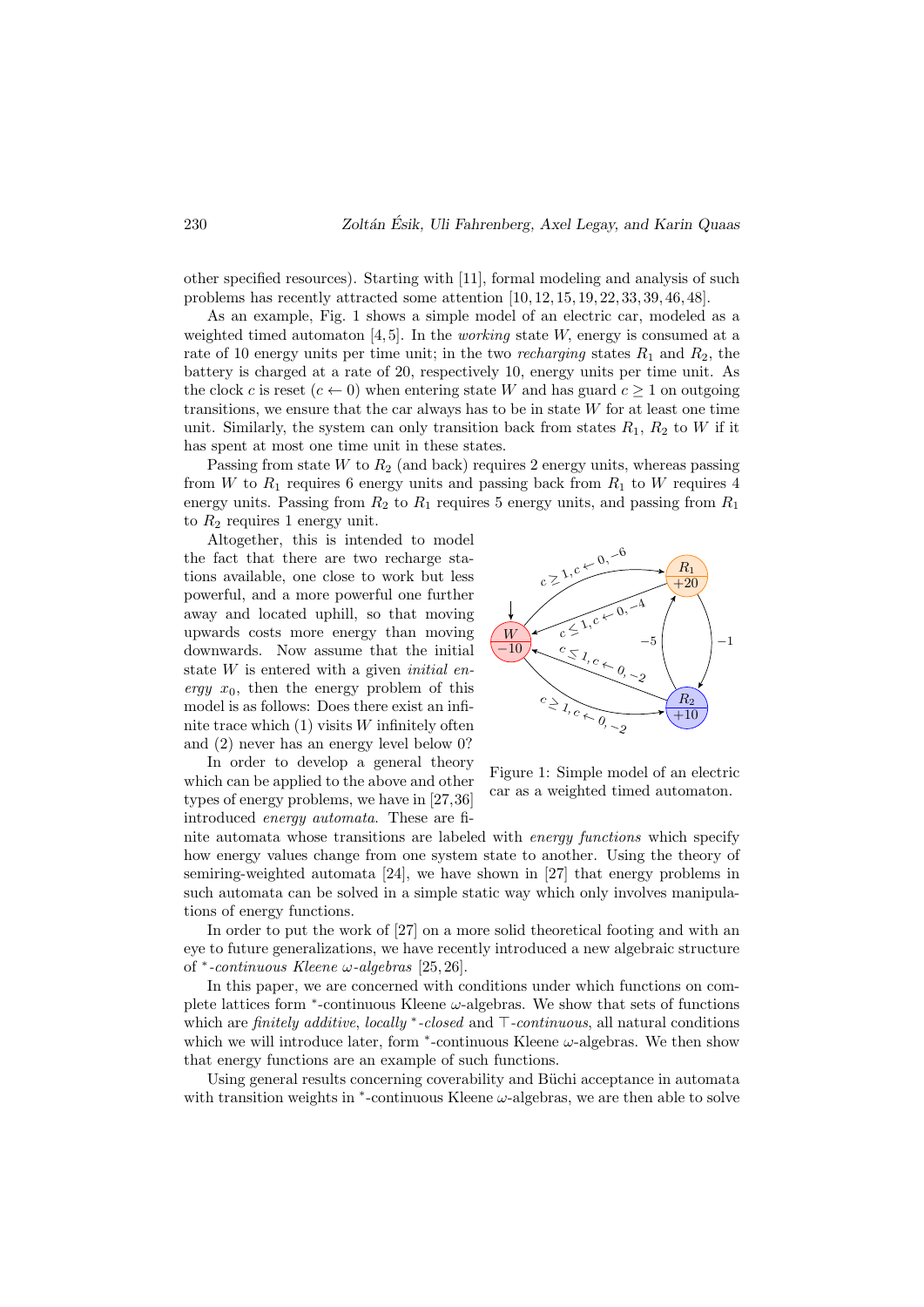other specified resources). Starting with [11], formal modeling and analysis of such problems has recently attracted some attention [10, 12, 15, 19, 22, 33, 39, 46, 48].

As an example, Fig. 1 shows a simple model of an electric car, modeled as a weighted timed automaton [4, 5]. In the *working* state $W$, energy is consumed at a rate of 10 energy units per time unit; in the two *recharging* states $R_1$ and $R_2$, the battery is charged at a rate of 20, respectively 10, energy units per time unit. As the clock $c$ is reset ($c \leftarrow 0$) when entering state $W$ and has guard $c \geq 1$ on outgoing transitions, we ensure that the car always has to be in state $W$ for at least one time unit. Similarly, the system can only transition back from states $R_1$, $R_2$ to $W$ if it has spent at most one time unit in these states.

Passing from state $W$ to $R_2$ (and back) requires 2 energy units, whereas passing from $W$ to $R_1$ requires 6 energy units and passing back from $R_1$ to $W$ requires 4 energy units. Passing from $R_2$ to $R_1$ requires 5 energy units, and passing from $R_1$ to $R_2$ requires 1 energy unit.

Altogether, this is intended to model the fact that there are two recharge stations available, one close to work but less powerful, and a more powerful one further away and located uphill, so that moving upwards costs more energy than moving downwards. Now assume that the initial state $W$ is entered with a given *initial energy* $x_0$, then the energy problem of this model is as follows: Does there exist an infinite trace which (1) visits $W$ infinitely often and (2) never has an energy level below 0?

Figure 1: Simple model of an electric car as a weighted timed automaton.

In order to develop a general theory which can be applied to the above and other types of energy problems, we have in [27, 36] introduced *energy automata*. These are finite automata whose transitions are labeled with *energy functions* which specify how energy values change from one system state to another. Using the theory of semiring-weighted automata [24], we have shown in [27] that energy problems in such automata can be solved in a simple static way which only involves manipulations of energy functions.

In order to put the work of [27] on a more solid theoretical footing and with an eye to future generalizations, we have recently introduced a new algebraic structure of $^*$-*continuous Kleene* $\omega$-*algebras* [25, 26].

In this paper, we are concerned with conditions under which functions on complete lattices form $^*$-continuous Kleene $\omega$-algebras. We show that sets of functions which are *finitely additive*, *locally* $^*$-*closed* and $\top$-*continuous*, all natural conditions which we will introduce later, form $^*$-continuous Kleene $\omega$-algebras. We then show that energy functions are an example of such functions.

Using general results concerning coverability and Büchi acceptance in automata with transition weights in $^*$-continuous Kleene $\omega$-algebras, we are then able to solve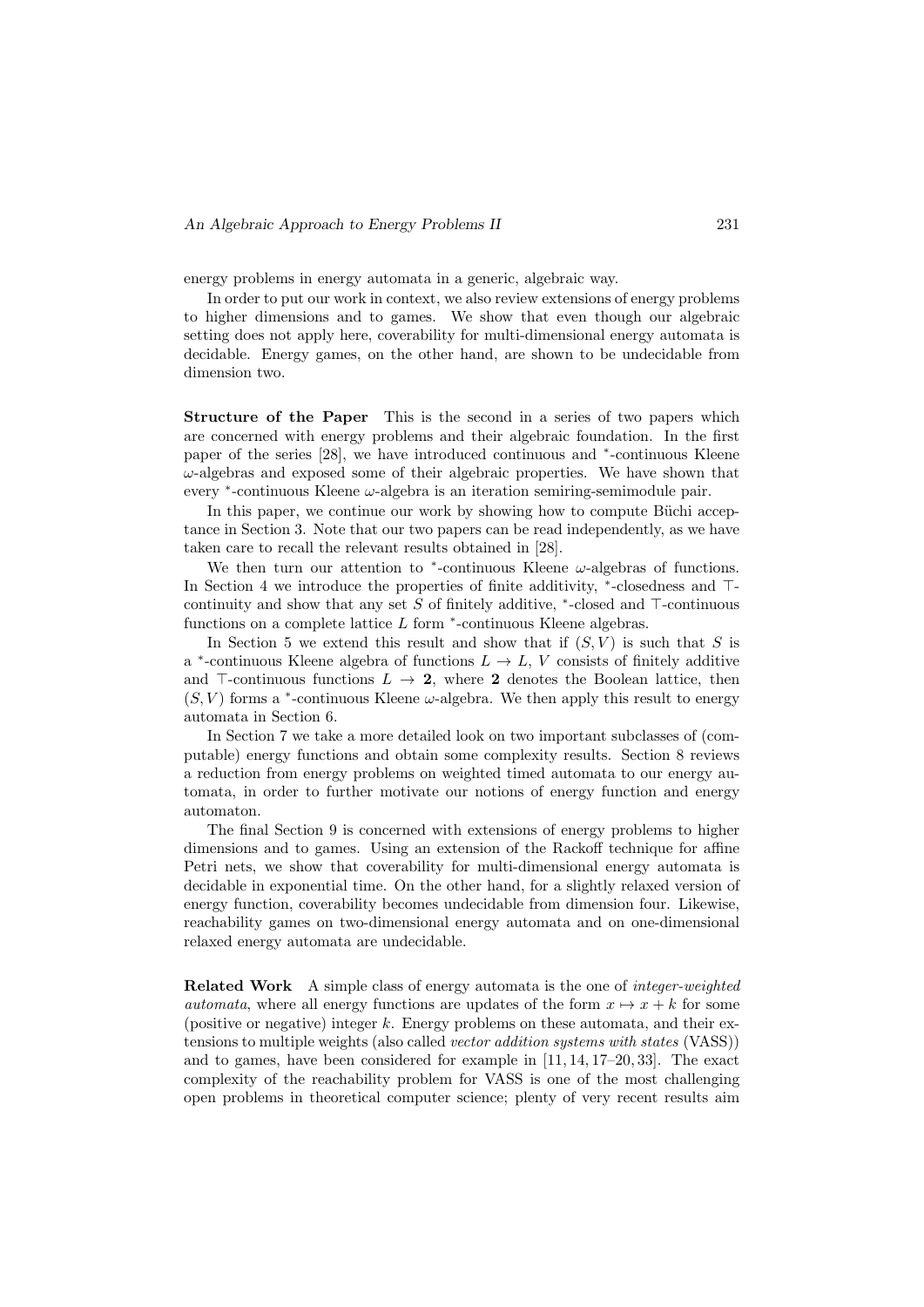energy problems in energy automata in a generic, algebraic way.

In order to put our work in context, we also review extensions of energy problems to higher dimensions and to games. We show that even though our algebraic setting does not apply here, coverability for multi-dimensional energy automata is decidable. Energy games, on the other hand, are shown to be undecidable from dimension two.

**Structure of the Paper** This is the second in a series of two papers which are concerned with energy problems and their algebraic foundation. In the first paper of the series [28], we have introduced continuous and $^*$-continuous Kleene $\omega$-algebras and exposed some of their algebraic properties. We have shown that every $^*$-continuous Kleene $\omega$-algebra is an iteration semiring-semimodule pair.

In this paper, we continue our work by showing how to compute Büchi acceptance in Section 3. Note that our two papers can be read independently, as we have taken care to recall the relevant results obtained in [28].

We then turn our attention to $^*$-continuous Kleene $\omega$-algebras of functions. In Section 4 we introduce the properties of finite additivity, $^*$-closedness and $\top$-continuity and show that any set $S$ of finitely additive, $^*$-closed and $\top$-continuous functions on a complete lattice $L$ form $^*$-continuous Kleene algebras.

In Section 5 we extend this result and show that if $(S, V)$ is such that $S$ is a $^*$-continuous Kleene algebra of functions $L \to L$, $V$ consists of finitely additive and $\top$-continuous functions $L \to \mathbf{2}$, where $\mathbf{2}$ denotes the Boolean lattice, then $(S, V)$ forms a $^*$-continuous Kleene $\omega$-algebra. We then apply this result to energy automata in Section 6.

In Section 7 we take a more detailed look on two important subclasses of (computable) energy functions and obtain some complexity results. Section 8 reviews a reduction from energy problems on weighted timed automata to our energy automata, in order to further motivate our notions of energy function and energy automaton.

The final Section 9 is concerned with extensions of energy problems to higher dimensions and to games. Using an extension of the Rackoff technique for affine Petri nets, we show that coverability for multi-dimensional energy automata is decidable in exponential time. On the other hand, for a slightly relaxed version of energy function, coverability becomes undecidable from dimension four. Likewise, reachability games on two-dimensional energy automata and on one-dimensional relaxed energy automata are undecidable.

**Related Work** A simple class of energy automata is the one of *integer-weighted automata*, where all energy functions are updates of the form $x \mapsto x + k$ for some (positive or negative) integer $k$. Energy problems on these automata, and their extensions to multiple weights (also called *vector addition systems with states* (VASS)) and to games, have been considered for example in [11, 14, 17–20, 33]. The exact complexity of the reachability problem for VASS is one of the most challenging open problems in theoretical computer science; plenty of very recent results aim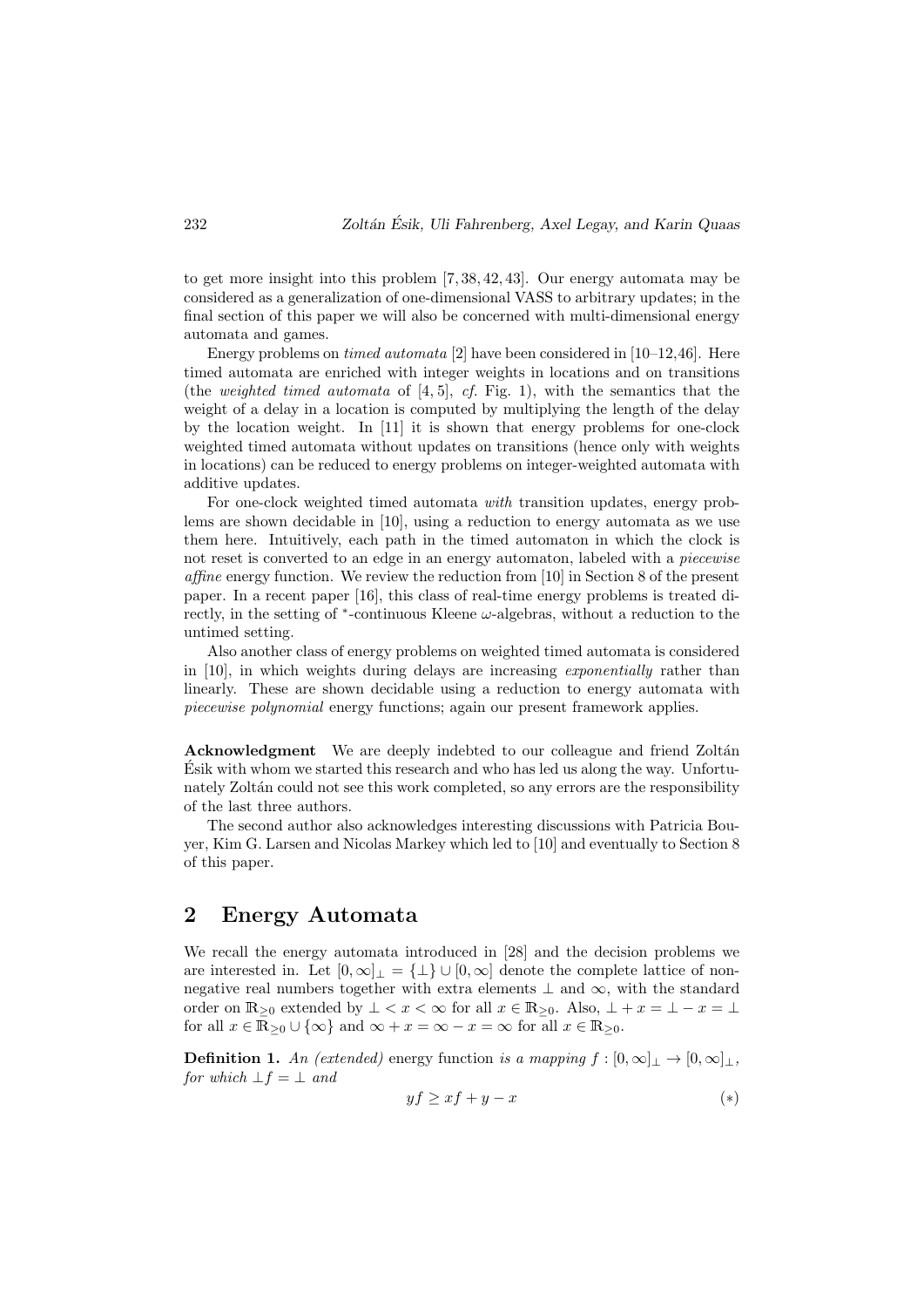to get more insight into this problem [7, 38, 42, 43]. Our energy automata may be considered as a generalization of one-dimensional VASS to arbitrary updates; in the final section of this paper we will also be concerned with multi-dimensional energy automata and games.

Energy problems on *timed automata* [2] have been considered in [10–12,46]. Here timed automata are enriched with integer weights in locations and on transitions (the *weighted timed automata* of [4, 5], *cf.* Fig. 1), with the semantics that the weight of a delay in a location is computed by multiplying the length of the delay by the location weight. In [11] it is shown that energy problems for one-clock weighted timed automata without updates on transitions (hence only with weights in locations) can be reduced to energy problems on integer-weighted automata with additive updates.

For one-clock weighted timed automata *with* transition updates, energy problems are shown decidable in [10], using a reduction to energy automata as we use them here. Intuitively, each path in the timed automaton in which the clock is not reset is converted to an edge in an energy automaton, labeled with a *piecewise affine* energy function. We review the reduction from [10] in Section 8 of the present paper. In a recent paper [16], this class of real-time energy problems is treated directly, in the setting of $^*$-continuous Kleene $\omega$-algebras, without a reduction to the untimed setting.

Also another class of energy problems on weighted timed automata is considered in [10], in which weights during delays are increasing *exponentially* rather than linearly. These are shown decidable using a reduction to energy automata with *piecewise polynomial* energy functions; again our present framework applies.

**Acknowledgment** We are deeply indebted to our colleague and friend Zoltán Ésik with whom we started this research and who has led us along the way. Unfortunately Zoltán could not see this work completed, so any errors are the responsibility of the last three authors.

The second author also acknowledges interesting discussions with Patricia Bouyer, Kim G. Larsen and Nicolas Markey which led to [10] and eventually to Section 8 of this paper.

## 2 Energy Automata

We recall the energy automata introduced in [28] and the decision problems we are interested in. Let $[0, \infty]_\perp = \{\perp\} \cup [0, \infty]$ denote the complete lattice of non-negative real numbers together with extra elements $\perp$ and $\infty$, with the standard order on $\mathbb{R}_{\geq 0}$ extended by $\perp < x < \infty$ for all $x \in \mathbb{R}_{\geq 0}$. Also, $\perp + x = \perp - x = \perp$ for all $x \in \mathbb{R}_{\geq 0} \cup \{\infty\}$ and $\infty + x = \infty - x = \infty$ for all $x \in \mathbb{R}_{\geq 0}$.

**Definition 1.** *An (extended)* energy function *is a mapping* $f : [0, \infty]_\perp \to [0, \infty]_\perp$, *for which* $\perp f = \perp$ *and*

$$yf \geq xf + y - x \qquad (*)$$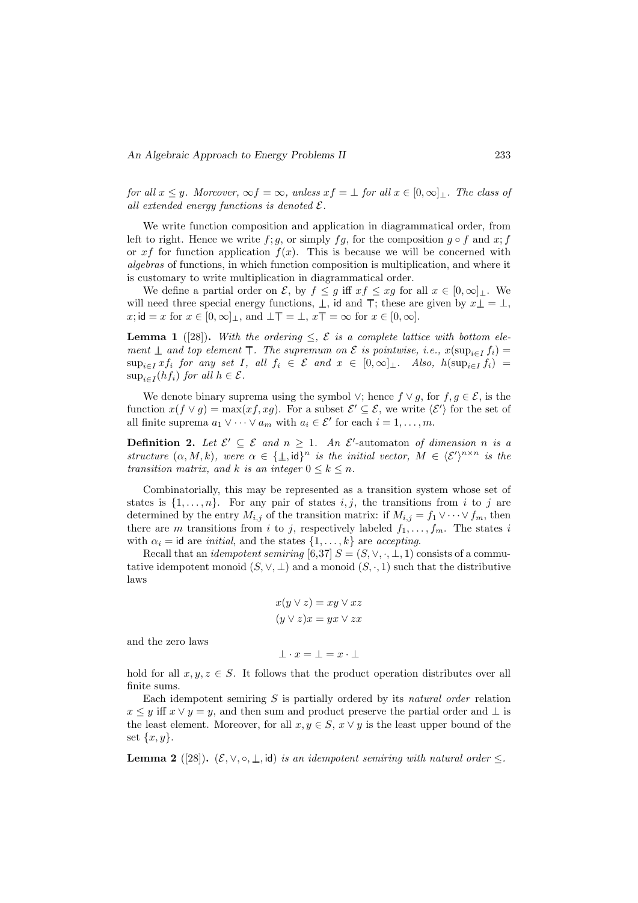*for all $x \leq y$. Moreover, $\infty f = \infty$, unless $xf = \bot$ for all $x \in [0, \infty]_\bot$. The class of all extended energy functions is denoted $\mathcal{E}$.*

We write function composition and application in diagrammatical order, from left to right. Hence we write $f; g$, or simply $fg$, for the composition $g \circ f$ and $x; f$ or $xf$ for function application $f(x)$. This is because we will be concerned with *algebras* of functions, in which function composition is multiplication, and where it is customary to write multiplication in diagrammatical order.

We define a partial order on $\mathcal{E}$, by $f \leq g$ iff $xf \leq xg$ for all $x \in [0, \infty]_\bot$. We will need three special energy functions, $\underline{\bot}$, $\mathsf{id}$ and $\overline{\top}$; these are given by $x\underline{\bot} = \bot$, $x; \mathsf{id} = x$ for $x \in [0, \infty]_\bot$, and $\bot\overline{\top} = \bot$, $x\overline{\top} = \infty$ for $x \in [0, \infty]$.

**Lemma 1** ([28]). *With the ordering $\leq$, $\mathcal{E}$ is a complete lattice with bottom element $\underline{\bot}$ and top element $\overline{\top}$. The supremum on $\mathcal{E}$ is pointwise, i.e., $x(\sup_{i \in I} f_i) = \sup_{i \in I} xf_i$ for any set $I$, all $f_i \in \mathcal{E}$ and $x \in [0, \infty]_\bot$. Also, $h(\sup_{i \in I} f_i) = \sup_{i \in I}(hf_i)$ for all $h \in \mathcal{E}$.*

We denote binary suprema using the symbol $\vee$; hence $f \vee g$, for $f, g \in \mathcal{E}$, is the function $x(f \vee g) = \max(xf, xg)$. For a subset $\mathcal{E}' \subseteq \mathcal{E}$, we write $\langle \mathcal{E}' \rangle$ for the set of all finite suprema $a_1 \vee \cdots \vee a_m$ with $a_i \in \mathcal{E}'$ for each $i = 1, \ldots, m$.

**Definition 2.** *Let $\mathcal{E}' \subseteq \mathcal{E}$ and $n \geq 1$. An $\mathcal{E}'$-automaton of dimension $n$ is a structure $(\alpha, M, k)$, were $\alpha \in \{\underline{\bot}, \mathsf{id}\}^n$ is the initial vector, $M \in \langle \mathcal{E}' \rangle^{n \times n}$ is the transition matrix, and $k$ is an integer $0 \leq k \leq n$.*

Combinatorially, this may be represented as a transition system whose set of states is $\{1, \ldots, n\}$. For any pair of states $i, j$, the transitions from $i$ to $j$ are determined by the entry $M_{i,j}$ of the transition matrix: if $M_{i,j} = f_1 \vee \cdots \vee f_m$, then there are $m$ transitions from $i$ to $j$, respectively labeled $f_1, \ldots, f_m$. The states $i$ with $\alpha_i = \mathsf{id}$ are *initial*, and the states $\{1, \ldots, k\}$ are *accepting*.

Recall that an *idempotent semiring* [6,37] $S = (S, \vee, \cdot, \bot, 1)$ consists of a commutative idempotent monoid $(S, \vee, \bot)$ and a monoid $(S, \cdot, 1)$ such that the distributive laws

$$x(y \vee z) = xy \vee xz$$
$$(y \vee z)x = yx \vee zx$$

and the zero laws

$$\bot \cdot x = \bot = x \cdot \bot$$

hold for all $x, y, z \in S$. It follows that the product operation distributes over all finite sums.

Each idempotent semiring $S$ is partially ordered by its *natural order* relation $x \leq y$ iff $x \vee y = y$, and then sum and product preserve the partial order and $\bot$ is the least element. Moreover, for all $x, y \in S$, $x \vee y$ is the least upper bound of the set $\{x, y\}$.

**Lemma 2** ([28]). *$(\mathcal{E}, \vee, \circ, \underline{\bot}, \mathsf{id})$ is an idempotent semiring with natural order $\leq$.*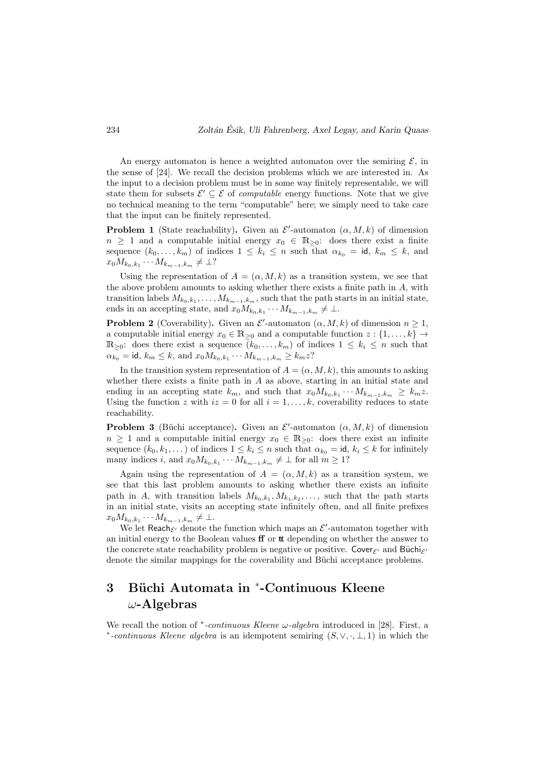An energy automaton is hence a weighted automaton over the semiring $\mathcal{E}$, in the sense of [24]. We recall the decision problems which we are interested in. As the input to a decision problem must be in some way finitely representable, we will state them for subsets $\mathcal{E}' \subseteq \mathcal{E}$ of *computable* energy functions. Note that we give no technical meaning to the term "computable" here; we simply need to take care that the input can be finitely represented.

**Problem 1** (State reachability)**.** Given an $\mathcal{E}'$-automaton $(\alpha, M, k)$ of dimension $n \geq 1$ and a computable initial energy $x_0 \in \mathbb{R}_{\geq 0}$: does there exist a finite sequence $(k_0, \dots, k_m)$ of indices $1 \leq k_i \leq n$ such that $\alpha_{k_0} = \mathsf{id}$, $k_m \leq k$, and $x_0 M_{k_0,k_1} \cdots M_{k_{m-1},k_m} \neq \bot$?

Using the representation of $A = (\alpha, M, k)$ as a transition system, we see that the above problem amounts to asking whether there exists a finite path in $A$, with transition labels $M_{k_0,k_1}, \dots, M_{k_{m-1},k_m}$, such that the path starts in an initial state, ends in an accepting state, and $x_0 M_{k_0,k_1} \cdots M_{k_{m-1},k_m} \neq \bot$.

**Problem 2** (Coverability)**.** Given an $\mathcal{E}'$-automaton $(\alpha, M, k)$ of dimension $n \geq 1$, a computable initial energy $x_0 \in \mathbb{R}_{\geq 0}$ and a computable function $z : \{1, \dots, k\} \to \mathbb{R}_{\geq 0}$: does there exist a sequence $(k_0, \dots, k_m)$ of indices $1 \leq k_i \leq n$ such that $\alpha_{k_0} = \mathsf{id}$, $k_m \leq k$, and $x_0 M_{k_0,k_1} \cdots M_{k_{m-1},k_m} \geq k_m z$?

In the transition system representation of $A = (\alpha, M, k)$, this amounts to asking whether there exists a finite path in $A$ as above, starting in an initial state and ending in an accepting state $k_m$, and such that $x_0 M_{k_0,k_1} \cdots M_{k_{m-1},k_m} \geq k_m z$. Using the function $z$ with $iz = 0$ for all $i = 1, \dots, k$, coverability reduces to state reachability.

**Problem 3** (Büchi acceptance)**.** Given an $\mathcal{E}'$-automaton $(\alpha, M, k)$ of dimension $n \geq 1$ and a computable initial energy $x_0 \in \mathbb{R}_{\geq 0}$: does there exist an infinite sequence $(k_0, k_1, \dots)$ of indices $1 \leq k_i \leq n$ such that $\alpha_{k_0} = \mathsf{id}$, $k_i \leq k$ for infinitely many indices $i$, and $x_0 M_{k_0,k_1} \cdots M_{k_{m-1},k_m} \neq \bot$ for all $m \geq 1$?

Again using the representation of $A = (\alpha, M, k)$ as a transition system, we see that this last problem amounts to asking whether there exists an infinite path in $A$, with transition labels $M_{k_0,k_1}, M_{k_1,k_2}, \dots$, such that the path starts in an initial state, visits an accepting state infinitely often, and all finite prefixes $x_0 M_{k_0,k_1} \cdots M_{k_{m-1},k_m} \neq \bot$.

We let $\mathsf{Reach}_{\mathcal{E}'}$ denote the function which maps an $\mathcal{E}'$-automaton together with an initial energy to the Boolean values $\mathbf{ff}$ or $\mathbf{tt}$ depending on whether the answer to the concrete state reachability problem is negative or positive. $\mathsf{Cover}_{\mathcal{E}'}$ and $\mathsf{Büchi}_{\mathcal{E}'}$ denote the similar mappings for the coverability and Büchi acceptance problems.

## 3 Büchi Automata in $^*$-Continuous Kleene $\omega$-Algebras

We recall the notion of *$^*$-continuous Kleene $\omega$-algebra* introduced in [28]. First, a *$^*$-continuous Kleene algebra* is an idempotent semiring $(S, \vee, \cdot, \bot, 1)$ in which the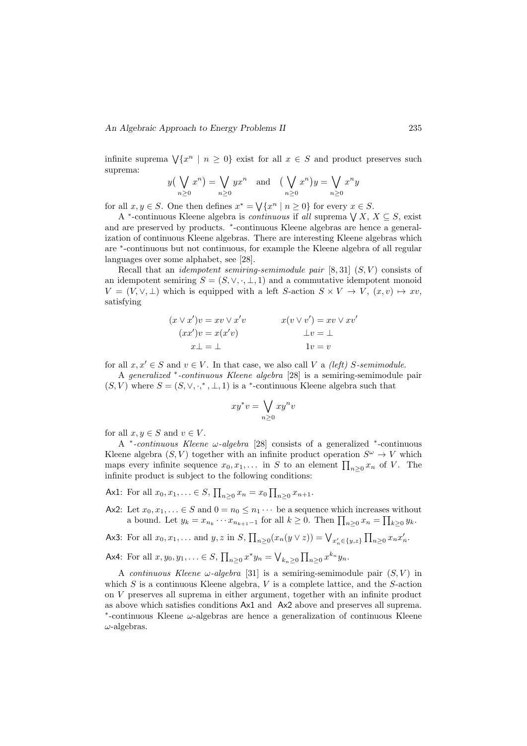infinite suprema $\bigvee\{x^n \mid n \geq 0\}$ exist for all $x \in S$ and product preserves such suprema:

$$y(\bigvee_{n \geq 0} x^n) = \bigvee_{n \geq 0} yx^n \quad \text{and} \quad (\bigvee_{n \geq 0} x^n)y = \bigvee_{n \geq 0} x^n y$$

for all $x, y \in S$. One then defines $x^* = \bigvee\{x^n \mid n \geq 0\}$ for every $x \in S$.

A $^*$-continuous Kleene algebra is *continuous* if *all* suprema $\bigvee X$, $X \subseteq S$, exist and are preserved by products. $^*$-continuous Kleene algebras are hence a generalization of continuous Kleene algebras. There are interesting Kleene algebras which are $^*$-continuous but not continuous, for example the Kleene algebra of all regular languages over some alphabet, see [28].

Recall that an *idempotent semiring-semimodule pair* [8, 31] $(S, V)$ consists of an idempotent semiring $S = (S, \vee, \cdot, \bot, 1)$ and a commutative idempotent monoid $V = (V, \vee, \bot)$ which is equipped with a left $S$-action $S \times V \to V$, $(x, v) \mapsto xv$, satisfying

$$\begin{aligned}
(x \vee x')v &= xv \vee x'v & \qquad x(v \vee v') &= xv \vee xv' \\
(xx')v &= x(x'v) & \bot v &= \bot \\
x\bot &= \bot & 1v &= v
\end{aligned}$$

for all $x, x' \in S$ and $v \in V$. In that case, we also call $V$ a *(left) $S$-semimodule*.

A *generalized $^*$-continuous Kleene algebra* [28] is a semiring-semimodule pair $(S, V)$ where $S = (S, \vee, \cdot, ^*, \bot, 1)$ is a $^*$-continuous Kleene algebra such that

$$xy^*v = \bigvee_{n \geq 0} xy^n v$$

for all $x, y \in S$ and $v \in V$.

A *$^*$-continuous Kleene $\omega$-algebra* [28] consists of a generalized $^*$-continuous Kleene algebra $(S, V)$ together with an infinite product operation $S^\omega \to V$ which maps every infinite sequence $x_0, x_1, \dots$ in $S$ to an element $\prod_{n \geq 0} x_n$ of $V$. The infinite product is subject to the following conditions:

- Ax1: For all $x_0, x_1, \dots \in S$, $\prod_{n \geq 0} x_n = x_0 \prod_{n \geq 0} x_{n+1}$.
- Ax2: Let $x_0, x_1, \dots \in S$ and $0 = n_0 \leq n_1 \cdots$ be a sequence which increases without a bound. Let $y_k = x_{n_k} \cdots x_{n_{k+1}-1}$ for all $k \geq 0$. Then $\prod_{n \geq 0} x_n = \prod_{k \geq 0} y_k$.
- Ax3: For all $x_0, x_1, \dots$ and $y, z$ in $S$, $\prod_{n \geq 0}(x_n(y \vee z)) = \bigvee_{x'_n \in \{y, z\}} \prod_{n \geq 0} x_n x'_n$.
- Ax4: For all $x, y_0, y_1, \dots \in S$, $\prod_{n \geq 0} x^* y_n = \bigvee_{k_n \geq 0} \prod_{n \geq 0} x^{k_n} y_n$.

A *continuous Kleene $\omega$-algebra* [31] is a semiring-semimodule pair $(S, V)$ in which $S$ is a continuous Kleene algebra, $V$ is a complete lattice, and the $S$-action on $V$ preserves all suprema in either argument, together with an infinite product as above which satisfies conditions Ax1 and Ax2 above and preserves all suprema. $^*$-continuous Kleene $\omega$-algebras are hence a generalization of continuous Kleene $\omega$-algebras.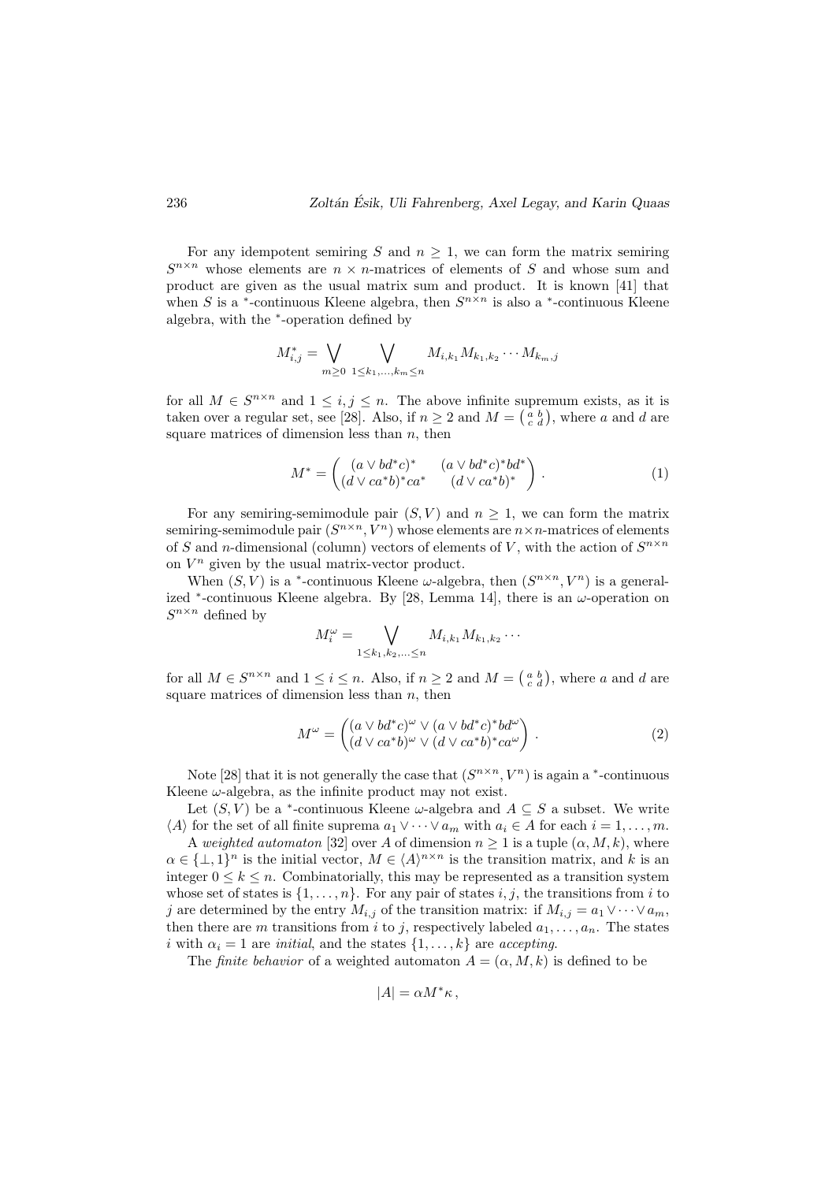For any idempotent semiring $S$ and $n \geq 1$, we can form the matrix semiring $S^{n\times n}$ whose elements are $n \times n$-matrices of elements of $S$ and whose sum and product are given as the usual matrix sum and product. It is known [41] that when $S$ is a $^*$-continuous Kleene algebra, then $S^{n\times n}$ is also a $^*$-continuous Kleene algebra, with the $^*$-operation defined by

$$M^*_{i,j} = \bigvee_{m\geq 0} \bigvee_{1\leq k_1,\ldots,k_m\leq n} M_{i,k_1} M_{k_1,k_2} \cdots M_{k_m,j}$$

for all $M \in S^{n\times n}$ and $1 \leq i, j \leq n$. The above infinite supremum exists, as it is taken over a regular set, see [28]. Also, if $n \geq 2$ and $M = \left(\begin{smallmatrix} a & b \\ c & d \end{smallmatrix}\right)$, where $a$ and $d$ are square matrices of dimension less than $n$, then

$$M^* = \begin{pmatrix} (a \vee bd^*c)^* & (a \vee bd^*c)^*bd^* \\ (d \vee ca^*b)^*ca^* & (d \vee ca^*b)^* \end{pmatrix} . \tag{1}$$

For any semiring-semimodule pair $(S, V)$ and $n \geq 1$, we can form the matrix semiring-semimodule pair $(S^{n\times n}, V^n)$ whose elements are $n\times n$-matrices of elements of $S$ and $n$-dimensional (column) vectors of elements of $V$, with the action of $S^{n\times n}$ on $V^n$ given by the usual matrix-vector product.

When $(S, V)$ is a $^*$-continuous Kleene $\omega$-algebra, then $(S^{n\times n}, V^n)$ is a generalized $^*$-continuous Kleene algebra. By [28, Lemma 14], there is an $\omega$-operation on $S^{n\times n}$ defined by

$$M^\omega_i = \bigvee_{1\leq k_1,k_2,\ldots\leq n} M_{i,k_1} M_{k_1,k_2} \cdots$$

for all $M \in S^{n\times n}$ and $1 \leq i \leq n$. Also, if $n \geq 2$ and $M = \left(\begin{smallmatrix} a & b \\ c & d \end{smallmatrix}\right)$, where $a$ and $d$ are square matrices of dimension less than $n$, then

$$M^\omega = \begin{pmatrix} (a \vee bd^*c)^\omega \vee (a \vee bd^*c)^*bd^\omega \\ (d \vee ca^*b)^\omega \vee (d \vee ca^*b)^*ca^\omega \end{pmatrix} . \tag{2}$$

Note [28] that it is not generally the case that $(S^{n\times n}, V^n)$ is again a $^*$-continuous Kleene $\omega$-algebra, as the infinite product may not exist.

Let $(S, V)$ be a $^*$-continuous Kleene $\omega$-algebra and $A \subseteq S$ a subset. We write $\langle A\rangle$ for the set of all finite suprema $a_1 \vee \cdots \vee a_m$ with $a_i \in A$ for each $i = 1, \ldots, m$.

A *weighted automaton* [32] over $A$ of dimension $n \geq 1$ is a tuple $(\alpha, M, k)$, where $\alpha \in \{\bot, 1\}^n$ is the initial vector, $M \in \langle A\rangle^{n\times n}$ is the transition matrix, and $k$ is an integer $0 \leq k \leq n$. Combinatorially, this may be represented as a transition system whose set of states is $\{1, \ldots, n\}$. For any pair of states $i, j$, the transitions from $i$ to $j$ are determined by the entry $M_{i,j}$ of the transition matrix: if $M_{i,j} = a_1 \vee \cdots \vee a_m$, then there are $m$ transitions from $i$ to $j$, respectively labeled $a_1, \ldots, a_n$. The states $i$ with $\alpha_i = 1$ are *initial*, and the states $\{1, \ldots, k\}$ are *accepting*.

The *finite behavior* of a weighted automaton $A = (\alpha, M, k)$ is defined to be

$$|A| = \alpha M^* \kappa ,$$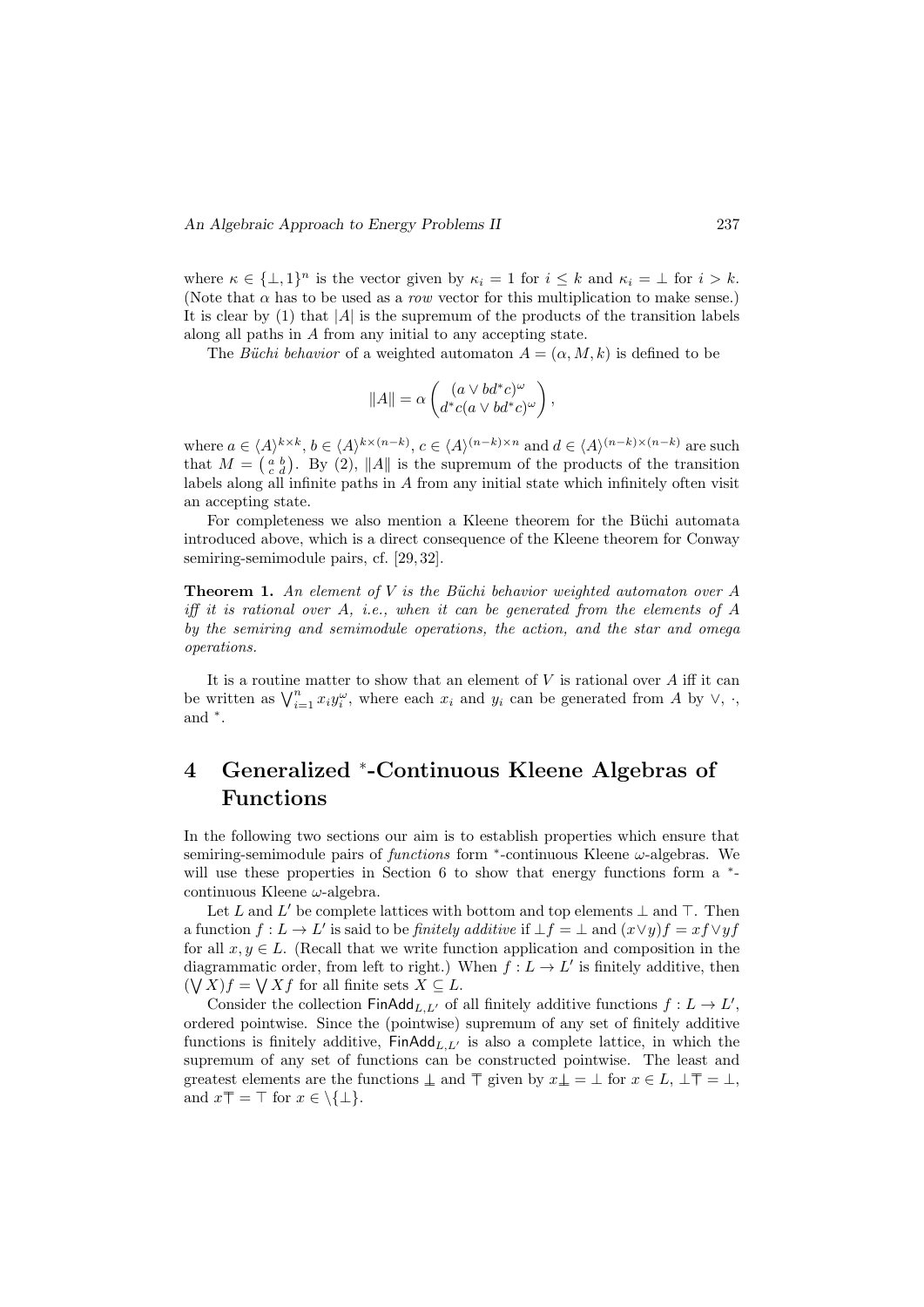where $\kappa \in \{\bot, 1\}^n$ is the vector given by $\kappa_i = 1$ for $i \leq k$ and $\kappa_i = \bot$ for $i > k$. (Note that $\alpha$ has to be used as a *row* vector for this multiplication to make sense.) It is clear by (1) that $|A|$ is the supremum of the products of the transition labels along all paths in $A$ from any initial to any accepting state.

The *Büchi behavior* of a weighted automaton $A = (\alpha, M, k)$ is defined to be

$$\|A\| = \alpha \begin{pmatrix} (a \vee bd^*c)^\omega \\ d^*c(a \vee bd^*c)^\omega \end{pmatrix},$$

where $a \in \langle A\rangle^{k\times k}$, $b \in \langle A\rangle^{k\times(n-k)}$, $c \in \langle A\rangle^{(n-k)\times n}$ and $d \in \langle A\rangle^{(n-k)\times(n-k)}$ are such that $M = \left(\begin{smallmatrix} a & b \\ c & d \end{smallmatrix}\right)$. By (2), $\|A\|$ is the supremum of the products of the transition labels along all infinite paths in $A$ from any initial state which infinitely often visit an accepting state.

For completeness we also mention a Kleene theorem for the Büchi automata introduced above, which is a direct consequence of the Kleene theorem for Conway semiring-semimodule pairs, cf. [29, 32].

**Theorem 1.** *An element of $V$ is the Büchi behavior weighted automaton over $A$ iff it is rational over $A$, i.e., when it can be generated from the elements of $A$ by the semiring and semimodule operations, the action, and the star and omega operations.*

It is a routine matter to show that an element of $V$ is rational over $A$ iff it can be written as $\bigvee_{i=1}^n x_i y_i^\omega$, where each $x_i$ and $y_i$ can be generated from $A$ by $\vee$, $\cdot$, and $^*$.

# 4 Generalized $^*$-Continuous Kleene Algebras of Functions

In the following two sections our aim is to establish properties which ensure that semiring-semimodule pairs of *functions* form $^*$-continuous Kleene $\omega$-algebras. We will use these properties in Section 6 to show that energy functions form a $^*$-continuous Kleene $\omega$-algebra.

Let $L$ and $L'$ be complete lattices with bottom and top elements $\bot$ and $\top$. Then a function $f : L \to L'$ is said to be *finitely additive* if $\bot f = \bot$ and $(x \vee y)f = xf \vee yf$ for all $x, y \in L$. (Recall that we write function application and composition in the diagrammatic order, from left to right.) When $f : L \to L'$ is finitely additive, then $(\bigvee X)f = \bigvee Xf$ for all finite sets $X \subseteq L$.

Consider the collection $\mathsf{FinAdd}_{L,L'}$ of all finitely additive functions $f : L \to L'$, ordered pointwise. Since the (pointwise) supremum of any set of finitely additive functions is finitely additive, $\mathsf{FinAdd}_{L,L'}$ is also a complete lattice, in which the supremum of any set of functions can be constructed pointwise. The least and greatest elements are the functions $\bot\!\!\!\bot$ and $\top\!\!\!\top$ given by $x\bot\!\!\!\bot = \bot$ for $x \in L$, $\bot\top\!\!\!\top = \bot$, and $x\top\!\!\!\top = \top$ for $x \in \backslash\{\bot\}$.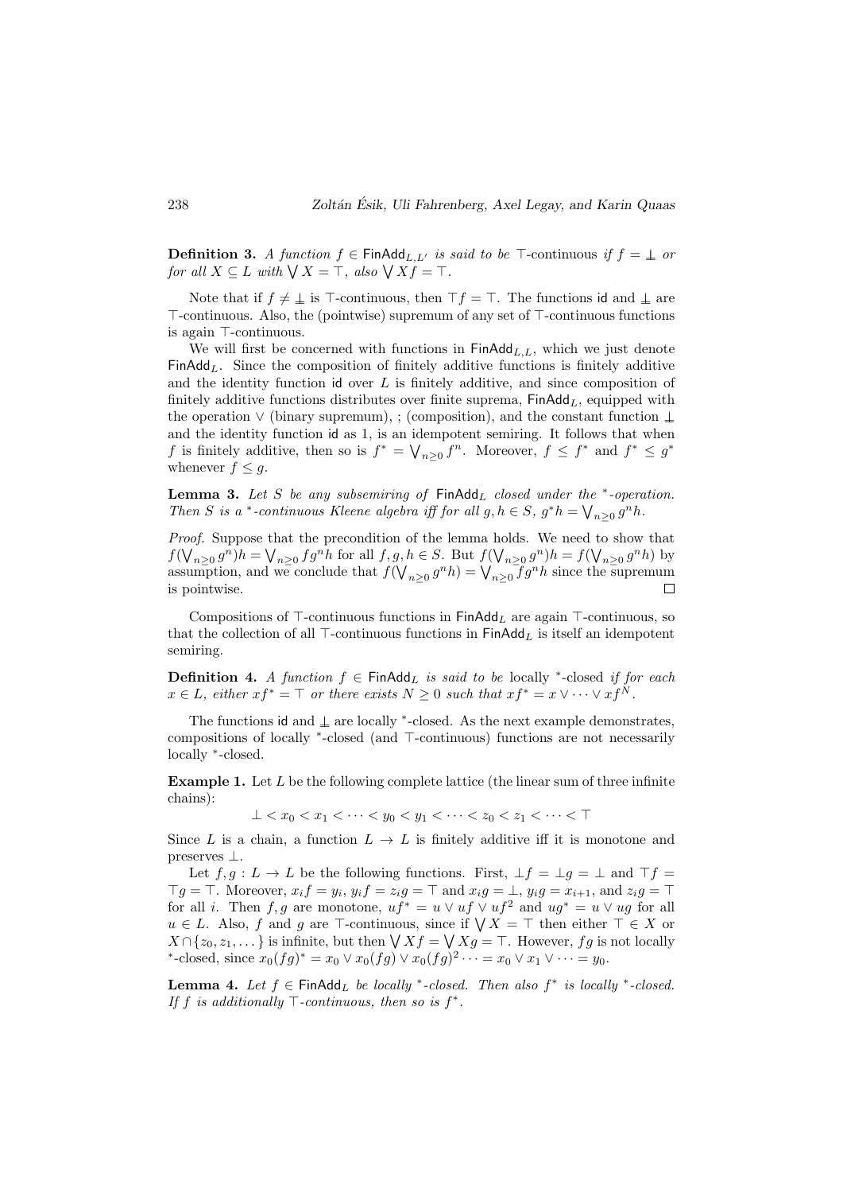**Definition 3.** *A function $f \in \mathsf{FinAdd}_{L,L'}$ is said to be* $\top$-continuous *if $f = \perp$ or for all $X \subseteq L$ with $\bigvee X = \top$, also $\bigvee Xf = \top$.*

Note that if $f \neq \perp$ is $\top$-continuous, then $\top f = \top$. The functions $\mathsf{id}$ and $\perp$ are $\top$-continuous. Also, the (pointwise) supremum of any set of $\top$-continuous functions is again $\top$-continuous.

We will first be concerned with functions in $\mathsf{FinAdd}_{L,L}$, which we just denote $\mathsf{FinAdd}_L$. Since the composition of finitely additive functions is finitely additive and the identity function $\mathsf{id}$ over $L$ is finitely additive, and since composition of finitely additive functions distributes over finite suprema, $\mathsf{FinAdd}_L$, equipped with the operation $\vee$ (binary supremum), ; (composition), and the constant function $\perp$ and the identity function $\mathsf{id}$ as 1, is an idempotent semiring. It follows that when $f$ is finitely additive, then so is $f^* = \bigvee_{n \geq 0} f^n$. Moreover, $f \leq f^*$ and $f^* \leq g^*$ whenever $f \leq g$.

**Lemma 3.** *Let $S$ be any subsemiring of $\mathsf{FinAdd}_L$ closed under the $^*$-operation. Then $S$ is a $^*$-continuous Kleene algebra iff for all $g, h \in S$, $g^* h = \bigvee_{n \geq 0} g^n h$.*

*Proof.* Suppose that the precondition of the lemma holds. We need to show that $f(\bigvee_{n \geq 0} g^n) h = \bigvee_{n \geq 0} f g^n h$ for all $f, g, h \in S$. But $f(\bigvee_{n \geq 0} g^n) h = f(\bigvee_{n \geq 0} g^n h)$ by assumption, and we conclude that $f(\bigvee_{n \geq 0} g^n h) = \bigvee_{n \geq 0} f g^n h$ since the supremum is pointwise. $\square$

Compositions of $\top$-continuous functions in $\mathsf{FinAdd}_L$ are again $\top$-continuous, so that the collection of all $\top$-continuous functions in $\mathsf{FinAdd}_L$ is itself an idempotent semiring.

**Definition 4.** *A function $f \in \mathsf{FinAdd}_L$ is said to be* locally $^*$-closed *if for each $x \in L$, either $xf^* = \top$ or there exists $N \geq 0$ such that $xf^* = x \vee \cdots \vee xf^N$.*

The functions $\mathsf{id}$ and $\perp$ are locally $^*$-closed. As the next example demonstrates, compositions of locally $^*$-closed (and $\top$-continuous) functions are not necessarily locally $^*$-closed.

**Example 1.** Let $L$ be the following complete lattice (the linear sum of three infinite chains):

$$\perp < x_0 < x_1 < \cdots < y_0 < y_1 < \cdots < z_0 < z_1 < \cdots < \top$$

Since $L$ is a chain, a function $L \to L$ is finitely additive iff it is monotone and preserves $\perp$.

Let $f, g : L \to L$ be the following functions. First, $\perp f = \perp g = \perp$ and $\top f = \top g = \top$. Moreover, $x_i f = y_i$, $y_i f = z_i g = \top$ and $x_i g = \perp$, $y_i g = x_{i+1}$, and $z_i g = \top$ for all $i$. Then $f, g$ are monotone, $uf^* = u \vee uf \vee uf^2$ and $ug^* = u \vee ug$ for all $u \in L$. Also, $f$ and $g$ are $\top$-continuous, since if $\bigvee X = \top$ then either $\top \in X$ or $X \cap \{z_0, z_1, \dots\}$ is infinite, but then $\bigvee Xf = \bigvee Xg = \top$. However, $fg$ is not locally $^*$-closed, since $x_0(fg)^* = x_0 \vee x_0(fg) \vee x_0(fg)^2 \cdots = x_0 \vee x_1 \vee \cdots = y_0$.

**Lemma 4.** *Let $f \in \mathsf{FinAdd}_L$ be locally $^*$-closed. Then also $f^*$ is locally $^*$-closed. If $f$ is additionally $\top$-continuous, then so is $f^*$.*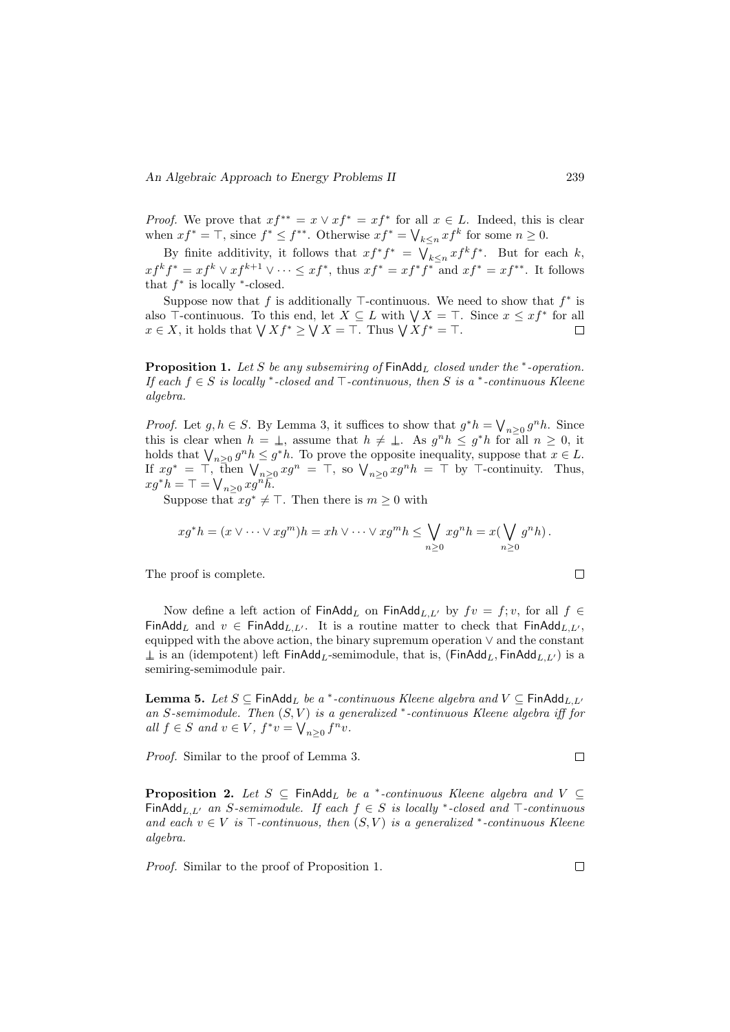*Proof.* We prove that $xf^{**} = x \vee xf^* = xf^*$ for all $x \in L$. Indeed, this is clear when $xf^* = \top$, since $f^* \leq f^{**}$. Otherwise $xf^* = \bigvee_{k \leq n} xf^k$ for some $n \geq 0$.

By finite additivity, it follows that $xf^*f^* = \bigvee_{k \leq n} xf^kf^*$. But for each $k$, $xf^kf^* = xf^k \vee xf^{k+1} \vee \cdots \leq xf^*$, thus $xf^* = xf^*f^*$ and $xf^* = xf^{**}$. It follows that $f^*$ is locally $^*$-closed.

Suppose now that $f$ is additionally $\top$-continuous. We need to show that $f^*$ is also $\top$-continuous. To this end, let $X \subseteq L$ with $\bigvee X = \top$. Since $x \leq xf^*$ for all $x \in X$, it holds that $\bigvee Xf^* \geq \bigvee X = \top$. Thus $\bigvee Xf^* = \top$. ☐

**Proposition 1.** *Let $S$ be any subsemiring of $\mathsf{FinAdd}_L$ closed under the $^*$-operation. If each $f \in S$ is locally $^*$-closed and $\top$-continuous, then $S$ is a $^*$-continuous Kleene algebra.*

*Proof.* Let $g, h \in S$. By Lemma 3, it suffices to show that $g^*h = \bigvee_{n \geq 0} g^nh$. Since this is clear when $h = \perp$, assume that $h \neq \perp$. As $g^nh \leq g^*h$ for all $n \geq 0$, it holds that $\bigvee_{n \geq 0} g^nh \leq g^*h$. To prove the opposite inequality, suppose that $x \in L$. If $xg^* = \top$, then $\bigvee_{n \geq 0} xg^n = \top$, so $\bigvee_{n \geq 0} xg^nh = \top$ by $\top$-continuity. Thus, $xg^*h = \top = \bigvee_{n \geq 0} xg^nh$.

Suppose that $xg^* \neq \top$. Then there is $m \geq 0$ with

$$xg^*h = (x \vee \cdots \vee xg^m)h = xh \vee \cdots \vee xg^mh \leq \bigvee_{n \geq 0} xg^nh = x(\bigvee_{n \geq 0} g^nh).$$

The proof is complete. ☐

Now define a left action of $\mathsf{FinAdd}_L$ on $\mathsf{FinAdd}_{L,L'}$ by $fv = f;v$, for all $f \in \mathsf{FinAdd}_L$ and $v \in \mathsf{FinAdd}_{L,L'}$. It is a routine matter to check that $\mathsf{FinAdd}_{L,L'}$, equipped with the above action, the binary supremum operation $\vee$ and the constant $\perp$ is an (idempotent) left $\mathsf{FinAdd}_L$-semimodule, that is, $(\mathsf{FinAdd}_L, \mathsf{FinAdd}_{L,L'})$ is a semiring-semimodule pair.

**Lemma 5.** *Let $S \subseteq \mathsf{FinAdd}_L$ be a $^*$-continuous Kleene algebra and $V \subseteq \mathsf{FinAdd}_{L,L'}$ an $S$-semimodule. Then $(S, V)$ is a generalized $^*$-continuous Kleene algebra iff for all $f \in S$ and $v \in V$, $f^*v = \bigvee_{n \geq 0} f^nv$.*

*Proof.* Similar to the proof of Lemma 3. ☐

**Proposition 2.** *Let $S \subseteq \mathsf{FinAdd}_L$ be a $^*$-continuous Kleene algebra and $V \subseteq \mathsf{FinAdd}_{L,L'}$ an $S$-semimodule. If each $f \in S$ is locally $^*$-closed and $\top$-continuous and each $v \in V$ is $\top$-continuous, then $(S, V)$ is a generalized $^*$-continuous Kleene algebra.*

*Proof.* Similar to the proof of Proposition 1. ☐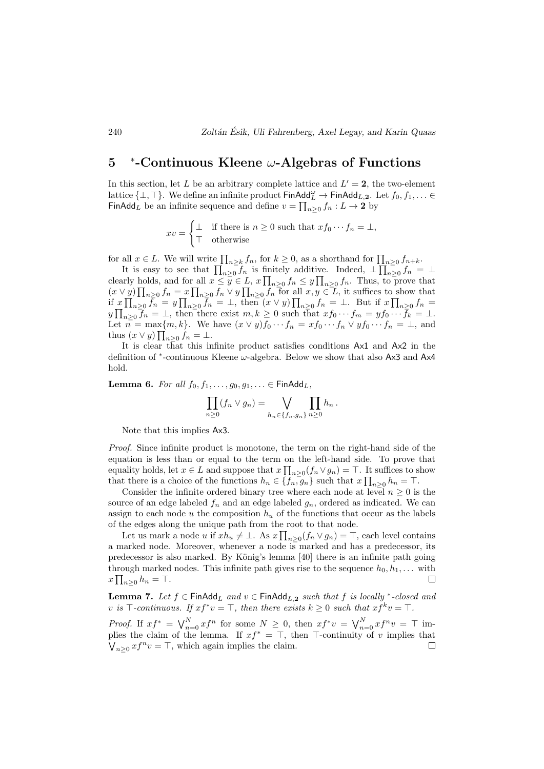## 5 $^*$-Continuous Kleene $\omega$-Algebras of Functions

In this section, let $L$ be an arbitrary complete lattice and $L' = \mathbf{2}$, the two-element lattice $\{\bot, \top\}$. We define an infinite product $\mathsf{FinAdd}_L^\omega \to \mathsf{FinAdd}_{L,\mathbf{2}}$. Let $f_0, f_1, \ldots \in \mathsf{FinAdd}_L$ be an infinite sequence and define $v = \prod_{n \geq 0} f_n : L \to \mathbf{2}$ by

$$xv = \begin{cases} \bot & \text{if there is } n \geq 0 \text{ such that } xf_0 \cdots f_n = \bot, \\ \top & \text{otherwise} \end{cases}$$

for all $x \in L$. We will write $\prod_{n \geq k} f_n$, for $k \geq 0$, as a shorthand for $\prod_{n \geq 0} f_{n+k}$.

It is easy to see that $\prod_{n \geq 0} f_n$ is finitely additive. Indeed, $\bot \prod_{n \geq 0} f_n = \bot$ clearly holds, and for all $x \leq y \in L$, $x \prod_{n \geq 0} f_n \leq y \prod_{n \geq 0} f_n$. Thus, to prove that $(x \vee y) \prod_{n \geq 0} f_n = x \prod_{n \geq 0} f_n \vee y \prod_{n \geq 0} f_n$ for all $x, y \in L$, it suffices to show that if $x \prod_{n \geq 0} f_n = y \prod_{n \geq 0} f_n = \bot$, then $(x \vee y) \prod_{n \geq 0} f_n = \bot$. But if $x \prod_{n \geq 0} f_n = y \prod_{n \geq 0} f_n = \bot$, then there exist $m, k \geq 0$ such that $xf_0 \cdots f_m = yf_0 \cdots f_k = \bot$. Let $n = \max\{m, k\}$. We have $(x \vee y) f_0 \cdots f_n = xf_0 \cdots f_n \vee yf_0 \cdots f_n = \bot$, and thus $(x \vee y) \prod_{n \geq 0} f_n = \bot$.

It is clear that this infinite product satisfies conditions Ax1 and Ax2 in the definition of $^*$-continuous Kleene $\omega$-algebra. Below we show that also Ax3 and Ax4 hold.

**Lemma 6.** *For all $f_0, f_1, \ldots, g_0, g_1, \ldots \in \mathsf{FinAdd}_L$,*

$$\prod_{n \geq 0} (f_n \vee g_n) = \bigvee_{h_n \in \{f_n, g_n\}} \prod_{n \geq 0} h_n \,.$$

Note that this implies Ax3.

*Proof.* Since infinite product is monotone, the term on the right-hand side of the equation is less than or equal to the term on the left-hand side. To prove that equality holds, let $x \in L$ and suppose that $x \prod_{n \geq 0} (f_n \vee g_n) = \top$. It suffices to show that there is a choice of the functions $h_n \in \{f_n, g_n\}$ such that $x \prod_{n \geq 0} h_n = \top$.

Consider the infinite ordered binary tree where each node at level $n \geq 0$ is the source of an edge labeled $f_n$ and an edge labeled $g_n$, ordered as indicated. We can assign to each node $u$ the composition $h_u$ of the functions that occur as the labels of the edges along the unique path from the root to that node.

Let us mark a node $u$ if $xh_u \neq \bot$. As $x \prod_{n \geq 0} (f_n \vee g_n) = \top$, each level contains a marked node. Moreover, whenever a node is marked and has a predecessor, its predecessor is also marked. By König's lemma [40] there is an infinite path going through marked nodes. This infinite path gives rise to the sequence $h_0, h_1, \ldots$ with $x \prod_{n \geq 0} h_n = \top$. □

**Lemma 7.** *Let $f \in \mathsf{FinAdd}_L$ and $v \in \mathsf{FinAdd}_{L,\mathbf{2}}$ such that $f$ is locally $^*$-closed and $v$ is $\top$-continuous. If $xf^*v = \top$, then there exists $k \geq 0$ such that $xf^kv = \top$.*

*Proof.* If $xf^* = \bigvee_{n=0}^N xf^n$ for some $N \geq 0$, then $xf^*v = \bigvee_{n=0}^N xf^nv = \top$ implies the claim of the lemma. If $xf^* = \top$, then $\top$-continuity of $v$ implies that $\bigvee_{n \geq 0} xf^nv = \top$, which again implies the claim. □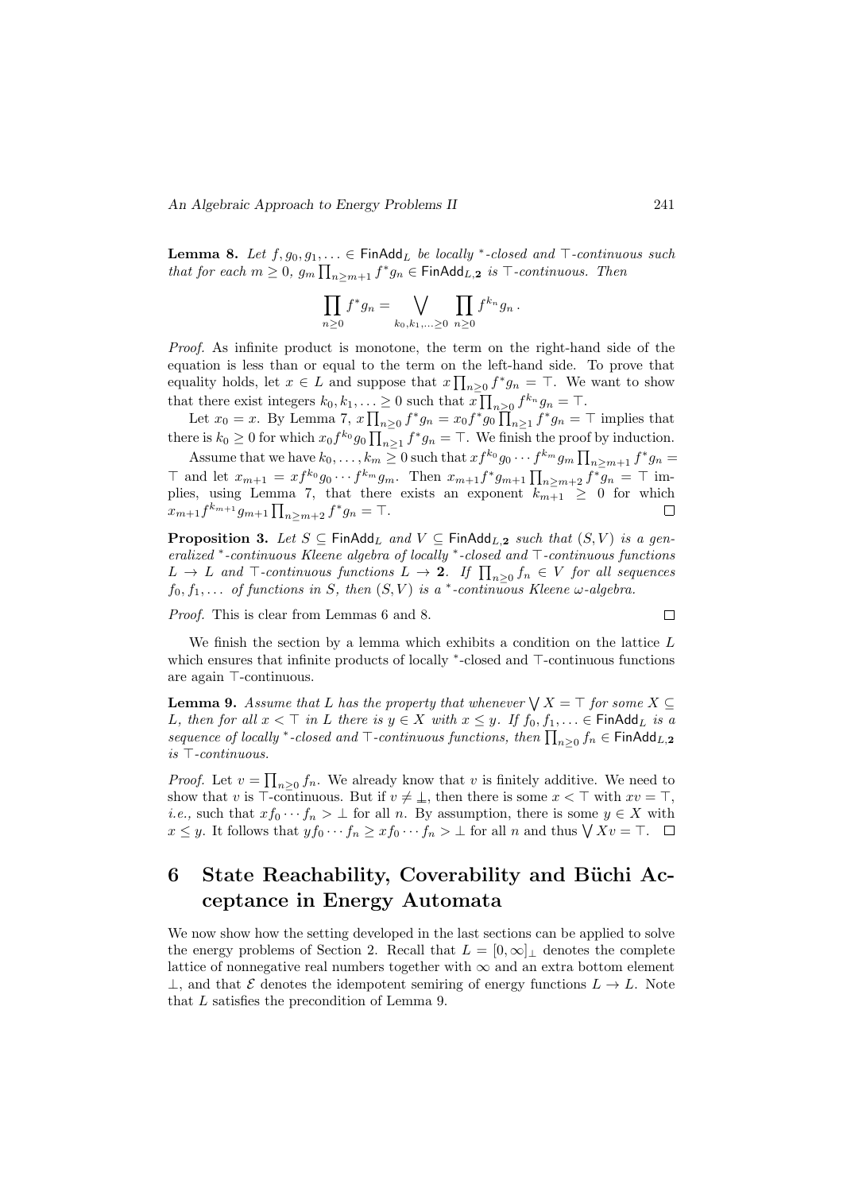**Lemma 8.** *Let $f, g_0, g_1, \ldots \in \mathsf{FinAdd}_L$ be locally $^*$-closed and $\top$-continuous such that for each $m \geq 0$, $g_m \prod_{n \geq m+1} f^* g_n \in \mathsf{FinAdd}_{L,\mathbf{2}}$ is $\top$-continuous. Then*

$$\prod_{n\geq 0} f^* g_n = \bigvee_{k_0,k_1,\ldots \geq 0} \prod_{n \geq 0} f^{k_n} g_n \,.$$

*Proof.* As infinite product is monotone, the term on the right-hand side of the equation is less than or equal to the term on the left-hand side. To prove that equality holds, let $x \in L$ and suppose that $x \prod_{n\geq 0} f^* g_n = \top$. We want to show that there exist integers $k_0, k_1, \ldots \geq 0$ such that $x \prod_{n \geq 0} f^{k_n} g_n = \top$.

Let $x_0 = x$. By Lemma 7, $x \prod_{n\geq 0} f^* g_n = x_0 f^* g_0 \prod_{n\geq 1} f^* g_n = \top$ implies that there is $k_0 \geq 0$ for which $x_0 f^{k_0} g_0 \prod_{n \geq 1} f^* g_n = \top$. We finish the proof by induction.

Assume that we have $k_0, \ldots, k_m \geq 0$ such that $x f^{k_0} g_0 \cdots f^{k_m} g_m \prod_{n\geq m+1} f^* g_n = \top$ and let $x_{m+1} = x f^{k_0} g_0 \cdots f^{k_m} g_m$. Then $x_{m+1} f^* g_{m+1} \prod_{n \geq m+2} f^* g_n = \top$ implies, using Lemma 7, that there exists an exponent $k_{m+1} \geq 0$ for which $x_{m+1} f^{k_{m+1}} g_{m+1} \prod_{n\geq m+2} f^* g_n = \top$. ◻

**Proposition 3.** *Let $S \subseteq \mathsf{FinAdd}_L$ and $V \subseteq \mathsf{FinAdd}_{L,\mathbf{2}}$ such that $(S, V)$ is a generalized $^*$-continuous Kleene algebra of locally $^*$-closed and $\top$-continuous functions $L \to L$ and $\top$-continuous functions $L \to \mathbf{2}$. If $\prod_{n\geq 0} f_n \in V$ for all sequences $f_0, f_1, \ldots$ of functions in $S$, then $(S, V)$ is a $^*$-continuous Kleene $\omega$-algebra.*

*Proof.* This is clear from Lemmas 6 and 8. ◻

We finish the section by a lemma which exhibits a condition on the lattice $L$ which ensures that infinite products of locally $^*$-closed and $\top$-continuous functions are again $\top$-continuous.

**Lemma 9.** *Assume that $L$ has the property that whenever $\bigvee X = \top$ for some $X \subseteq L$, then for all $x < \top$ in $L$ there is $y \in X$ with $x \leq y$. If $f_0, f_1, \ldots \in \mathsf{FinAdd}_L$ is a sequence of locally $^*$-closed and $\top$-continuous functions, then $\prod_{n\geq 0} f_n \in \mathsf{FinAdd}_{L,\mathbf{2}}$ is $\top$-continuous.*

*Proof.* Let $v = \prod_{n\geq 0} f_n$. We already know that $v$ is finitely additive. We need to show that $v$ is $\top$-continuous. But if $v \neq \bot$, then there is some $x < \top$ with $xv = \top$, *i.e.,* such that $x f_0 \cdots f_n > \bot$ for all $n$. By assumption, there is some $y \in X$ with $x \leq y$. It follows that $y f_0 \cdots f_n \geq x f_0 \cdots f_n > \bot$ for all $n$ and thus $\bigvee X v = \top$. ◻

## 6 State Reachability, Coverability and Büchi Acceptance in Energy Automata

We now show how the setting developed in the last sections can be applied to solve the energy problems of Section 2. Recall that $L = [0, \infty]_\bot$ denotes the complete lattice of nonnegative real numbers together with $\infty$ and an extra bottom element $\bot$, and that $\mathcal{E}$ denotes the idempotent semiring of energy functions $L \to L$. Note that $L$ satisfies the precondition of Lemma 9.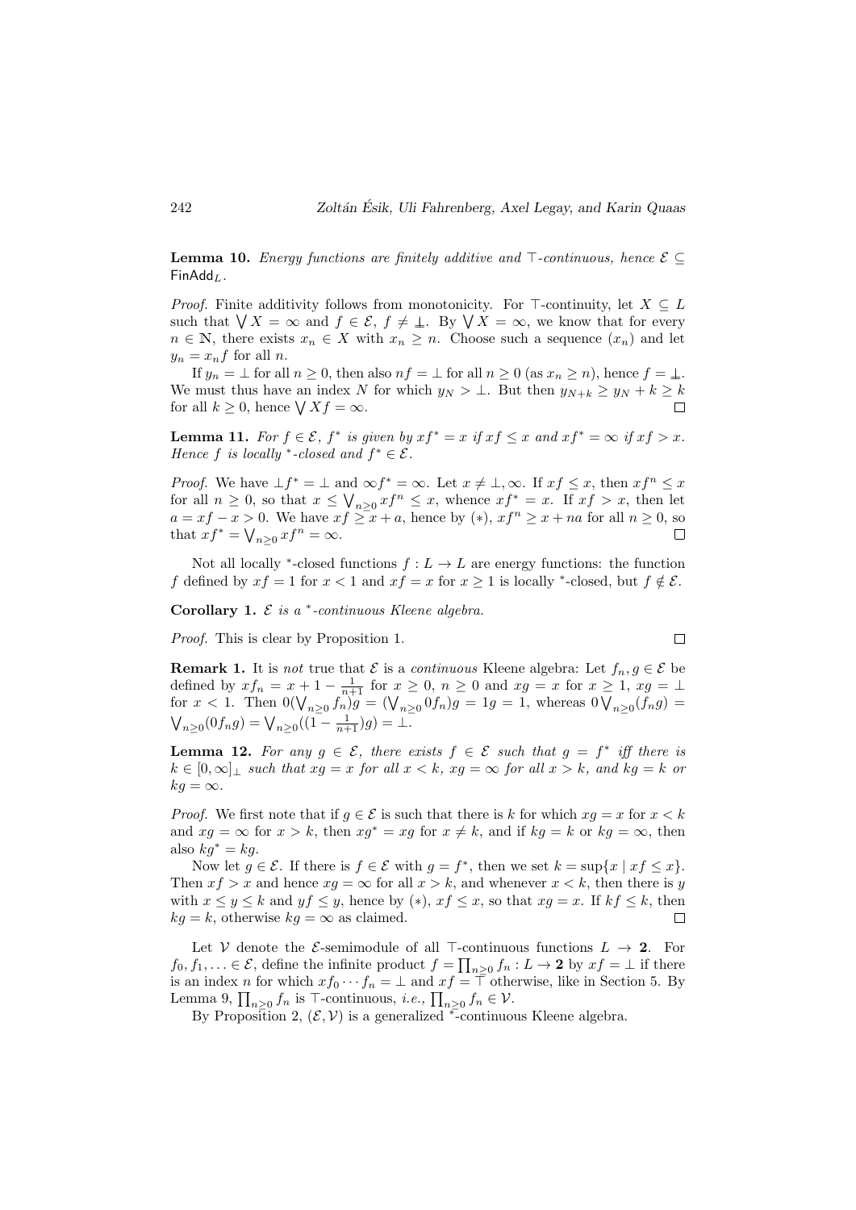**Lemma 10.** *Energy functions are finitely additive and* $\top$*-continuous, hence* $\mathcal{E} \subseteq \mathsf{FinAdd}_L$*.*

*Proof.* Finite additivity follows from monotonicity. For $\top$-continuity, let $X \subseteq L$ such that $\bigvee X = \infty$ and $f \in \mathcal{E}$, $f \neq \underline{\bot}$. By $\bigvee X = \infty$, we know that for every $n \in \mathbb{N}$, there exists $x_n \in X$ with $x_n \geq n$. Choose such a sequence $(x_n)$ and let $y_n = x_n f$ for all $n$.

If $y_n = \bot$ for all $n \geq 0$, then also $nf = \bot$ for all $n \geq 0$ (as $x_n \geq n$), hence $f = \underline{\bot}$. We must thus have an index $N$ for which $y_N > \bot$. But then $y_{N+k} \geq y_N + k \geq k$ for all $k \geq 0$, hence $\bigvee Xf = \infty$. $\square$

**Lemma 11.** *For* $f \in \mathcal{E}$*,* $f^*$ *is given by* $xf^* = x$ *if* $xf \leq x$ *and* $xf^* = \infty$ *if* $xf > x$*. Hence* $f$ *is locally* $^*$*-closed and* $f^* \in \mathcal{E}$*.*

*Proof.* We have $\bot f^* = \bot$ and $\infty f^* = \infty$. Let $x \neq \bot, \infty$. If $xf \leq x$, then $xf^n \leq x$ for all $n \geq 0$, so that $x \leq \bigvee_{n \geq 0} xf^n \leq x$, whence $xf^* = x$. If $xf > x$, then let $a = xf - x > 0$. We have $xf \geq x + a$, hence by $(*)$, $xf^n \geq x + na$ for all $n \geq 0$, so that $xf^* = \bigvee_{n \geq 0} xf^n = \infty$. $\square$

Not all locally $^*$-closed functions $f : L \to L$ are energy functions: the function $f$ defined by $xf = 1$ for $x < 1$ and $xf = x$ for $x \geq 1$ is locally $^*$-closed, but $f \notin \mathcal{E}$.

**Corollary 1.** $\mathcal{E}$ *is a* $^*$*-continuous Kleene algebra.*

*Proof.* This is clear by Proposition 1. $\square$

**Remark 1.** It is *not* true that $\mathcal{E}$ is a *continuous* Kleene algebra: Let $f_n, g \in \mathcal{E}$ be defined by $xf_n = x + 1 - \frac{1}{n+1}$ for $x \geq 0$, $n \geq 0$ and $xg = x$ for $x \geq 1$, $xg = \bot$ for $x < 1$. Then $0(\bigvee_{n \geq 0} f_n)g = (\bigvee_{n \geq 0} 0f_n)g = 1g = 1$, whereas $0 \bigvee_{n \geq 0}(f_n g) = \bigvee_{n \geq 0}(0 f_n g) = \bigvee_{n \geq 0}((1 - \frac{1}{n+1})g) = \bot$.

**Lemma 12.** *For any* $g \in \mathcal{E}$*, there exists* $f \in \mathcal{E}$ *such that* $g = f^*$ *iff there is* $k \in [0, \infty]_\bot$ *such that* $xg = x$ *for all* $x < k$*,* $xg = \infty$ *for all* $x > k$*, and* $kg = k$ *or* $kg = \infty$*.*

*Proof.* We first note that if $g \in \mathcal{E}$ is such that there is $k$ for which $xg = x$ for $x < k$ and $xg = \infty$ for $x > k$, then $xg^* = xg$ for $x \neq k$, and if $kg = k$ or $kg = \infty$, then also $kg^* = kg$.

Now let $g \in \mathcal{E}$. If there is $f \in \mathcal{E}$ with $g = f^*$, then we set $k = \sup\{x \mid xf \leq x\}$. Then $xf > x$ and hence $xg = \infty$ for all $x > k$, and whenever $x < k$, then there is $y$ with $x \leq y \leq k$ and $yf \leq y$, hence by $(*)$, $xf \leq x$, so that $xg = x$. If $kf \leq k$, then $kg = k$, otherwise $kg = \infty$ as claimed. $\square$

Let $\mathcal{V}$ denote the $\mathcal{E}$-semimodule of all $\top$-continuous functions $L \to \mathbf{2}$. For $f_0, f_1, \ldots \in \mathcal{E}$, define the infinite product $f = \prod_{n \geq 0} f_n : L \to \mathbf{2}$ by $xf = \bot$ if there is an index $n$ for which $xf_0 \cdots f_n = \bot$ and $xf = \top$ otherwise, like in Section 5. By Lemma 9, $\prod_{n \geq 0} f_n$ is $\top$-continuous, *i.e.,* $\prod_{n \geq 0} f_n \in \mathcal{V}$.

By Proposition 2, $(\mathcal{E}, \mathcal{V})$ is a generalized $^*$-continuous Kleene algebra.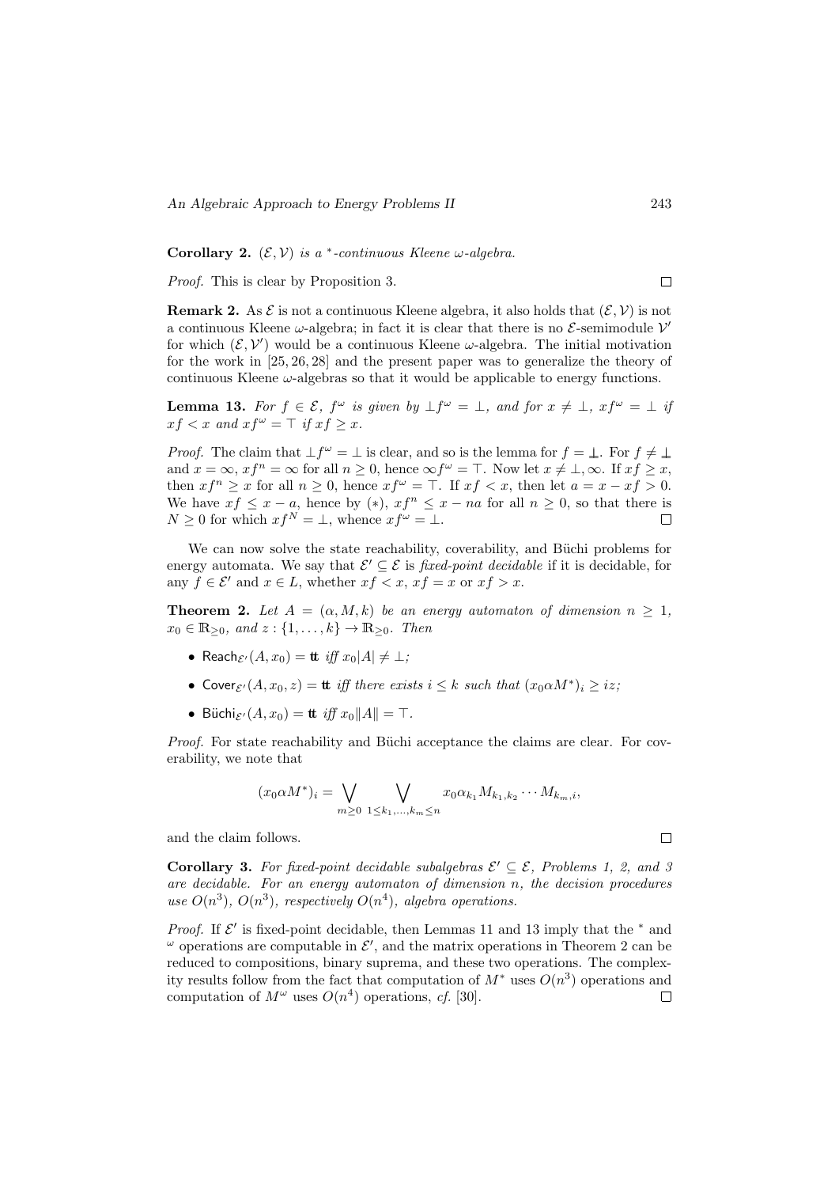**Corollary 2.** *$(\mathcal{E}, \mathcal{V})$ is a $^*$-continuous Kleene $\omega$-algebra.*

*Proof.* This is clear by Proposition 3. □

**Remark 2.** As $\mathcal{E}$ is not a continuous Kleene algebra, it also holds that $(\mathcal{E}, \mathcal{V})$ is not a continuous Kleene $\omega$-algebra; in fact it is clear that there is no $\mathcal{E}$-semimodule $\mathcal{V}'$ for which $(\mathcal{E}, \mathcal{V}')$ would be a continuous Kleene $\omega$-algebra. The initial motivation for the work in [25, 26, 28] and the present paper was to generalize the theory of continuous Kleene $\omega$-algebras so that it would be applicable to energy functions.

**Lemma 13.** *For $f \in \mathcal{E}$, $f^\omega$ is given by $\bot f^\omega = \bot$, and for $x \neq \bot$, $x f^\omega = \bot$ if $xf < x$ and $x f^\omega = \top$ if $xf \geq x$.*

*Proof.* The claim that $\bot f^\omega = \bot$ is clear, and so is the lemma for $f = \bot\!\!\!\bot$. For $f \neq \bot\!\!\!\bot$ and $x = \infty$, $x f^n = \infty$ for all $n \geq 0$, hence $\infty f^\omega = \top$. Now let $x \neq \bot, \infty$. If $xf \geq x$, then $x f^n \geq x$ for all $n \geq 0$, hence $x f^\omega = \top$. If $xf < x$, then let $a = x - xf > 0$. We have $xf \leq x - a$, hence by $(*)$, $x f^n \leq x - na$ for all $n \geq 0$, so that there is $N \geq 0$ for which $x f^N = \bot$, whence $x f^\omega = \bot$. □

We can now solve the state reachability, coverability, and Büchi problems for energy automata. We say that $\mathcal{E}' \subseteq \mathcal{E}$ is *fixed-point decidable* if it is decidable, for any $f \in \mathcal{E}'$ and $x \in L$, whether $xf < x$, $xf = x$ or $xf > x$.

**Theorem 2.** *Let $A = (\alpha, M, k)$ be an energy automaton of dimension $n \geq 1$, $x_0 \in \mathbb{R}_{\geq 0}$, and $z : \{1, \dots, k\} \to \mathbb{R}_{\geq 0}$. Then*

- $\mathsf{Reach}_{\mathcal{E}'}(A, x_0) = \mathbf{tt}$ *iff* $x_0 |A| \neq \bot$;
- $\mathsf{Cover}_{\mathcal{E}'}(A, x_0, z) = \mathbf{tt}$ *iff there exists* $i \leq k$ *such that* $(x_0 \alpha M^*)_i \geq iz$;
- $\mathsf{Büchi}_{\mathcal{E}'}(A, x_0) = \mathbf{tt}$ *iff* $x_0 \|A\| = \top$.

*Proof.* For state reachability and Büchi acceptance the claims are clear. For coverability, we note that

$$(x_0 \alpha M^*)_i = \bigvee_{m \geq 0} \; \bigvee_{1 \leq k_1, \dots, k_m \leq n} x_0 \alpha_{k_1} M_{k_1, k_2} \cdots M_{k_m, i},$$

and the claim follows. □

**Corollary 3.** *For fixed-point decidable subalgebras $\mathcal{E}' \subseteq \mathcal{E}$, Problems 1, 2, and 3 are decidable. For an energy automaton of dimension $n$, the decision procedures use $O(n^3)$, $O(n^3)$, respectively $O(n^4)$, algebra operations.*

*Proof.* If $\mathcal{E}'$ is fixed-point decidable, then Lemmas 11 and 13 imply that the $^*$ and $^\omega$ operations are computable in $\mathcal{E}'$, and the matrix operations in Theorem 2 can be reduced to compositions, binary suprema, and these two operations. The complexity results follow from the fact that computation of $M^*$ uses $O(n^3)$ operations and computation of $M^\omega$ uses $O(n^4)$ operations, *cf.* [30]. □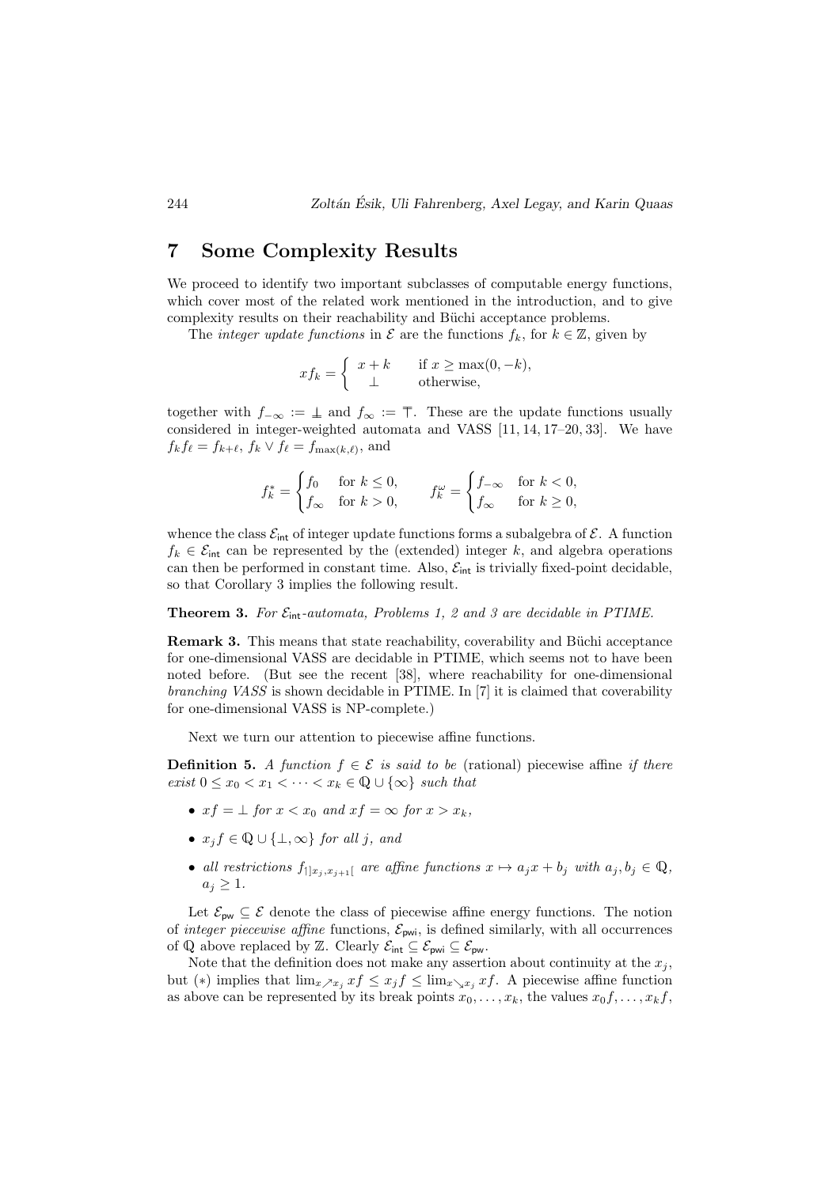## 7 Some Complexity Results

We proceed to identify two important subclasses of computable energy functions, which cover most of the related work mentioned in the introduction, and to give complexity results on their reachability and Büchi acceptance problems.

The *integer update functions* in $\mathcal{E}$ are the functions $f_k$, for $k \in \mathbb{Z}$, given by

$$x f_k = \begin{cases} x + k & \text{if } x \geq \max(0, -k), \\ \perp & \text{otherwise,} \end{cases}$$

together with $f_{-\infty} := \perp\!\!\!\perp$ and $f_\infty := \top$. These are the update functions usually considered in integer-weighted automata and VASS [11, 14, 17–20, 33]. We have $f_k f_\ell = f_{k+\ell}$, $f_k \vee f_\ell = f_{\max(k,\ell)}$, and

$$f_k^* = \begin{cases} f_0 & \text{for } k \leq 0, \\ f_\infty & \text{for } k > 0, \end{cases} \qquad f_k^\omega = \begin{cases} f_{-\infty} & \text{for } k < 0, \\ f_\infty & \text{for } k \geq 0, \end{cases}$$

whence the class $\mathcal{E}_{\mathsf{int}}$ of integer update functions forms a subalgebra of $\mathcal{E}$. A function $f_k \in \mathcal{E}_{\mathsf{int}}$ can be represented by the (extended) integer $k$, and algebra operations can then be performed in constant time. Also, $\mathcal{E}_{\mathsf{int}}$ is trivially fixed-point decidable, so that Corollary 3 implies the following result.

**Theorem 3.** *For $\mathcal{E}_{\mathsf{int}}$-automata, Problems 1, 2 and 3 are decidable in PTIME.*

**Remark 3.** This means that state reachability, coverability and Büchi acceptance for one-dimensional VASS are decidable in PTIME, which seems not to have been noted before. (But see the recent [38], where reachability for one-dimensional *branching VASS* is shown decidable in PTIME. In [7] it is claimed that coverability for one-dimensional VASS is NP-complete.)

Next we turn our attention to piecewise affine functions.

**Definition 5.** *A function $f \in \mathcal{E}$ is said to be* (rational) piecewise affine *if there exist $0 \leq x_0 < x_1 < \cdots < x_k \in \mathbb{Q} \cup \{\infty\}$ such that*

- *$xf = \perp$ for $x < x_0$ and $xf = \infty$ for $x > x_k$,*
- *$x_j f \in \mathbb{Q} \cup \{\perp, \infty\}$ for all $j$, and*
- *all restrictions $f_{|]x_j, x_{j+1}[}$ are affine functions $x \mapsto a_j x + b_j$ with $a_j, b_j \in \mathbb{Q}$, $a_j \geq 1$.*

Let $\mathcal{E}_{\mathsf{pw}} \subseteq \mathcal{E}$ denote the class of piecewise affine energy functions. The notion of *integer piecewise affine* functions, $\mathcal{E}_{\mathsf{pwi}}$, is defined similarly, with all occurrences of $\mathbb{Q}$ above replaced by $\mathbb{Z}$. Clearly $\mathcal{E}_{\mathsf{int}} \subseteq \mathcal{E}_{\mathsf{pwi}} \subseteq \mathcal{E}_{\mathsf{pw}}$.

Note that the definition does not make any assertion about continuity at the $x_j$, but $(*)$ implies that $\lim_{x \nearrow x_j} xf \leq x_j f \leq \lim_{x \searrow x_j} xf$. A piecewise affine function as above can be represented by its break points $x_0, \dots, x_k$, the values $x_0 f, \dots, x_k f$,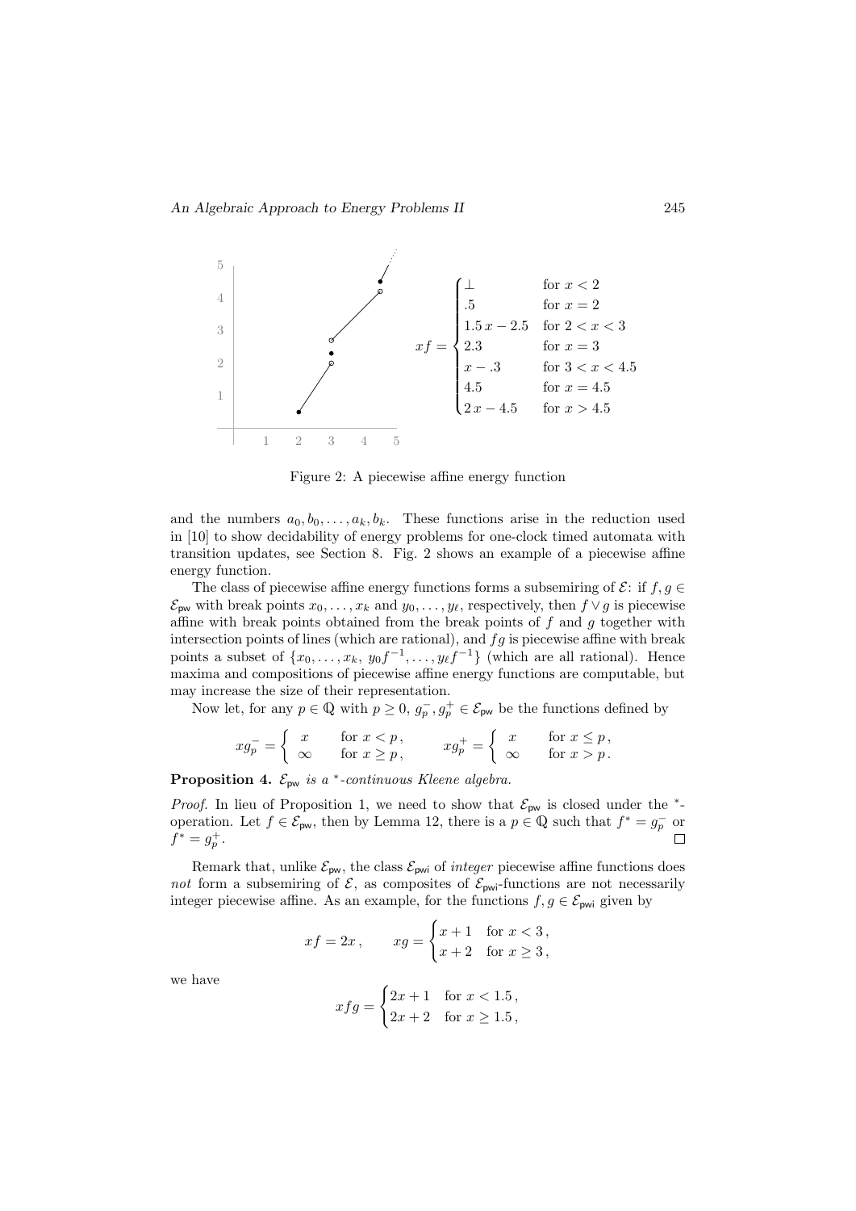$$xf = \begin{cases} \bot & \text{for } x < 2 \\ .5 & \text{for } x = 2 \\ 1.5\,x - 2.5 & \text{for } 2 < x < 3 \\ 2.3 & \text{for } x = 3 \\ x - .3 & \text{for } 3 < x < 4.5 \\ 4.5 & \text{for } x = 4.5 \\ 2\,x - 4.5 & \text{for } x > 4.5 \end{cases}$$

Figure 2: A piecewise affine energy function

and the numbers $a_0, b_0, \dots, a_k, b_k$. These functions arise in the reduction used in [10] to show decidability of energy problems for one-clock timed automata with transition updates, see Section 8. Fig. 2 shows an example of a piecewise affine energy function.

The class of piecewise affine energy functions forms a subsemiring of $\mathcal{E}$: if $f, g \in \mathcal{E}_{\mathsf{pw}}$ with break points $x_0, \dots, x_k$ and $y_0, \dots, y_\ell$, respectively, then $f \vee g$ is piecewise affine with break points obtained from the break points of $f$ and $g$ together with intersection points of lines (which are rational), and $fg$ is piecewise affine with break points a subset of $\{x_0, \dots, x_k,\ y_0 f^{-1}, \dots, y_\ell f^{-1}\}$ (which are all rational). Hence maxima and compositions of piecewise affine energy functions are computable, but may increase the size of their representation.

Now let, for any $p \in \mathbb{Q}$ with $p \geq 0$, $g_p^-, g_p^+ \in \mathcal{E}_{\mathsf{pw}}$ be the functions defined by

$$x g_p^- = \begin{cases} x & \text{for } x < p\,, \\ \infty & \text{for } x \geq p\,, \end{cases} \qquad x g_p^+ = \begin{cases} x & \text{for } x \leq p\,, \\ \infty & \text{for } x > p\,. \end{cases}$$

**Proposition 4.** *$\mathcal{E}_{\mathsf{pw}}$ is a $^*$-continuous Kleene algebra.*

*Proof.* In lieu of Proposition 1, we need to show that $\mathcal{E}_{\mathsf{pw}}$ is closed under the $^*$-operation. Let $f \in \mathcal{E}_{\mathsf{pw}}$, then by Lemma 12, there is a $p \in \mathbb{Q}$ such that $f^* = g_p^-$ or $f^* = g_p^+$. $\square$

Remark that, unlike $\mathcal{E}_{\mathsf{pw}}$, the class $\mathcal{E}_{\mathsf{pwi}}$ of *integer* piecewise affine functions does *not* form a subsemiring of $\mathcal{E}$, as composites of $\mathcal{E}_{\mathsf{pwi}}$-functions are not necessarily integer piecewise affine. As an example, for the functions $f, g \in \mathcal{E}_{\mathsf{pwi}}$ given by

$$xf = 2x\,, \qquad xg = \begin{cases} x + 1 & \text{for } x < 3\,, \\ x + 2 & \text{for } x \geq 3\,, \end{cases}$$

we have

$$xfg = \begin{cases} 2x + 1 & \text{for } x < 1.5\,, \\ 2x + 2 & \text{for } x \geq 1.5\,, \end{cases}$$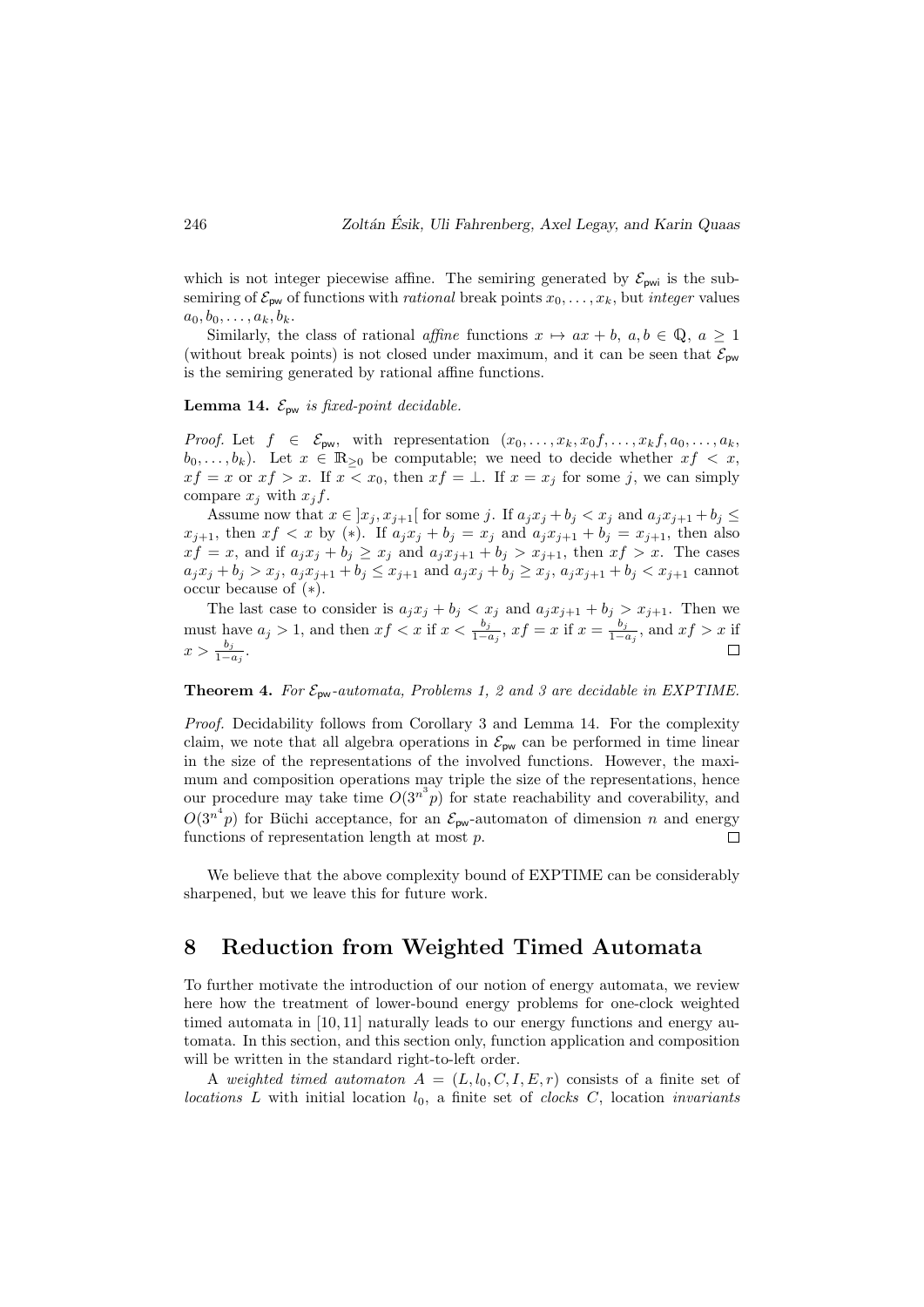which is not integer piecewise affine. The semiring generated by $\mathcal{E}_{\mathsf{pwi}}$ is the subsemiring of $\mathcal{E}_{\mathsf{pw}}$ of functions with *rational* break points $x_0, \dots, x_k$, but *integer* values $a_0, b_0, \dots, a_k, b_k$.

Similarly, the class of rational *affine* functions $x \mapsto ax + b$, $a, b \in \mathbb{Q}$, $a \geq 1$ (without break points) is not closed under maximum, and it can be seen that $\mathcal{E}_{\mathsf{pw}}$ is the semiring generated by rational affine functions.

**Lemma 14.** *$\mathcal{E}_{\mathsf{pw}}$ is fixed-point decidable.*

*Proof.* Let $f \in \mathcal{E}_{\mathsf{pw}}$, with representation $(x_0, \dots, x_k, x_0 f, \dots, x_k f, a_0, \dots, a_k, b_0, \dots, b_k)$. Let $x \in \mathbb{R}_{\geq 0}$ be computable; we need to decide whether $xf < x$, $xf = x$ or $xf > x$. If $x < x_0$, then $xf = \bot$. If $x = x_j$ for some $j$, we can simply compare $x_j$ with $x_j f$.

Assume now that $x \in \,]x_j, x_{j+1}[$ for some $j$. If $a_j x_j + b_j < x_j$ and $a_j x_{j+1} + b_j \leq x_{j+1}$, then $xf < x$ by $(*)$. If $a_j x_j + b_j = x_j$ and $a_j x_{j+1} + b_j = x_{j+1}$, then also $xf = x$, and if $a_j x_j + b_j \geq x_j$ and $a_j x_{j+1} + b_j > x_{j+1}$, then $xf > x$. The cases $a_j x_j + b_j > x_j$, $a_j x_{j+1} + b_j \leq x_{j+1}$ and $a_j x_j + b_j \geq x_j$, $a_j x_{j+1} + b_j < x_{j+1}$ cannot occur because of $(*)$.

The last case to consider is $a_j x_j + b_j < x_j$ and $a_j x_{j+1} + b_j > x_{j+1}$. Then we must have $a_j > 1$, and then $xf < x$ if $x < \frac{b_j}{1 - a_j}$, $xf = x$ if $x = \frac{b_j}{1 - a_j}$, and $xf > x$ if $x > \frac{b_j}{1 - a_j}$. $\square$

**Theorem 4.** *For $\mathcal{E}_{\mathsf{pw}}$-automata, Problems 1, 2 and 3 are decidable in EXPTIME.*

*Proof.* Decidability follows from Corollary 3 and Lemma 14. For the complexity claim, we note that all algebra operations in $\mathcal{E}_{\mathsf{pw}}$ can be performed in time linear in the size of the representations of the involved functions. However, the maximum and composition operations may triple the size of the representations, hence our procedure may take time $O(3^{n^3} p)$ for state reachability and coverability, and $O(3^{n^4} p)$ for Büchi acceptance, for an $\mathcal{E}_{\mathsf{pw}}$-automaton of dimension $n$ and energy functions of representation length at most $p$. $\square$

We believe that the above complexity bound of EXPTIME can be considerably sharpened, but we leave this for future work.

## 8 Reduction from Weighted Timed Automata

To further motivate the introduction of our notion of energy automata, we review here how the treatment of lower-bound energy problems for one-clock weighted timed automata in [10, 11] naturally leads to our energy functions and energy automata. In this section, and this section only, function application and composition will be written in the standard right-to-left order.

A *weighted timed automaton* $A = (L, l_0, C, I, E, r)$ consists of a finite set of *locations* $L$ with initial location $l_0$, a finite set of *clocks* $C$, location *invariants*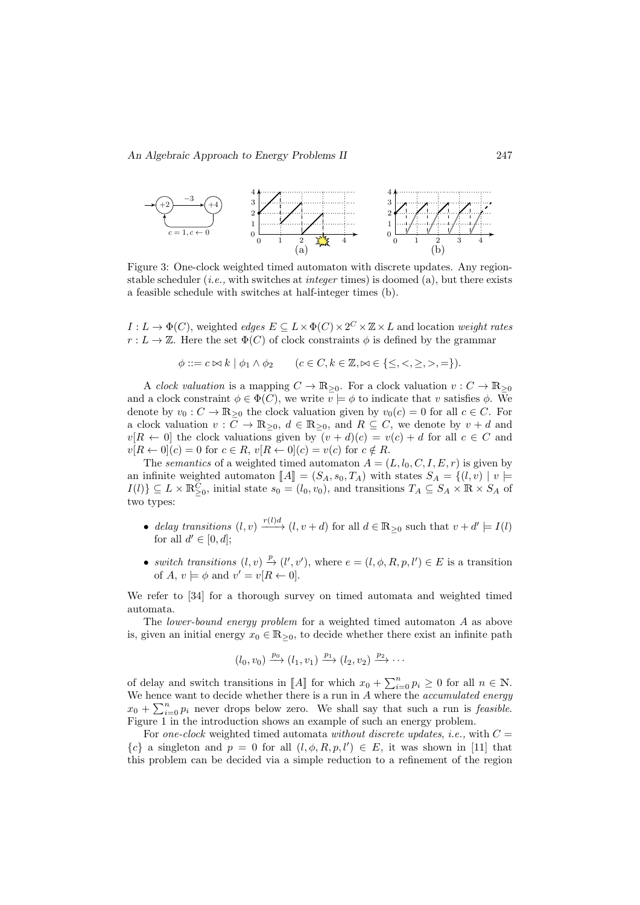Figure 3: One-clock weighted timed automaton with discrete updates. Any region-stable scheduler (*i.e.,* with switches at *integer* times) is doomed (a), but there exists a feasible schedule with switches at half-integer times (b).

$I : L \to \Phi(C)$, weighted *edges* $E \subseteq L \times \Phi(C) \times 2^C \times \mathbb{Z} \times L$ and location *weight rates* $r : L \to \mathbb{Z}$. Here the set $\Phi(C)$ of clock constraints $\phi$ is defined by the grammar

$$\phi ::= c \bowtie k \mid \phi_1 \wedge \phi_2 \qquad (c \in C, k \in \mathbb{Z}, \bowtie \in \{\leq, <, \geq, >, =\}).$$

A *clock valuation* is a mapping $C \to \mathbb{R}_{\geq 0}$. For a clock valuation $v : C \to \mathbb{R}_{\geq 0}$ and a clock constraint $\phi \in \Phi(C)$, we write $v \models \phi$ to indicate that $v$ satisfies $\phi$. We denote by $v_0 : C \to \mathbb{R}_{\geq 0}$ the clock valuation given by $v_0(c) = 0$ for all $c \in C$. For a clock valuation $v : C \to \mathbb{R}_{\geq 0}$, $d \in \mathbb{R}_{\geq 0}$, and $R \subseteq C$, we denote by $v + d$ and $v[R \leftarrow 0]$ the clock valuations given by $(v + d)(c) = v(c) + d$ for all $c \in C$ and $v[R \leftarrow 0](c) = 0$ for $c \in R$, $v[R \leftarrow 0](c) = v(c)$ for $c \notin R$.

The *semantics* of a weighted timed automaton $A = (L, l_0, C, I, E, r)$ is given by an infinite weighted automaton $[\![A]\!] = (S_A, s_0, T_A)$ with states $S_A = \{(l, v) \mid v \models I(l)\} \subseteq L \times \mathbb{R}_{\geq 0}^C$, initial state $s_0 = (l_0, v_0)$, and transitions $T_A \subseteq S_A \times \mathbb{R} \times S_A$ of two types:

- *delay transitions* $(l, v) \xrightarrow{r(l)d} (l, v + d)$ for all $d \in \mathbb{R}_{\geq 0}$ such that $v + d' \models I(l)$ for all $d' \in [0, d]$;
- *switch transitions* $(l, v) \xrightarrow{p} (l', v')$, where $e = (l, \phi, R, p, l') \in E$ is a transition of $A$, $v \models \phi$ and $v' = v[R \leftarrow 0]$.

We refer to [34] for a thorough survey on timed automata and weighted timed automata.

The *lower-bound energy problem* for a weighted timed automaton $A$ as above is, given an initial energy $x_0 \in \mathbb{R}_{\geq 0}$, to decide whether there exist an infinite path

$$(l_0, v_0) \xrightarrow{p_0} (l_1, v_1) \xrightarrow{p_1} (l_2, v_2) \xrightarrow{p_2} \cdots$$

of delay and switch transitions in $[\![A]\!]$ for which $x_0 + \sum_{i=0}^{n} p_i \geq 0$ for all $n \in \mathbb{N}$. We hence want to decide whether there is a run in $A$ where the *accumulated energy* $x_0 + \sum_{i=0}^{n} p_i$ never drops below zero. We shall say that such a run is *feasible*. Figure 1 in the introduction shows an example of such an energy problem.

For *one-clock* weighted timed automata *without discrete updates*, *i.e.,* with $C = \{c\}$ a singleton and $p = 0$ for all $(l, \phi, R, p, l') \in E$, it was shown in [11] that this problem can be decided via a simple reduction to a refinement of the region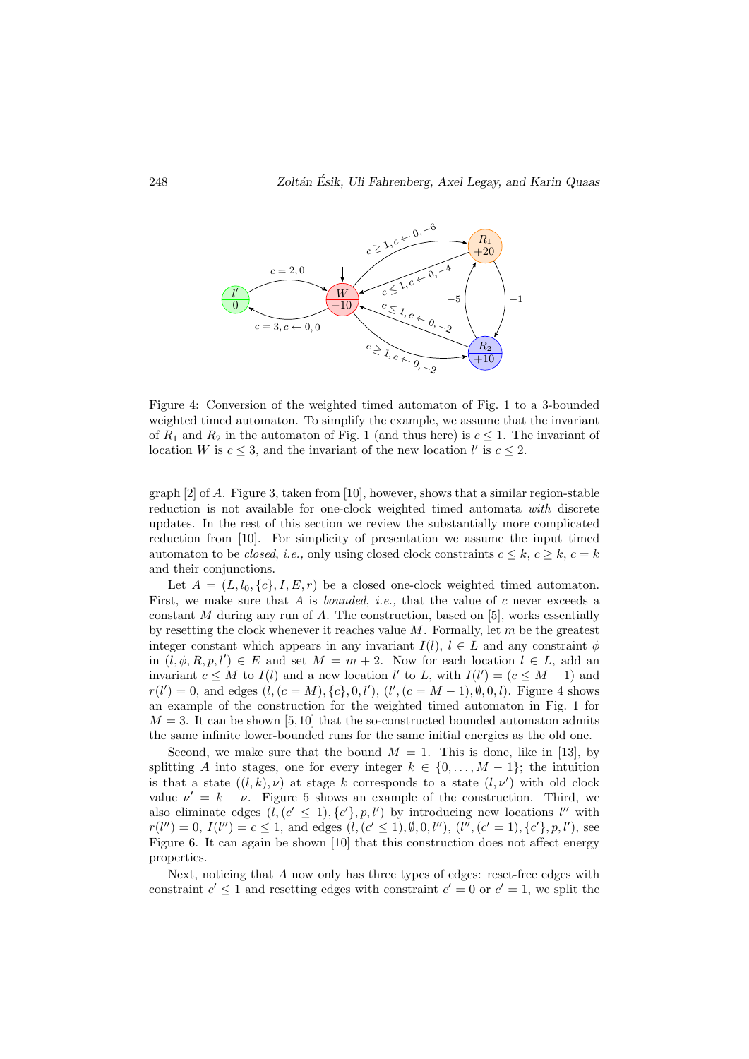Figure 4: Conversion of the weighted timed automaton of Fig. 1 to a 3-bounded weighted timed automaton. To simplify the example, we assume that the invariant of $R_1$ and $R_2$ in the automaton of Fig. 1 (and thus here) is $c \leq 1$. The invariant of location $W$ is $c \leq 3$, and the invariant of the new location $l'$ is $c \leq 2$.

graph [2] of $A$. Figure 3, taken from [10], however, shows that a similar region-stable reduction is not available for one-clock weighted timed automata *with* discrete updates. In the rest of this section we review the substantially more complicated reduction from [10]. For simplicity of presentation we assume the input timed automaton to be *closed*, *i.e.*, only using closed clock constraints $c \leq k$, $c \geq k$, $c = k$ and their conjunctions.

Let $A = (L, l_0, \{c\}, I, E, r)$ be a closed one-clock weighted timed automaton. First, we make sure that $A$ is *bounded*, *i.e.*, that the value of $c$ never exceeds a constant $M$ during any run of $A$. The construction, based on [5], works essentially by resetting the clock whenever it reaches value $M$. Formally, let $m$ be the greatest integer constant which appears in any invariant $I(l)$, $l \in L$ and any constraint $\phi$ in $(l, \phi, R, p, l') \in E$ and set $M = m + 2$. Now for each location $l \in L$, add an invariant $c \leq M$ to $I(l)$ and a new location $l'$ to $L$, with $I(l') = (c \leq M - 1)$ and $r(l') = 0$, and edges $(l, (c = M), \{c\}, 0, l')$, $(l', (c = M - 1), \emptyset, 0, l)$. Figure 4 shows an example of the construction for the weighted timed automaton in Fig. 1 for $M = 3$. It can be shown [5,10] that the so-constructed bounded automaton admits the same infinite lower-bounded runs for the same initial energies as the old one.

Second, we make sure that the bound $M = 1$. This is done, like in [13], by splitting $A$ into stages, one for every integer $k \in \{0, \dots, M - 1\}$; the intuition is that a state $((l, k), \nu)$ at stage $k$ corresponds to a state $(l, \nu')$ with old clock value $\nu' = k + \nu$. Figure 5 shows an example of the construction. Third, we also eliminate edges $(l, (c' \leq 1), \{c'\}, p, l')$ by introducing new locations $l''$ with $r(l'') = 0$, $I(l'') = c \leq 1$, and edges $(l, (c' \leq 1), \emptyset, 0, l'')$, $(l'', (c' = 1), \{c'\}, p, l')$, see Figure 6. It can again be shown [10] that this construction does not affect energy properties.

Next, noticing that $A$ now only has three types of edges: reset-free edges with constraint $c' \leq 1$ and resetting edges with constraint $c' = 0$ or $c' = 1$, we split the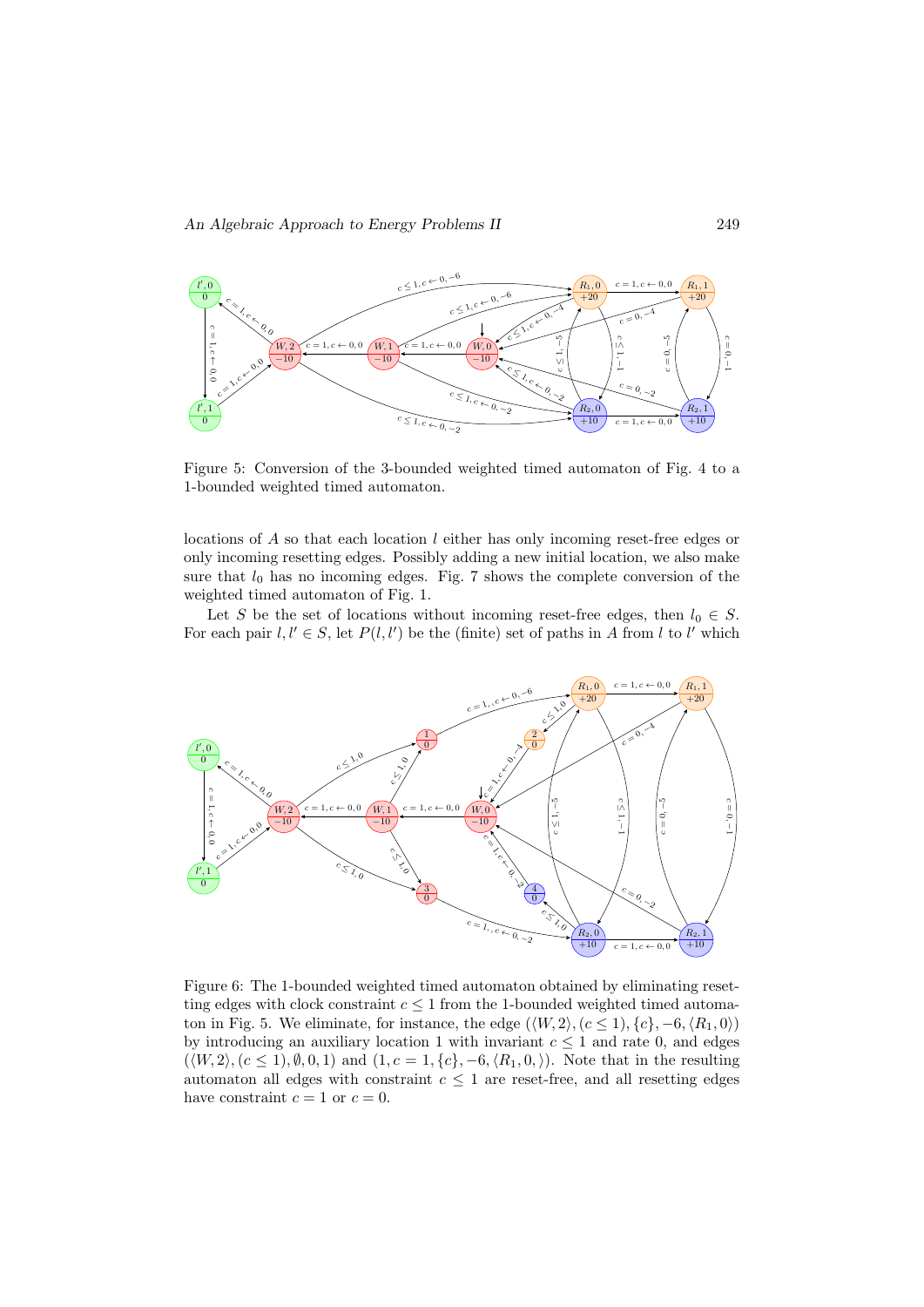Figure 5: Conversion of the 3-bounded weighted timed automaton of Fig. 4 to a 1-bounded weighted timed automaton.

locations of $A$ so that each location $l$ either has only incoming reset-free edges or only incoming resetting edges. Possibly adding a new initial location, we also make sure that $l_0$ has no incoming edges. Fig. 7 shows the complete conversion of the weighted timed automaton of Fig. 1.

Let $S$ be the set of locations without incoming reset-free edges, then $l_0 \in S$. For each pair $l, l' \in S$, let $P(l, l')$ be the (finite) set of paths in $A$ from $l$ to $l'$ which

Figure 6: The 1-bounded weighted timed automaton obtained by eliminating resetting edges with clock constraint $c \le 1$ from the 1-bounded weighted timed automaton in Fig. 5. We eliminate, for instance, the edge $(\langle W, 2\rangle, (c \le 1), \{c\}, -6, \langle R_1, 0\rangle)$ by introducing an auxiliary location 1 with invariant $c \le 1$ and rate 0, and edges $(\langle W, 2\rangle, (c \le 1), \emptyset, 0, 1)$ and $(1, c = 1, \{c\}, -6, \langle R_1, 0, \rangle)$. Note that in the resulting automaton all edges with constraint $c \le 1$ are reset-free, and all resetting edges have constraint $c = 1$ or $c = 0$.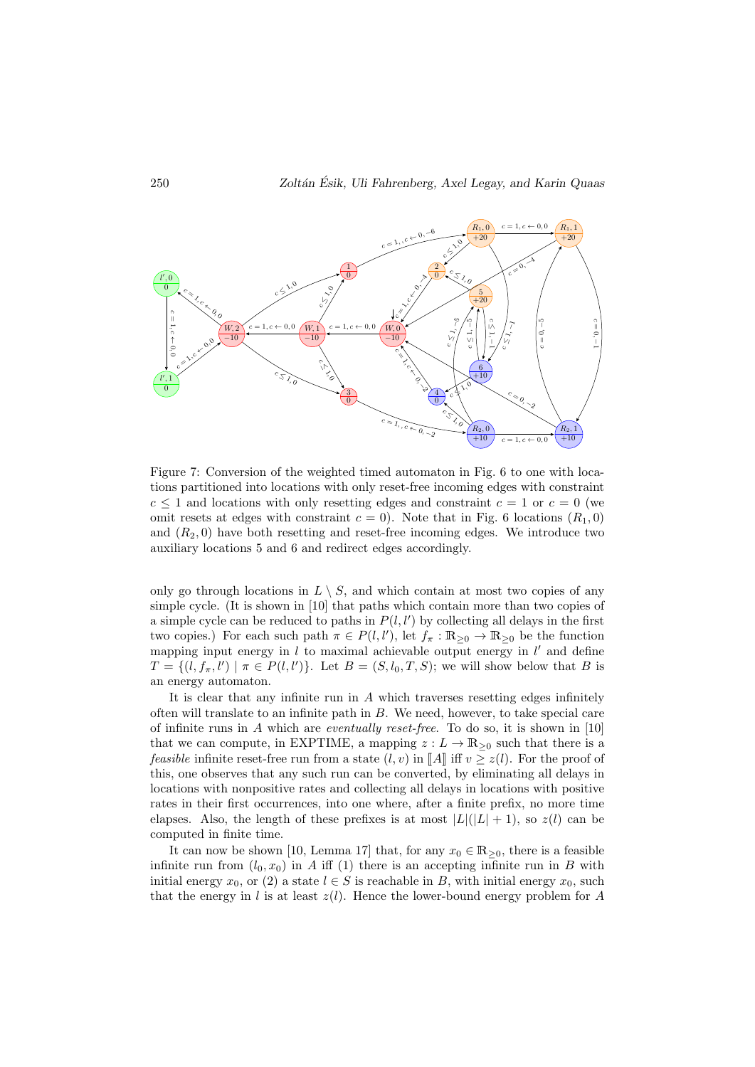Figure 7: Conversion of the weighted timed automaton in Fig. 6 to one with locations partitioned into locations with only reset-free incoming edges with constraint $c \leq 1$ and locations with only resetting edges and constraint $c = 1$ or $c = 0$ (we omit resets at edges with constraint $c = 0$). Note that in Fig. 6 locations $(R_1, 0)$ and $(R_2, 0)$ have both resetting and reset-free incoming edges. We introduce two auxiliary locations 5 and 6 and redirect edges accordingly.

only go through locations in $L \setminus S$, and which contain at most two copies of any simple cycle. (It is shown in [10] that paths which contain more than two copies of a simple cycle can be reduced to paths in $P(l, l')$ by collecting all delays in the first two copies.) For each such path $\pi \in P(l, l')$, let $f_\pi : \mathbb{R}_{\geq 0} \to \mathbb{R}_{\geq 0}$ be the function mapping input energy in $l$ to maximal achievable output energy in $l'$ and define $T = \{(l, f_\pi, l') \mid \pi \in P(l, l')\}$. Let $B = (S, l_0, T, S)$; we will show below that $B$ is an energy automaton.

It is clear that any infinite run in $A$ which traverses resetting edges infinitely often will translate to an infinite path in $B$. We need, however, to take special care of infinite runs in $A$ which are *eventually reset-free*. To do so, it is shown in [10] that we can compute, in EXPTIME, a mapping $z : L \to \mathbb{R}_{\geq 0}$ such that there is a *feasible* infinite reset-free run from a state $(l, v)$ in $[\![A]\!]$ iff $v \geq z(l)$. For the proof of this, one observes that any such run can be converted, by eliminating all delays in locations with nonpositive rates and collecting all delays in locations with positive rates in their first occurrences, into one where, after a finite prefix, no more time elapses. Also, the length of these prefixes is at most $|L|(|L| + 1)$, so $z(l)$ can be computed in finite time.

It can now be shown [10, Lemma 17] that, for any $x_0 \in \mathbb{R}_{\geq 0}$, there is a feasible infinite run from $(l_0, x_0)$ in $A$ iff (1) there is an accepting infinite run in $B$ with initial energy $x_0$, or (2) a state $l \in S$ is reachable in $B$, with initial energy $x_0$, such that the energy in $l$ is at least $z(l)$. Hence the lower-bound energy problem for $A$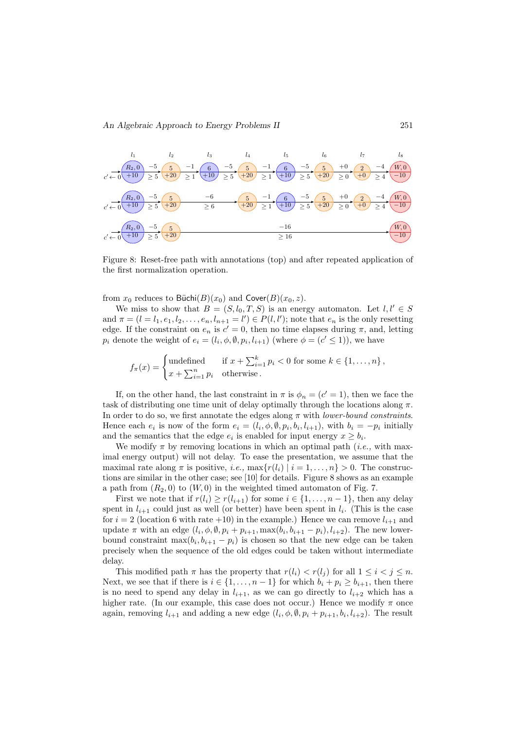Figure 8: Reset-free path with annotations (top) and after repeated application of the first normalization operation.

from $x_0$ reduces to $\mathsf{Büchi}(B)(x_0)$ and $\mathsf{Cover}(B)(x_0, z)$.

We miss to show that $B = (S, l_0, T, S)$ is an energy automaton. Let $l, l' \in S$ and $\pi = (l = l_1, e_1, l_2, \dots, e_n, l_{n+1} = l') \in P(l, l')$; note that $e_n$ is the only resetting edge. If the constraint on $e_n$ is $c' = 0$, then no time elapses during $\pi$, and, letting $p_i$ denote the weight of $e_i = (l_i, \phi, \emptyset, p_i, l_{i+1})$ (where $\phi = (c' \leq 1)$), we have

$$f_\pi(x) = \begin{cases} \text{undefined} & \text{if } x + \sum_{i=1}^{k} p_i < 0 \text{ for some } k \in \{1, \dots, n\}\,, \\ x + \sum_{i=1}^{n} p_i & \text{otherwise}\,. \end{cases}$$

If, on the other hand, the last constraint in $\pi$ is $\phi_n = (c' = 1)$, then we face the task of distributing one time unit of delay optimally through the locations along $\pi$. In order to do so, we first annotate the edges along $\pi$ with *lower-bound constraints*. Hence each $e_i$ is now of the form $e_i = (l_i, \phi, \emptyset, p_i, b_i, l_{i+1})$, with $b_i = -p_i$ initially and the semantics that the edge $e_i$ is enabled for input energy $x \geq b_i$.

We modify $\pi$ by removing locations in which an optimal path (*i.e.*, with maximal energy output) will not delay. To ease the presentation, we assume that the maximal rate along $\pi$ is positive, *i.e.*, $\max\{r(l_i) \mid i = 1, \dots, n\} > 0$. The constructions are similar in the other case; see [10] for details. Figure 8 shows as an example a path from $(R_2, 0)$ to $(W, 0)$ in the weighted timed automaton of Fig. 7.

First we note that if $r(l_i) \geq r(l_{i+1})$ for some $i \in \{1, \dots, n-1\}$, then any delay spent in $l_{i+1}$ could just as well (or better) have been spent in $l_i$. (This is the case for $i = 2$ (location 6 with rate $+10$) in the example.) Hence we can remove $l_{i+1}$ and update $\pi$ with an edge $(l_i, \phi, \emptyset, p_i + p_{i+1}, \max(b_i, b_{i+1} - p_i), l_{i+2})$. The new lower-bound constraint $\max(b_i, b_{i+1} - p_i)$ is chosen so that the new edge can be taken precisely when the sequence of the old edges could be taken without intermediate delay.

This modified path $\pi$ has the property that $r(l_i) < r(l_j)$ for all $1 \leq i < j \leq n$. Next, we see that if there is $i \in \{1, \dots, n-1\}$ for which $b_i + p_i \geq b_{i+1}$, then there is no need to spend any delay in $l_{i+1}$, as we can go directly to $l_{i+2}$ which has a higher rate. (In our example, this case does not occur.) Hence we modify $\pi$ once again, removing $l_{i+1}$ and adding a new edge $(l_i, \phi, \emptyset, p_i + p_{i+1}, b_i, l_{i+2})$. The result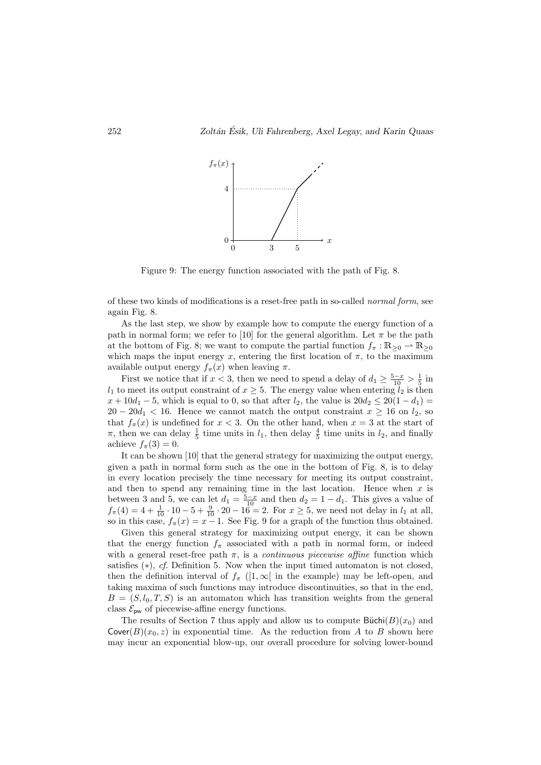Figure 9: The energy function associated with the path of Fig. 8.

of these two kinds of modifications is a reset-free path in so-called *normal form*, see again Fig. 8.

As the last step, we show by example how to compute the energy function of a path in normal form; we refer to [10] for the general algorithm. Let $\pi$ be the path at the bottom of Fig. 8; we want to compute the partial function $f_\pi : \mathbb{R}_{\geq 0} \rightharpoonup \mathbb{R}_{\geq 0}$ which maps the input energy $x$, entering the first location of $\pi$, to the maximum available output energy $f_\pi(x)$ when leaving $\pi$.

First we notice that if $x < 3$, then we need to spend a delay of $d_1 \geq \frac{5-x}{10} > \frac{1}{5}$ in $l_1$ to meet its output constraint of $x \geq 5$. The energy value when entering $l_2$ is then $x + 10d_1 - 5$, which is equal to 0, so that after $l_2$, the value is $20d_2 \leq 20(1 - d_1) = 20 - 20d_1 < 16$. Hence we cannot match the output constraint $x \geq 16$ on $l_2$, so that $f_\pi(x)$ is undefined for $x < 3$. On the other hand, when $x = 3$ at the start of $\pi$, then we can delay $\frac{1}{5}$ time units in $l_1$, then delay $\frac{4}{5}$ time units in $l_2$, and finally achieve $f_\pi(3) = 0$.

It can be shown [10] that the general strategy for maximizing the output energy, given a path in normal form such as the one in the bottom of Fig. 8, is to delay in every location precisely the time necessary for meeting its output constraint, and then to spend any remaining time in the last location. Hence when $x$ is between 3 and 5, we can let $d_1 = \frac{5-x}{10}$ and then $d_2 = 1 - d_1$. This gives a value of $f_\pi(4) = 4 + \frac{1}{10} \cdot 10 - 5 + \frac{9}{10} \cdot 20 - 16 = 2$. For $x \geq 5$, we need not delay in $l_1$ at all, so in this case, $f_\pi(x) = x - 1$. See Fig. 9 for a graph of the function thus obtained.

Given this general strategy for maximizing output energy, it can be shown that the energy function $f_\pi$ associated with a path in normal form, or indeed with a general reset-free path $\pi$, is a *continuous piecewise affine* function which satisfies (∗), *cf.* Definition 5. Now when the input timed automaton is not closed, then the definition interval of $f_\pi$ ($[1, \infty[$ in the example) may be left-open, and taking maxima of such functions may introduce discontinuities, so that in the end, $B = (S, l_0, T, S)$ is an automaton which has transition weights from the general class $\mathcal{E}_{\mathsf{pw}}$ of piecewise-affine energy functions.

The results of Section 7 thus apply and allow us to compute $\mathsf{Büchi}(B)(x_0)$ and $\mathsf{Cover}(B)(x_0, z)$ in exponential time. As the reduction from $A$ to $B$ shown here may incur an exponential blow-up, our overall procedure for solving lower-bound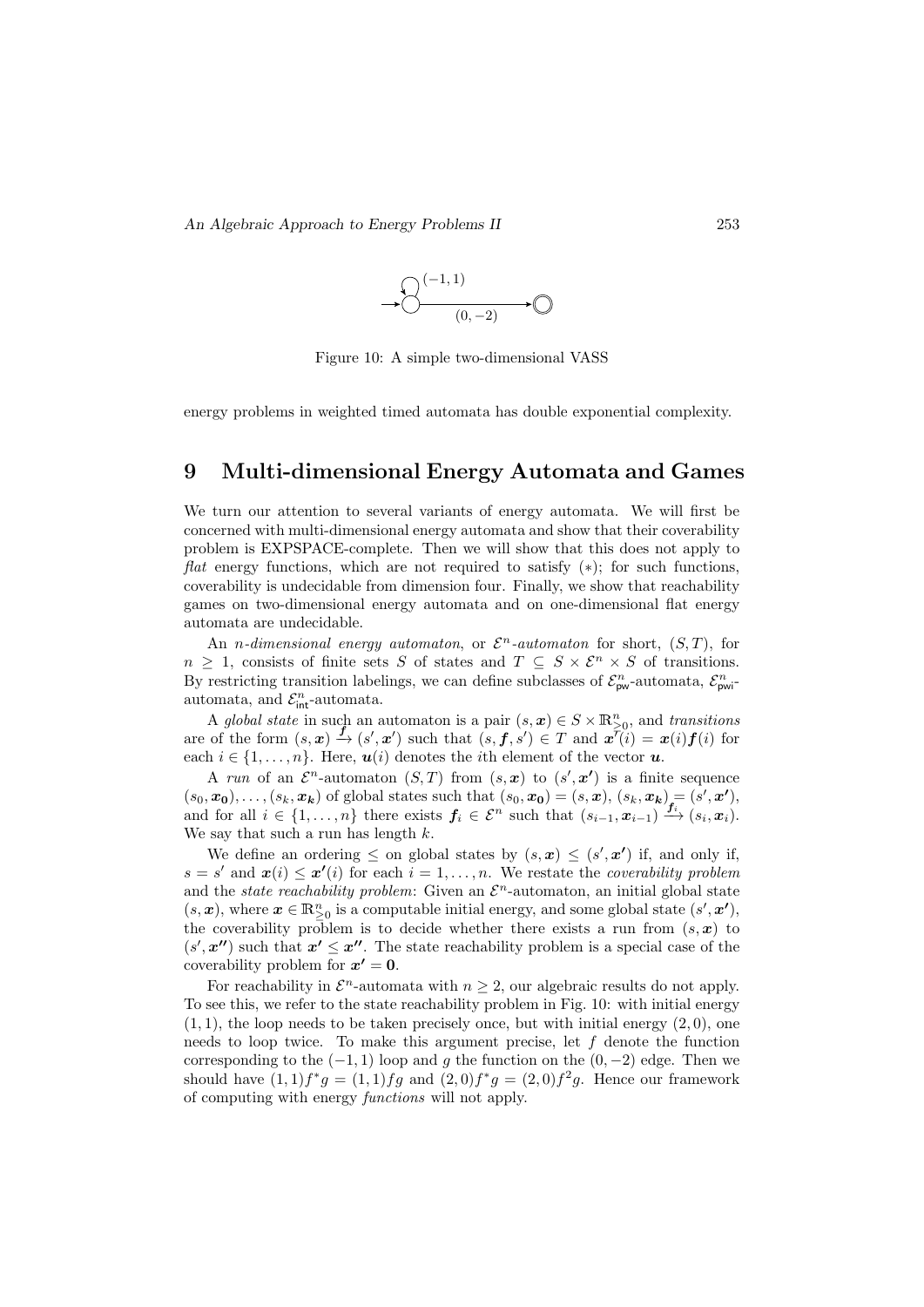Figure 10: A simple two-dimensional VASS

energy problems in weighted timed automata has double exponential complexity.

# 9 Multi-dimensional Energy Automata and Games

We turn our attention to several variants of energy automata. We will first be concerned with multi-dimensional energy automata and show that their coverability problem is EXPSPACE-complete. Then we will show that this does not apply to *flat* energy functions, which are not required to satisfy $(*)$; for such functions, coverability is undecidable from dimension four. Finally, we show that reachability games on two-dimensional energy automata and on one-dimensional flat energy automata are undecidable.

An *n-dimensional energy automaton*, or $\mathcal{E}^n$*-automaton* for short, $(S, T)$, for $n \geq 1$, consists of finite sets $S$ of states and $T \subseteq S \times \mathcal{E}^n \times S$ of transitions. By restricting transition labelings, we can define subclasses of $\mathcal{E}^n_{\mathsf{pw}}$-automata, $\mathcal{E}^n_{\mathsf{pwi}}$-automata, and $\mathcal{E}^n_{\mathsf{int}}$-automata.

A *global state* in such an automaton is a pair $(s, \boldsymbol{x}) \in S \times \mathbb{R}^n_{\geq 0}$, and *transitions* are of the form $(s, \boldsymbol{x}) \xrightarrow{\boldsymbol{f}} (s', \boldsymbol{x'})$ such that $(s, \boldsymbol{f}, s') \in T$ and $\boldsymbol{x'}(i) = \boldsymbol{x}(i)\boldsymbol{f}(i)$ for each $i \in \{1, \ldots, n\}$. Here, $\boldsymbol{u}(i)$ denotes the $i$th element of the vector $\boldsymbol{u}$.

A *run* of an $\mathcal{E}^n$-automaton $(S, T)$ from $(s, \boldsymbol{x})$ to $(s', \boldsymbol{x'})$ is a finite sequence $(s_0, \boldsymbol{x_0}), \ldots, (s_k, \boldsymbol{x_k})$ of global states such that $(s_0, \boldsymbol{x_0}) = (s, \boldsymbol{x})$, $(s_k, \boldsymbol{x_k}) = (s', \boldsymbol{x'})$, and for all $i \in \{1, \ldots, n\}$ there exists $\boldsymbol{f_i} \in \mathcal{E}^n$ such that $(s_{i-1}, \boldsymbol{x}_{i-1}) \xrightarrow{\boldsymbol{f}_i} (s_i, \boldsymbol{x}_i)$. We say that such a run has length $k$.

We define an ordering $\leq$ on global states by $(s, \boldsymbol{x}) \leq (s', \boldsymbol{x'})$ if, and only if, $s = s'$ and $\boldsymbol{x}(i) \leq \boldsymbol{x'}(i)$ for each $i = 1, \ldots, n$. We restate the *coverability problem* and the *state reachability problem*: Given an $\mathcal{E}^n$-automaton, an initial global state $(s, \boldsymbol{x})$, where $\boldsymbol{x} \in \mathbb{R}^n_{\geq 0}$ is a computable initial energy, and some global state $(s', \boldsymbol{x'})$, the coverability problem is to decide whether there exists a run from $(s, \boldsymbol{x})$ to $(s', \boldsymbol{x''})$ such that $\boldsymbol{x'} \leq \boldsymbol{x''}$. The state reachability problem is a special case of the coverability problem for $\boldsymbol{x'} = \boldsymbol{0}$.

For reachability in $\mathcal{E}^n$-automata with $n \geq 2$, our algebraic results do not apply. To see this, we refer to the state reachability problem in Fig. 10: with initial energy $(1, 1)$, the loop needs to be taken precisely once, but with initial energy $(2, 0)$, one needs to loop twice. To make this argument precise, let $f$ denote the function corresponding to the $(-1, 1)$ loop and $g$ the function on the $(0, -2)$ edge. Then we should have $(1, 1)f^*g = (1, 1)fg$ and $(2, 0)f^*g = (2, 0)f^2g$. Hence our framework of computing with energy *functions* will not apply.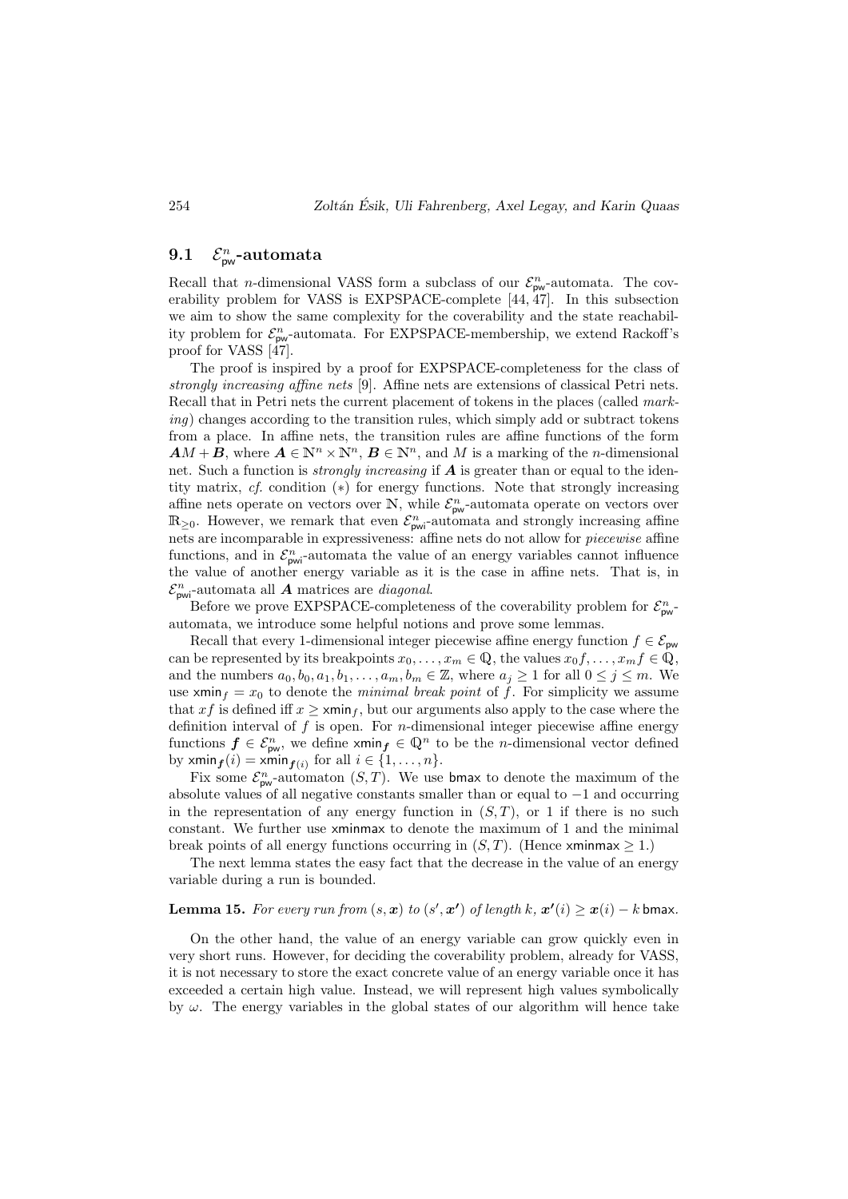### 9.1 $\mathcal{E}^n_{\mathsf{pw}}$-automata

Recall that $n$-dimensional VASS form a subclass of our $\mathcal{E}^n_{\mathsf{pw}}$-automata. The coverability problem for VASS is EXPSPACE-complete [44, 47]. In this subsection we aim to show the same complexity for the coverability and the state reachability problem for $\mathcal{E}^n_{\mathsf{pw}}$-automata. For EXPSPACE-membership, we extend Rackoff's proof for VASS [47].

The proof is inspired by a proof for EXPSPACE-completeness for the class of *strongly increasing affine nets* [9]. Affine nets are extensions of classical Petri nets. Recall that in Petri nets the current placement of tokens in the places (called *marking*) changes according to the transition rules, which simply add or subtract tokens from a place. In affine nets, the transition rules are affine functions of the form $\boldsymbol{A}M + \boldsymbol{B}$, where $\boldsymbol{A} \in \mathbb{N}^n \times \mathbb{N}^n$, $\boldsymbol{B} \in \mathbb{N}^n$, and $M$ is a marking of the $n$-dimensional net. Such a function is *strongly increasing* if $\boldsymbol{A}$ is greater than or equal to the identity matrix, *cf.* condition $(*)$ for energy functions. Note that strongly increasing affine nets operate on vectors over $\mathbb{N}$, while $\mathcal{E}^n_{\mathsf{pw}}$-automata operate on vectors over $\mathbb{R}_{\geq 0}$. However, we remark that even $\mathcal{E}^n_{\mathsf{pwi}}$-automata and strongly increasing affine nets are incomparable in expressiveness: affine nets do not allow for *piecewise* affine functions, and in $\mathcal{E}^n_{\mathsf{pwi}}$-automata the value of an energy variables cannot influence the value of another energy variable as it is the case in affine nets. That is, in $\mathcal{E}^n_{\mathsf{pwi}}$-automata all $\boldsymbol{A}$ matrices are *diagonal*.

Before we prove EXPSPACE-completeness of the coverability problem for $\mathcal{E}^n_{\mathsf{pw}}$-automata, we introduce some helpful notions and prove some lemmas.

Recall that every 1-dimensional integer piecewise affine energy function $f \in \mathcal{E}_{\mathsf{pw}}$ can be represented by its breakpoints $x_0, \dots, x_m \in \mathbb{Q}$, the values $x_0 f, \dots, x_m f \in \mathbb{Q}$, and the numbers $a_0, b_0, a_1, b_1, \dots, a_m, b_m \in \mathbb{Z}$, where $a_j \geq 1$ for all $0 \leq j \leq m$. We use $\mathsf{xmin}_f = x_0$ to denote the *minimal break point* of $f$. For simplicity we assume that $xf$ is defined iff $x \geq \mathsf{xmin}_f$, but our arguments also apply to the case where the definition interval of $f$ is open. For $n$-dimensional integer piecewise affine energy functions $\boldsymbol{f} \in \mathcal{E}^n_{\mathsf{pw}}$, we define $\mathsf{xmin}_{\boldsymbol{f}} \in \mathbb{Q}^n$ to be the $n$-dimensional vector defined by $\mathsf{xmin}_{\boldsymbol{f}}(i) = \mathsf{xmin}_{\boldsymbol{f}(i)}$ for all $i \in \{1, \dots, n\}$.

Fix some $\mathcal{E}^n_{\mathsf{pw}}$-automaton $(S, T)$. We use $\mathsf{bmax}$ to denote the maximum of the absolute values of all negative constants smaller than or equal to $-1$ and occurring in the representation of any energy function in $(S, T)$, or 1 if there is no such constant. We further use $\mathsf{xminmax}$ to denote the maximum of 1 and the minimal break points of all energy functions occurring in $(S, T)$. (Hence $\mathsf{xminmax} \geq 1$.)

The next lemma states the easy fact that the decrease in the value of an energy variable during a run is bounded.

**Lemma 15.** *For every run from $(s, \boldsymbol{x})$ to $(s', \boldsymbol{x'})$ of length $k$, $\boldsymbol{x'}(i) \geq \boldsymbol{x}(i) - k\,\mathsf{bmax}$.*

On the other hand, the value of an energy variable can grow quickly even in very short runs. However, for deciding the coverability problem, already for VASS, it is not necessary to store the exact concrete value of an energy variable once it has exceeded a certain high value. Instead, we will represent high values symbolically by $\omega$. The energy variables in the global states of our algorithm will hence take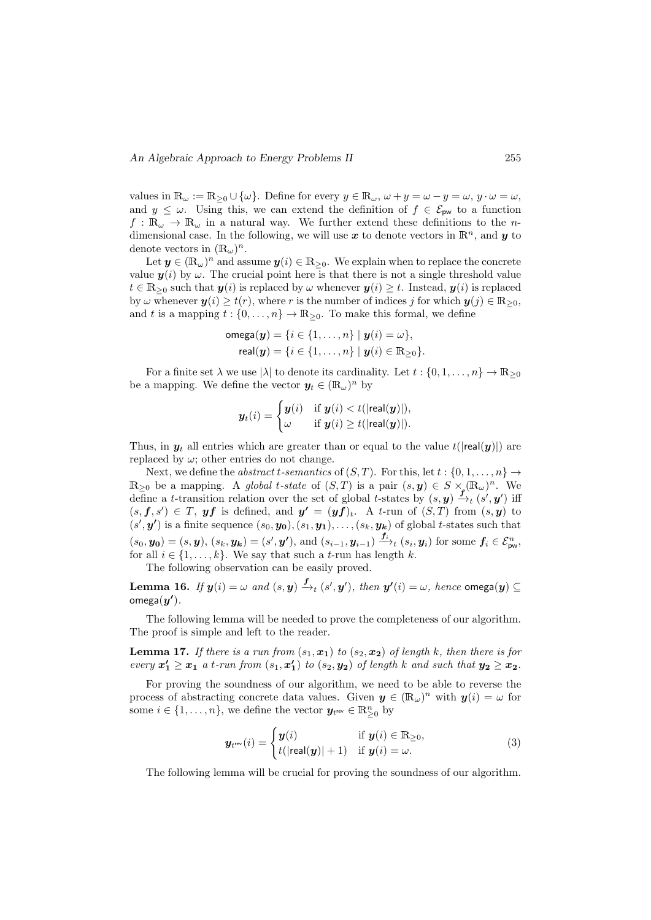values in $\mathbb{R}_\omega := \mathbb{R}_{\geq 0} \cup \{\omega\}$. Define for every $y \in \mathbb{R}_\omega$, $\omega + y = \omega - y = \omega$, $y \cdot \omega = \omega$, and $y \leq \omega$. Using this, we can extend the definition of $f \in \mathcal{E}_{\mathsf{pw}}$ to a function $f : \mathbb{R}_\omega \to \mathbb{R}_\omega$ in a natural way. We further extend these definitions to the $n$-dimensional case. In the following, we will use $\boldsymbol{x}$ to denote vectors in $\mathbb{R}^n$, and $\boldsymbol{y}$ to denote vectors in $(\mathbb{R}_\omega)^n$.

Let $\boldsymbol{y} \in (\mathbb{R}_\omega)^n$ and assume $\boldsymbol{y}(i) \in \mathbb{R}_{\geq 0}$. We explain when to replace the concrete value $\boldsymbol{y}(i)$ by $\omega$. The crucial point here is that there is not a single threshold value $t \in \mathbb{R}_{\geq 0}$ such that $\boldsymbol{y}(i)$ is replaced by $\omega$ whenever $\boldsymbol{y}(i) \geq t$. Instead, $\boldsymbol{y}(i)$ is replaced by $\omega$ whenever $\boldsymbol{y}(i) \geq t(r)$, where $r$ is the number of indices $j$ for which $\boldsymbol{y}(j) \in \mathbb{R}_{\geq 0}$, and $t$ is a mapping $t : \{0, \ldots, n\} \to \mathbb{R}_{\geq 0}$. To make this formal, we define

$$\begin{aligned} \mathsf{omega}(\boldsymbol{y}) &= \{i \in \{1, \ldots, n\} \mid \boldsymbol{y}(i) = \omega\}, \\ \mathsf{real}(\boldsymbol{y}) &= \{i \in \{1, \ldots, n\} \mid \boldsymbol{y}(i) \in \mathbb{R}_{\geq 0}\}. \end{aligned}$$

For a finite set $\lambda$ we use $|\lambda|$ to denote its cardinality. Let $t : \{0, 1, \ldots, n\} \to \mathbb{R}_{\geq 0}$ be a mapping. We define the vector $\boldsymbol{y}_t \in (\mathbb{R}_\omega)^n$ by

$$\boldsymbol{y}_t(i) = \begin{cases} \boldsymbol{y}(i) & \text{if } \boldsymbol{y}(i) < t(|\mathsf{real}(\boldsymbol{y})|), \\ \omega & \text{if } \boldsymbol{y}(i) \geq t(|\mathsf{real}(\boldsymbol{y})|). \end{cases}$$

Thus, in $\boldsymbol{y}_t$ all entries which are greater than or equal to the value $t(|\mathsf{real}(\boldsymbol{y})|)$ are replaced by $\omega$; other entries do not change.

Next, we define the *abstract $t$-semantics* of $(S, T)$. For this, let $t : \{0, 1, \ldots, n\} \to \mathbb{R}_{\geq 0}$ be a mapping. A *global $t$-state* of $(S, T)$ is a pair $(s, \boldsymbol{y}) \in S \times (\mathbb{R}_\omega)^n$. We define a $t$-transition relation over the set of global $t$-states by $(s, \boldsymbol{y}) \xrightarrow{\boldsymbol{f}}_t (s', \boldsymbol{y'})$ iff $(s, \boldsymbol{f}, s') \in T$, $\boldsymbol{y}\boldsymbol{f}$ is defined, and $\boldsymbol{y'} = (\boldsymbol{y}\boldsymbol{f})_t$. A $t$-run of $(S, T)$ from $(s, \boldsymbol{y})$ to $(s', \boldsymbol{y'})$ is a finite sequence $(s_0, \boldsymbol{y_0}), (s_1, \boldsymbol{y_1}), \ldots, (s_k, \boldsymbol{y_k})$ of global $t$-states such that $(s_0, \boldsymbol{y_0}) = (s, \boldsymbol{y})$, $(s_k, \boldsymbol{y_k}) = (s', \boldsymbol{y'})$, and $(s_{i-1}, \boldsymbol{y}_{i-1}) \xrightarrow{\boldsymbol{f}_i}_t (s_i, \boldsymbol{y}_i)$ for some $\boldsymbol{f}_i \in \mathcal{E}_{\mathsf{pw}}^n$, for all $i \in \{1, \ldots, k\}$. We say that such a $t$-run has length $k$.

The following observation can be easily proved.

**Lemma 16.** *If $\boldsymbol{y}(i) = \omega$ and $(s, \boldsymbol{y}) \xrightarrow{\boldsymbol{f}}_t (s', \boldsymbol{y'})$, then $\boldsymbol{y'}(i) = \omega$, hence $\mathsf{omega}(\boldsymbol{y}) \subseteq \mathsf{omega}(\boldsymbol{y'})$.*

The following lemma will be needed to prove the completeness of our algorithm. The proof is simple and left to the reader.

**Lemma 17.** *If there is a run from $(s_1, \boldsymbol{x_1})$ to $(s_2, \boldsymbol{x_2})$ of length $k$, then there is for every $\boldsymbol{x'_1} \geq \boldsymbol{x_1}$ a $t$-run from $(s_1, \boldsymbol{x'_1})$ to $(s_2, \boldsymbol{y_2})$ of length $k$ and such that $\boldsymbol{y_2} \geq \boldsymbol{x_2}$.*

For proving the soundness of our algorithm, we need to be able to reverse the process of abstracting concrete data values. Given $\boldsymbol{y} \in (\mathbb{R}_\omega)^n$ with $\boldsymbol{y}(i) = \omega$ for some $i \in \{1, \ldots, n\}$, we define the vector $\boldsymbol{y}_{t^{\mathsf{rev}}} \in \mathbb{R}^n_{\geq 0}$ by

$$\boldsymbol{y}_{t^{\mathsf{rev}}}(i) = \begin{cases} \boldsymbol{y}(i) & \text{if } \boldsymbol{y}(i) \in \mathbb{R}_{\geq 0}, \\ t(|\mathsf{real}(\boldsymbol{y})| + 1) & \text{if } \boldsymbol{y}(i) = \omega. \end{cases} \tag{3}$$

The following lemma will be crucial for proving the soundness of our algorithm.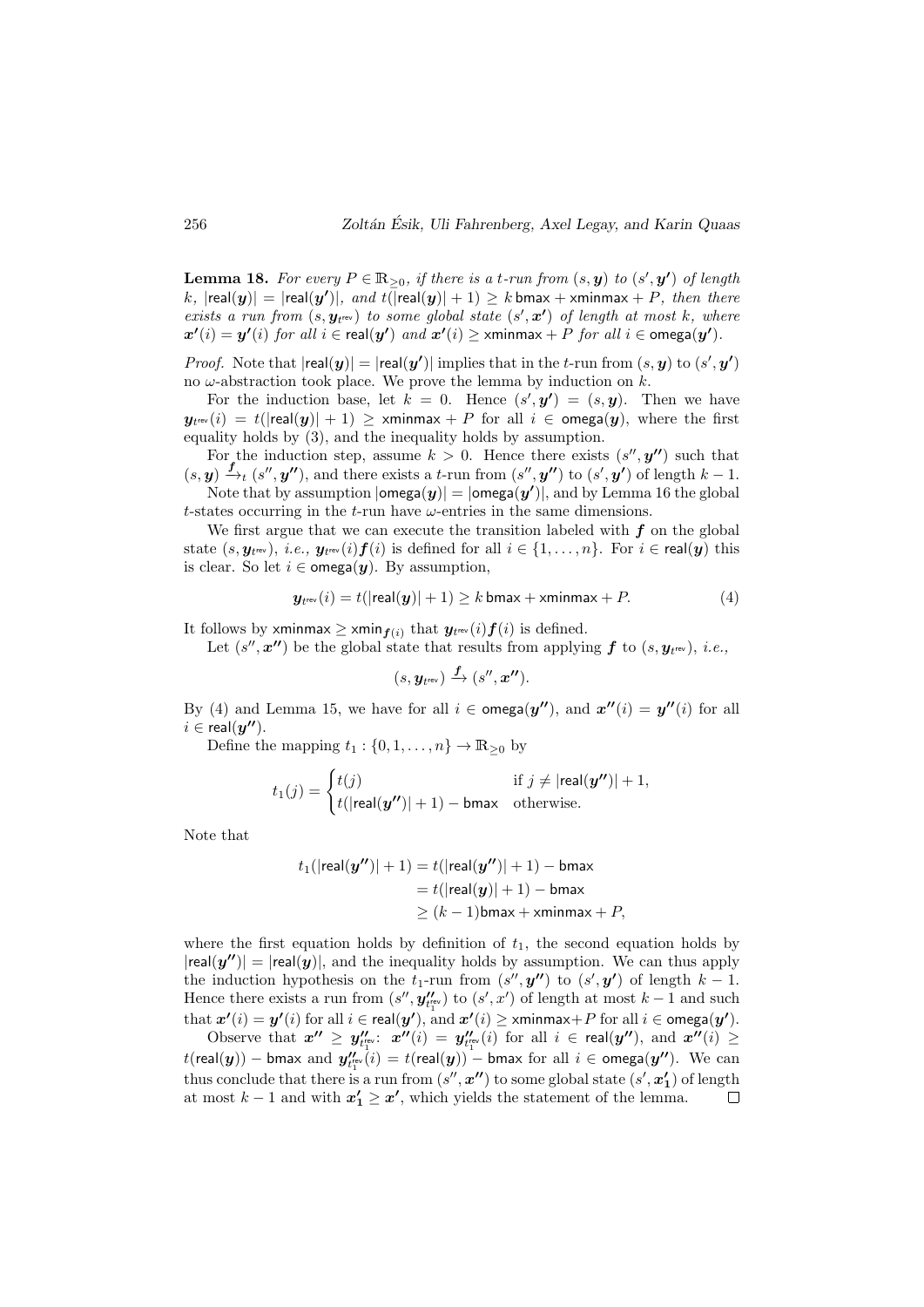**Lemma 18.** *For every $P \in \mathbb{R}_{\geq 0}$, if there is a $t$-run from $(s, \boldsymbol{y})$ to $(s', \boldsymbol{y'})$ of length $k$, $|\mathsf{real}(\boldsymbol{y})| = |\mathsf{real}(\boldsymbol{y'})|$, and $t(|\mathsf{real}(\boldsymbol{y})| + 1) \geq k\,\mathsf{bmax} + \mathsf{xminmax} + P$, then there exists a run from $(s, \boldsymbol{y}_{t^{\mathsf{rev}}})$ to some global state $(s', \boldsymbol{x'})$ of length at most $k$, where $\boldsymbol{x'}(i) = \boldsymbol{y'}(i)$ for all $i \in \mathsf{real}(\boldsymbol{y'})$ and $\boldsymbol{x'}(i) \geq \mathsf{xminmax} + P$ for all $i \in \mathsf{omega}(\boldsymbol{y'})$.*

*Proof.* Note that $|\mathsf{real}(\boldsymbol{y})| = |\mathsf{real}(\boldsymbol{y'})|$ implies that in the $t$-run from $(s, \boldsymbol{y})$ to $(s', \boldsymbol{y'})$ no $\omega$-abstraction took place. We prove the lemma by induction on $k$.

For the induction base, let $k = 0$. Hence $(s', \boldsymbol{y'}) = (s, \boldsymbol{y})$. Then we have $\boldsymbol{y}_{t^{\mathsf{rev}}}(i) = t(|\mathsf{real}(\boldsymbol{y})| + 1) \geq \mathsf{xminmax} + P$ for all $i \in \mathsf{omega}(\boldsymbol{y})$, where the first equality holds by (3), and the inequality holds by assumption.

For the induction step, assume $k > 0$. Hence there exists $(s'', \boldsymbol{y''})$ such that $(s, \boldsymbol{y}) \xrightarrow{\boldsymbol{f}}_t (s'', \boldsymbol{y''})$, and there exists a $t$-run from $(s'', \boldsymbol{y''})$ to $(s', \boldsymbol{y'})$ of length $k - 1$.

Note that by assumption $|\mathsf{omega}(\boldsymbol{y})| = |\mathsf{omega}(\boldsymbol{y'})|$, and by Lemma 16 the global $t$-states occurring in the $t$-run have $\omega$-entries in the same dimensions.

We first argue that we can execute the transition labeled with $\boldsymbol{f}$ on the global state $(s, \boldsymbol{y}_{t^{\mathsf{rev}}})$, *i.e.*, $\boldsymbol{y}_{t^{\mathsf{rev}}}(i)\boldsymbol{f}(i)$ is defined for all $i \in \{1, \ldots, n\}$. For $i \in \mathsf{real}(\boldsymbol{y})$ this is clear. So let $i \in \mathsf{omega}(\boldsymbol{y})$. By assumption,

$$\boldsymbol{y}_{t^{\mathsf{rev}}}(i) = t(|\mathsf{real}(\boldsymbol{y})| + 1) \geq k\,\mathsf{bmax} + \mathsf{xminmax} + P. \tag{4}$$

It follows by $\mathsf{xminmax} \geq \mathsf{xmin}_{\boldsymbol{f}(i)}$ that $\boldsymbol{y}_{t^{\mathsf{rev}}}(i)\boldsymbol{f}(i)$ is defined.

Let $(s'', \boldsymbol{x''})$ be the global state that results from applying $\boldsymbol{f}$ to $(s, \boldsymbol{y}_{t^{\mathsf{rev}}})$, *i.e.*,

$$(s, \boldsymbol{y}_{t^{\mathsf{rev}}}) \xrightarrow{\boldsymbol{f}} (s'', \boldsymbol{x''}).$$

By (4) and Lemma 15, we have for all $i \in \mathsf{omega}(\boldsymbol{y''})$, and $\boldsymbol{x''}(i) = \boldsymbol{y''}(i)$ for all $i \in \mathsf{real}(\boldsymbol{y''})$.

Define the mapping $t_1 : \{0, 1, \ldots, n\} \to \mathbb{R}_{\geq 0}$ by

$$t_1(j) = \begin{cases} t(j) & \text{if } j \neq |\mathsf{real}(\boldsymbol{y''})| + 1, \\ t(|\mathsf{real}(\boldsymbol{y''})| + 1) - \mathsf{bmax} & \text{otherwise.} \end{cases}$$

Note that

$$\begin{aligned} t_1(|\mathsf{real}(\boldsymbol{y''})| + 1) &= t(|\mathsf{real}(\boldsymbol{y''})| + 1) - \mathsf{bmax} \\ &= t(|\mathsf{real}(\boldsymbol{y})| + 1) - \mathsf{bmax} \\ &\geq (k - 1)\mathsf{bmax} + \mathsf{xminmax} + P, \end{aligned}$$

where the first equation holds by definition of $t_1$, the second equation holds by $|\mathsf{real}(\boldsymbol{y''})| = |\mathsf{real}(\boldsymbol{y})|$, and the inequality holds by assumption. We can thus apply the induction hypothesis on the $t_1$-run from $(s'', \boldsymbol{y''})$ to $(s', \boldsymbol{y'})$ of length $k - 1$. Hence there exists a run from $(s'', \boldsymbol{y''}_{t_1^{\mathsf{rev}}})$ to $(s', x')$ of length at most $k - 1$ and such that $\boldsymbol{x'}(i) = \boldsymbol{y'}(i)$ for all $i \in \mathsf{real}(\boldsymbol{y'})$, and $\boldsymbol{x'}(i) \geq \mathsf{xminmax} + P$ for all $i \in \mathsf{omega}(\boldsymbol{y'})$.

Observe that $\boldsymbol{x''} \geq \boldsymbol{y''}_{t_1^{\mathsf{rev}}}$: $\boldsymbol{x''}(i) = \boldsymbol{y''}_{t_1^{\mathsf{rev}}}(i)$ for all $i \in \mathsf{real}(\boldsymbol{y''})$, and $\boldsymbol{x''}(i) \geq t(\mathsf{real}(\boldsymbol{y})) - \mathsf{bmax}$ and $\boldsymbol{y''}_{t_1^{\mathsf{rev}}}(i) = t(\mathsf{real}(\boldsymbol{y})) - \mathsf{bmax}$ for all $i \in \mathsf{omega}(\boldsymbol{y''})$. We can thus conclude that there is a run from $(s'', \boldsymbol{x''})$ to some global state $(s', \boldsymbol{x'_1})$ of length at most $k - 1$ and with $\boldsymbol{x'_1} \geq \boldsymbol{x'}$, which yields the statement of the lemma. $\square$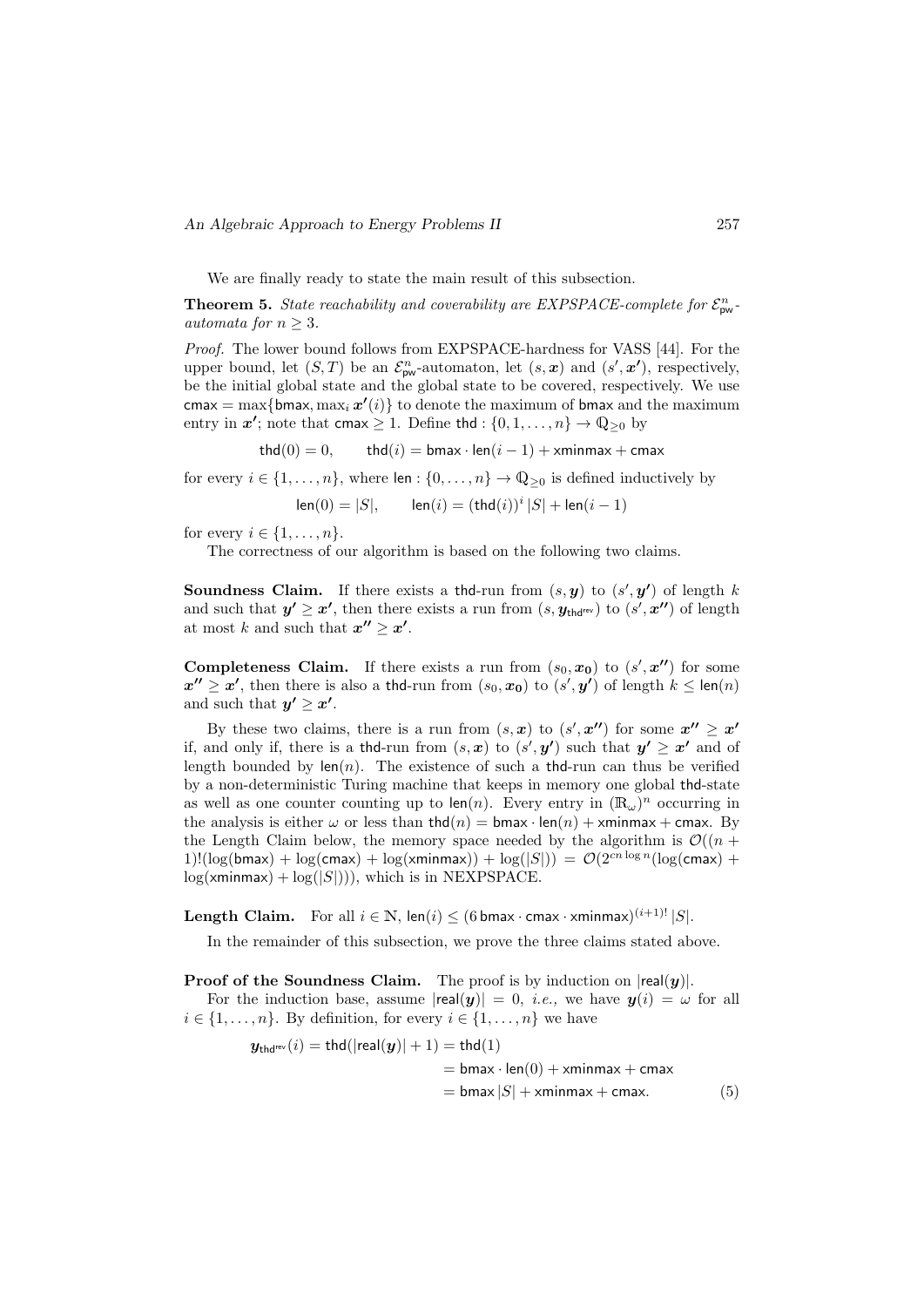We are finally ready to state the main result of this subsection.

**Theorem 5.** *State reachability and coverability are EXPSPACE-complete for $\mathcal{E}^n_{\mathsf{pw}}$-automata for $n \geq 3$.*

*Proof.* The lower bound follows from EXPSPACE-hardness for VASS [44]. For the upper bound, let $(S, T)$ be an $\mathcal{E}^n_{\mathsf{pw}}$-automaton, let $(s, \boldsymbol{x})$ and $(s', \boldsymbol{x'})$, respectively, be the initial global state and the global state to be covered, respectively. We use $\mathsf{cmax} = \max\{\mathsf{bmax}, \max_i \boldsymbol{x'}(i)\}$ to denote the maximum of $\mathsf{bmax}$ and the maximum entry in $\boldsymbol{x'}$; note that $\mathsf{cmax} \geq 1$. Define $\mathsf{thd} : \{0, 1, \dots, n\} \to \mathbb{Q}_{\geq 0}$ by

$$\mathsf{thd}(0) = 0, \qquad \mathsf{thd}(i) = \mathsf{bmax} \cdot \mathsf{len}(i-1) + \mathsf{xminmax} + \mathsf{cmax}$$

for every $i \in \{1, \dots, n\}$, where $\mathsf{len} : \{0, \dots, n\} \to \mathbb{Q}_{\geq 0}$ is defined inductively by

$$\mathsf{len}(0) = |S|, \qquad \mathsf{len}(i) = (\mathsf{thd}(i))^i \, |S| + \mathsf{len}(i-1)$$

for every $i \in \{1, \dots, n\}$.

The correctness of our algorithm is based on the following two claims.

**Soundness Claim.** If there exists a $\mathsf{thd}$-run from $(s, \boldsymbol{y})$ to $(s', \boldsymbol{y'})$ of length $k$ and such that $\boldsymbol{y'} \geq \boldsymbol{x'}$, then there exists a run from $(s, \boldsymbol{y}_{\mathsf{thd}^{\mathsf{rev}}})$ to $(s', \boldsymbol{x''})$ of length at most $k$ and such that $\boldsymbol{x''} \geq \boldsymbol{x'}$.

**Completeness Claim.** If there exists a run from $(s_0, \boldsymbol{x_0})$ to $(s', \boldsymbol{x''})$ for some $\boldsymbol{x''} \geq \boldsymbol{x'}$, then there is also a $\mathsf{thd}$-run from $(s_0, \boldsymbol{x_0})$ to $(s', \boldsymbol{y'})$ of length $k \leq \mathsf{len}(n)$ and such that $\boldsymbol{y'} \geq \boldsymbol{x'}$.

By these two claims, there is a run from $(s, \boldsymbol{x})$ to $(s', \boldsymbol{x''})$ for some $\boldsymbol{x''} \geq \boldsymbol{x'}$ if, and only if, there is a $\mathsf{thd}$-run from $(s, \boldsymbol{x})$ to $(s', \boldsymbol{y'})$ such that $\boldsymbol{y'} \geq \boldsymbol{x'}$ and of length bounded by $\mathsf{len}(n)$. The existence of such a $\mathsf{thd}$-run can thus be verified by a non-deterministic Turing machine that keeps in memory one global $\mathsf{thd}$-state as well as one counter counting up to $\mathsf{len}(n)$. Every entry in $(\mathbb{R}_\omega)^n$ occurring in the analysis is either $\omega$ or less than $\mathsf{thd}(n) = \mathsf{bmax} \cdot \mathsf{len}(n) + \mathsf{xminmax} + \mathsf{cmax}$. By the Length Claim below, the memory space needed by the algorithm is $\mathcal{O}((n+1)!(\log(\mathsf{bmax}) + \log(\mathsf{cmax}) + \log(\mathsf{xminmax})) + \log(|S|)) = \mathcal{O}(2^{cn \log n}(\log(\mathsf{cmax}) + \log(\mathsf{xminmax}) + \log(|S|)))$, which is in NEXPSPACE.

**Length Claim.** For all $i \in \mathbb{N}$, $\mathsf{len}(i) \leq (6\, \mathsf{bmax} \cdot \mathsf{cmax} \cdot \mathsf{xminmax})^{(i+1)!} \, |S|$.

In the remainder of this subsection, we prove the three claims stated above.

**Proof of the Soundness Claim.** The proof is by induction on $|\mathsf{real}(\boldsymbol{y})|$.

For the induction base, assume $|\mathsf{real}(\boldsymbol{y})| = 0$, *i.e.,* we have $\boldsymbol{y}(i) = \omega$ for all $i \in \{1, \dots, n\}$. By definition, for every $i \in \{1, \dots, n\}$ we have

$$\begin{aligned}
\boldsymbol{y}_{\mathsf{thd}^{\mathsf{rev}}}(i) = \mathsf{thd}(|\mathsf{real}(\boldsymbol{y})| + 1) &= \mathsf{thd}(1) \\
&= \mathsf{bmax} \cdot \mathsf{len}(0) + \mathsf{xminmax} + \mathsf{cmax} \\
&= \mathsf{bmax}\, |S| + \mathsf{xminmax} + \mathsf{cmax}. \qquad (5)
\end{aligned}$$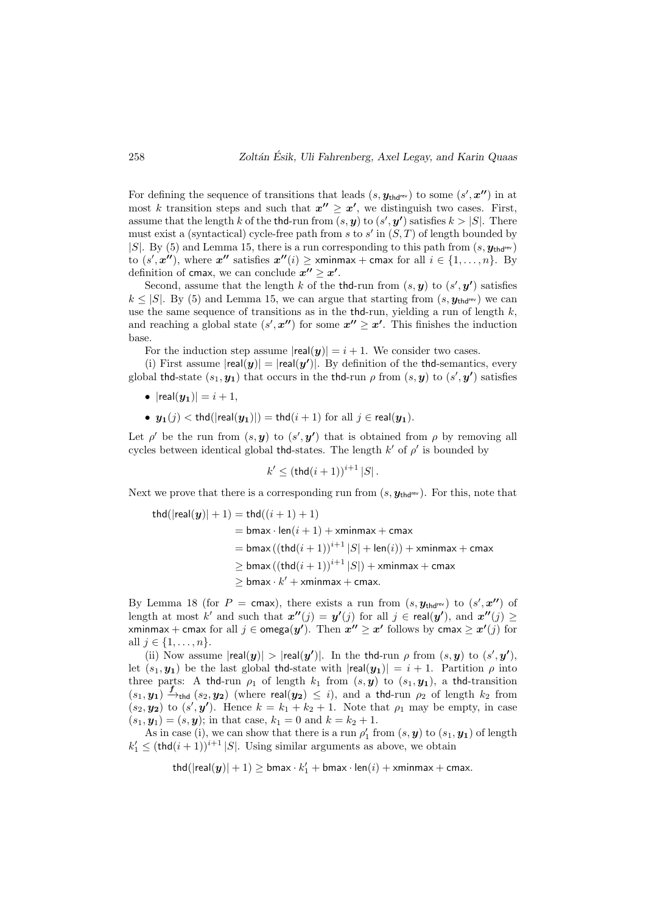For defining the sequence of transitions that leads $(s, \boldsymbol{y}_{\mathsf{thd}^{\mathsf{rev}}})$ to some $(s', \boldsymbol{x''})$ in at most $k$ transition steps and such that $\boldsymbol{x''} \geq \boldsymbol{x'}$, we distinguish two cases. First, assume that the length $k$ of the $\mathsf{thd}$-run from $(s, \boldsymbol{y})$ to $(s', \boldsymbol{y'})$ satisfies $k > |S|$. There must exist a (syntactical) cycle-free path from $s$ to $s'$ in $(S, T)$ of length bounded by $|S|$. By (5) and Lemma 15, there is a run corresponding to this path from $(s, \boldsymbol{y}_{\mathsf{thd}^{\mathsf{rev}}})$ to $(s', \boldsymbol{x''})$, where $\boldsymbol{x''}$ satisfies $\boldsymbol{x''}(i) \geq \mathsf{xminmax} + \mathsf{cmax}$ for all $i \in \{1, \dots, n\}$. By definition of $\mathsf{cmax}$, we can conclude $\boldsymbol{x''} \geq \boldsymbol{x'}$.

Second, assume that the length $k$ of the $\mathsf{thd}$-run from $(s, \boldsymbol{y})$ to $(s', \boldsymbol{y'})$ satisfies $k \leq |S|$. By (5) and Lemma 15, we can argue that starting from $(s, \boldsymbol{y}_{\mathsf{thd}^{\mathsf{rev}}})$ we can use the same sequence of transitions as in the $\mathsf{thd}$-run, yielding a run of length $k$, and reaching a global state $(s', \boldsymbol{x''})$ for some $\boldsymbol{x''} \geq \boldsymbol{x'}$. This finishes the induction base.

For the induction step assume $|\mathsf{real}(\boldsymbol{y})| = i + 1$. We consider two cases.

(i) First assume $|\mathsf{real}(\boldsymbol{y})| = |\mathsf{real}(\boldsymbol{y'})|$. By definition of the $\mathsf{thd}$-semantics, every global $\mathsf{thd}$-state $(s_1, \boldsymbol{y_1})$ that occurs in the $\mathsf{thd}$-run $\rho$ from $(s, \boldsymbol{y})$ to $(s', \boldsymbol{y'})$ satisfies

- $|\mathsf{real}(\boldsymbol{y_1})| = i + 1$,
- $\boldsymbol{y_1}(j) < \mathsf{thd}(|\mathsf{real}(\boldsymbol{y_1})|) = \mathsf{thd}(i + 1)$ for all $j \in \mathsf{real}(\boldsymbol{y_1})$.

Let $\rho'$ be the run from $(s, \boldsymbol{y})$ to $(s', \boldsymbol{y'})$ that is obtained from $\rho$ by removing all cycles between identical global $\mathsf{thd}$-states. The length $k'$ of $\rho'$ is bounded by

$$k' \leq (\mathsf{thd}(i+1))^{i+1} |S| \, .$$

Next we prove that there is a corresponding run from $(s, \boldsymbol{y}_{\mathsf{thd}^{\mathsf{rev}}})$. For this, note that

$$\begin{aligned}
\mathsf{thd}(|\mathsf{real}(\boldsymbol{y})| + 1) &= \mathsf{thd}((i + 1) + 1) \\
&= \mathsf{bmax} \cdot \mathsf{len}(i + 1) + \mathsf{xminmax} + \mathsf{cmax} \\
&= \mathsf{bmax} \left( (\mathsf{thd}(i+1))^{i+1} |S| + \mathsf{len}(i) \right) + \mathsf{xminmax} + \mathsf{cmax} \\
&\geq \mathsf{bmax} \left( (\mathsf{thd}(i+1))^{i+1} |S| \right) + \mathsf{xminmax} + \mathsf{cmax} \\
&\geq \mathsf{bmax} \cdot k' + \mathsf{xminmax} + \mathsf{cmax}.
\end{aligned}$$

By Lemma 18 (for $P = \mathsf{cmax}$), there exists a run from $(s, \boldsymbol{y}_{\mathsf{thd}^{\mathsf{rev}}})$ to $(s', \boldsymbol{x''})$ of length at most $k'$ and such that $\boldsymbol{x''}(j) = \boldsymbol{y'}(j)$ for all $j \in \mathsf{real}(\boldsymbol{y'})$, and $\boldsymbol{x''}(j) \geq \mathsf{xminmax} + \mathsf{cmax}$ for all $j \in \mathsf{omega}(\boldsymbol{y'})$. Then $\boldsymbol{x''} \geq \boldsymbol{x'}$ follows by $\mathsf{cmax} \geq \boldsymbol{x'}(j)$ for all $j \in \{1, \dots, n\}$.

(ii) Now assume $|\mathsf{real}(\boldsymbol{y})| > |\mathsf{real}(\boldsymbol{y'})|$. In the $\mathsf{thd}$-run $\rho$ from $(s, \boldsymbol{y})$ to $(s', \boldsymbol{y'})$, let $(s_1, \boldsymbol{y_1})$ be the last global $\mathsf{thd}$-state with $|\mathsf{real}(\boldsymbol{y_1})| = i + 1$. Partition $\rho$ into three parts: A $\mathsf{thd}$-run $\rho_1$ of length $k_1$ from $(s, \boldsymbol{y})$ to $(s_1, \boldsymbol{y_1})$, a $\mathsf{thd}$-transition $(s_1, \boldsymbol{y_1}) \xrightarrow{\boldsymbol{f}}_{\mathsf{thd}} (s_2, \boldsymbol{y_2})$ (where $\mathsf{real}(\boldsymbol{y_2}) \leq i$), and a $\mathsf{thd}$-run $\rho_2$ of length $k_2$ from $(s_2, \boldsymbol{y_2})$ to $(s', \boldsymbol{y'})$. Hence $k = k_1 + k_2 + 1$. Note that $\rho_1$ may be empty, in case $(s_1, \boldsymbol{y_1}) = (s, \boldsymbol{y})$; in that case, $k_1 = 0$ and $k = k_2 + 1$.

As in case (i), we can show that there is a run $\rho'_1$ from $(s, \boldsymbol{y})$ to $(s_1, \boldsymbol{y_1})$ of length $k'_1 \leq (\mathsf{thd}(i+1))^{i+1} |S|$. Using similar arguments as above, we obtain

$$\mathsf{thd}(|\mathsf{real}(\boldsymbol{y})| + 1) \geq \mathsf{bmax} \cdot k'_1 + \mathsf{bmax} \cdot \mathsf{len}(i) + \mathsf{xminmax} + \mathsf{cmax}.$$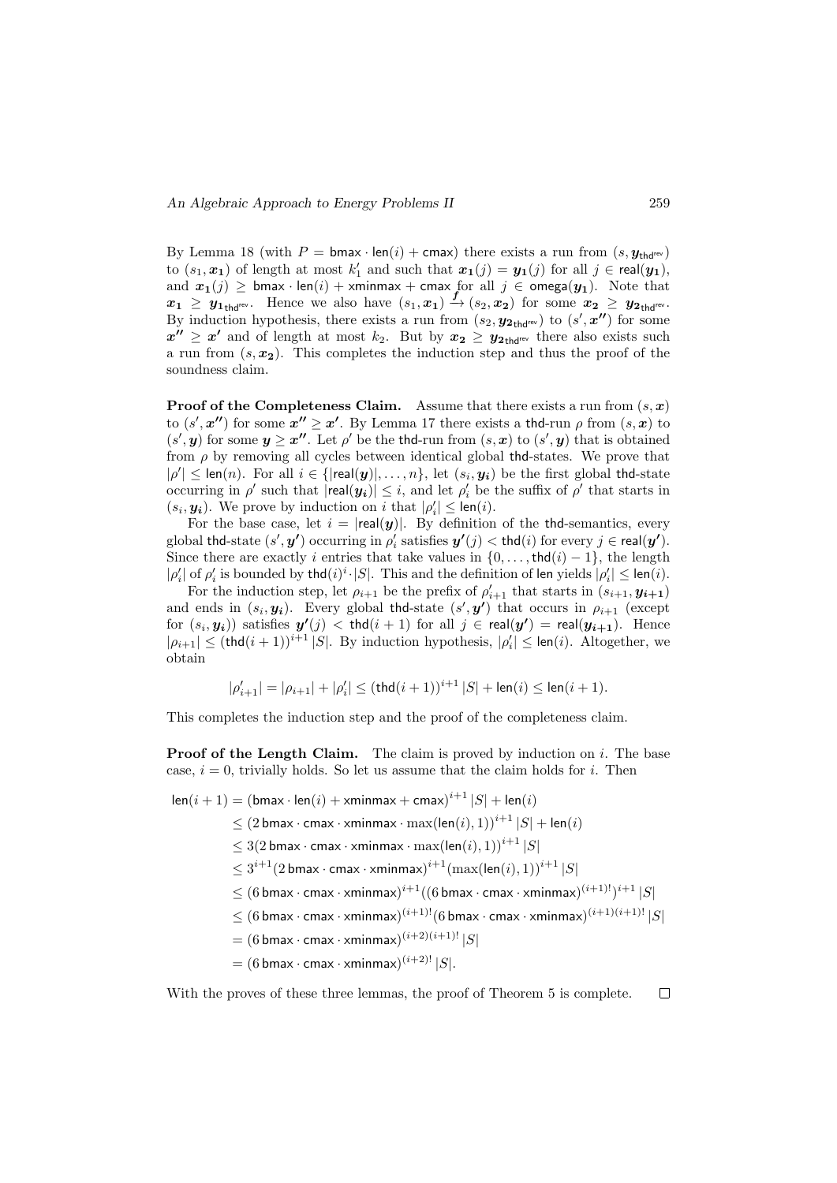By Lemma 18 (with $P = \mathsf{bmax} \cdot \mathsf{len}(i) + \mathsf{cmax}$) there exists a run from $(s, \boldsymbol{y}_{\mathsf{thd}^{\mathsf{rev}}})$ to $(s_1, \boldsymbol{x_1})$ of length at most $k_1'$ and such that $\boldsymbol{x_1}(j) = \boldsymbol{y_1}(j)$ for all $j \in \mathsf{real}(\boldsymbol{y_1})$, and $\boldsymbol{x_1}(j) \geq \mathsf{bmax} \cdot \mathsf{len}(i) + \mathsf{xminmax} + \mathsf{cmax}$ for all $j \in \mathsf{omega}(\boldsymbol{y_1})$. Note that $\boldsymbol{x_1} \geq \boldsymbol{y_1}_{\mathsf{thd}^{\mathsf{rev}}}$. Hence we also have $(s_1, \boldsymbol{x_1}) \xrightarrow{f} (s_2, \boldsymbol{x_2})$ for some $\boldsymbol{x_2} \geq \boldsymbol{y_2}_{\mathsf{thd}^{\mathsf{rev}}}$. By induction hypothesis, there exists a run from $(s_2, \boldsymbol{y_2}_{\mathsf{thd}^{\mathsf{rev}}})$ to $(s', \boldsymbol{x''})$ for some $\boldsymbol{x''} \geq \boldsymbol{x'}$ and of length at most $k_2$. But by $\boldsymbol{x_2} \geq \boldsymbol{y_2}_{\mathsf{thd}^{\mathsf{rev}}}$ there also exists such a run from $(s, \boldsymbol{x_2})$. This completes the induction step and thus the proof of the soundness claim.

**Proof of the Completeness Claim.** Assume that there exists a run from $(s, \boldsymbol{x})$ to $(s', \boldsymbol{x''})$ for some $\boldsymbol{x''} \geq \boldsymbol{x'}$. By Lemma 17 there exists a $\mathsf{thd}$-run $\rho$ from $(s, \boldsymbol{x})$ to $(s', \boldsymbol{y})$ for some $\boldsymbol{y} \geq \boldsymbol{x''}$. Let $\rho'$ be the $\mathsf{thd}$-run from $(s, \boldsymbol{x})$ to $(s', \boldsymbol{y})$ that is obtained from $\rho$ by removing all cycles between identical global $\mathsf{thd}$-states. We prove that $|\rho'| \leq \mathsf{len}(n)$. For all $i \in \{|\mathsf{real}(\boldsymbol{y})|, \ldots, n\}$, let $(s_i, \boldsymbol{y_i})$ be the first global $\mathsf{thd}$-state occurring in $\rho'$ such that $|\mathsf{real}(\boldsymbol{y_i})| \leq i$, and let $\rho_i'$ be the suffix of $\rho'$ that starts in $(s_i, \boldsymbol{y_i})$. We prove by induction on $i$ that $|\rho_i'| \leq \mathsf{len}(i)$.

For the base case, let $i = |\mathsf{real}(\boldsymbol{y})|$. By definition of the $\mathsf{thd}$-semantics, every global $\mathsf{thd}$-state $(s', \boldsymbol{y'})$ occurring in $\rho_i'$ satisfies $\boldsymbol{y'}(j) < \mathsf{thd}(i)$ for every $j \in \mathsf{real}(\boldsymbol{y'})$. Since there are exactly $i$ entries that take values in $\{0, \ldots, \mathsf{thd}(i) - 1\}$, the length $|\rho_i'|$ of $\rho_i'$ is bounded by $\mathsf{thd}(i)^i \cdot |S|$. This and the definition of $\mathsf{len}$ yields $|\rho_i'| \leq \mathsf{len}(i)$.

For the induction step, let $\rho_{i+1}$ be the prefix of $\rho_{i+1}'$ that starts in $(s_{i+1}, \boldsymbol{y_{i+1}})$ and ends in $(s_i, \boldsymbol{y_i})$. Every global $\mathsf{thd}$-state $(s', \boldsymbol{y'})$ that occurs in $\rho_{i+1}$ (except for $(s_i, \boldsymbol{y_i})$) satisfies $\boldsymbol{y'}(j) < \mathsf{thd}(i+1)$ for all $j \in \mathsf{real}(\boldsymbol{y'}) = \mathsf{real}(\boldsymbol{y_{i+1}})$. Hence $|\rho_{i+1}| \leq (\mathsf{thd}(i+1))^{i+1} |S|$. By induction hypothesis, $|\rho_i'| \leq \mathsf{len}(i)$. Altogether, we obtain

$$|\rho_{i+1}'| = |\rho_{i+1}| + |\rho_i'| \leq (\mathsf{thd}(i+1))^{i+1} |S| + \mathsf{len}(i) \leq \mathsf{len}(i+1).$$

This completes the induction step and the proof of the completeness claim.

**Proof of the Length Claim.** The claim is proved by induction on $i$. The base case, $i = 0$, trivially holds. So let us assume that the claim holds for $i$. Then

$$\begin{aligned}
\mathsf{len}(i+1) &= (\mathsf{bmax} \cdot \mathsf{len}(i) + \mathsf{xminmax} + \mathsf{cmax})^{i+1} |S| + \mathsf{len}(i) \\
&\leq (2\,\mathsf{bmax} \cdot \mathsf{cmax} \cdot \mathsf{xminmax} \cdot \max(\mathsf{len}(i), 1))^{i+1} |S| + \mathsf{len}(i) \\
&\leq 3(2\,\mathsf{bmax} \cdot \mathsf{cmax} \cdot \mathsf{xminmax} \cdot \max(\mathsf{len}(i), 1))^{i+1} |S| \\
&\leq 3^{i+1}(2\,\mathsf{bmax} \cdot \mathsf{cmax} \cdot \mathsf{xminmax})^{i+1} (\max(\mathsf{len}(i), 1))^{i+1} |S| \\
&\leq (6\,\mathsf{bmax} \cdot \mathsf{cmax} \cdot \mathsf{xminmax})^{i+1} ((6\,\mathsf{bmax} \cdot \mathsf{cmax} \cdot \mathsf{xminmax})^{(i+1)!})^{i+1} |S| \\
&\leq (6\,\mathsf{bmax} \cdot \mathsf{cmax} \cdot \mathsf{xminmax})^{(i+1)!} (6\,\mathsf{bmax} \cdot \mathsf{cmax} \cdot \mathsf{xminmax})^{(i+1)(i+1)!} |S| \\
&= (6\,\mathsf{bmax} \cdot \mathsf{cmax} \cdot \mathsf{xminmax})^{(i+2)(i+1)!} |S| \\
&= (6\,\mathsf{bmax} \cdot \mathsf{cmax} \cdot \mathsf{xminmax})^{(i+2)!} |S|.
\end{aligned}$$

With the proves of these three lemmas, the proof of Theorem 5 is complete. □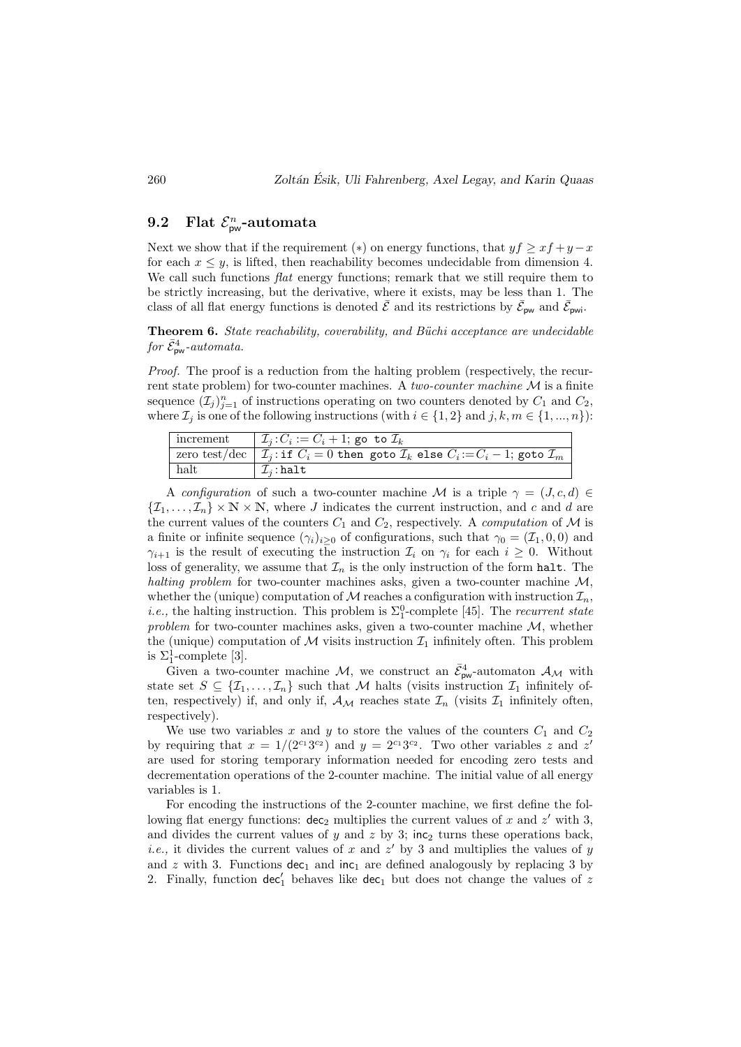## 9.2 Flat $\mathcal{E}^n_{\mathsf{pw}}$-automata

Next we show that if the requirement $(*)$ on energy functions, that $yf \geq xf + y - x$ for each $x \leq y$, is lifted, then reachability becomes undecidable from dimension 4. We call such functions *flat* energy functions; remark that we still require them to be strictly increasing, but the derivative, where it exists, may be less than 1. The class of all flat energy functions is denoted $\bar{\mathcal{E}}$ and its restrictions by $\bar{\mathcal{E}}_{\mathsf{pw}}$ and $\bar{\mathcal{E}}_{\mathsf{pwi}}$.

**Theorem 6.** *State reachability, coverability, and Büchi acceptance are undecidable for $\bar{\mathcal{E}}^4_{\mathsf{pw}}$-automata.*

*Proof.* The proof is a reduction from the halting problem (respectively, the recurrent state problem) for two-counter machines. A *two-counter machine* $\mathcal{M}$ is a finite sequence $(\mathcal{I}_j)_{j=1}^n$ of instructions operating on two counters denoted by $C_1$ and $C_2$, where $\mathcal{I}_j$ is one of the following instructions (with $i \in \{1, 2\}$ and $j, k, m \in \{1, ..., n\}$):

| | |
|---|---|
| increment | $\mathcal{I}_j : C_i := C_i + 1$; `go to` $\mathcal{I}_k$ |
| zero test/dec | $\mathcal{I}_j :$ `if` $C_i = 0$ `then goto` $\mathcal{I}_k$ `else` $C_i := C_i - 1$; `goto` $\mathcal{I}_m$ |
| halt | $\mathcal{I}_j :$ `halt` |

A *configuration* of such a two-counter machine $\mathcal{M}$ is a triple $\gamma = (J, c, d) \in \{\mathcal{I}_1, \ldots, \mathcal{I}_n\} \times \mathbb{N} \times \mathbb{N}$, where $J$ indicates the current instruction, and $c$ and $d$ are the current values of the counters $C_1$ and $C_2$, respectively. A *computation* of $\mathcal{M}$ is a finite or infinite sequence $(\gamma_i)_{i \geq 0}$ of configurations, such that $\gamma_0 = (\mathcal{I}_1, 0, 0)$ and $\gamma_{i+1}$ is the result of executing the instruction $\mathcal{I}_i$ on $\gamma_i$ for each $i \geq 0$. Without loss of generality, we assume that $\mathcal{I}_n$ is the only instruction of the form `halt`. The *halting problem* for two-counter machines asks, given a two-counter machine $\mathcal{M}$, whether the (unique) computation of $\mathcal{M}$ reaches a configuration with instruction $\mathcal{I}_n$, *i.e.,* the halting instruction. This problem is $\Sigma^0_1$-complete [45]. The *recurrent state problem* for two-counter machines asks, given a two-counter machine $\mathcal{M}$, whether the (unique) computation of $\mathcal{M}$ visits instruction $\mathcal{I}_1$ infinitely often. This problem is $\Sigma^1_1$-complete [3].

Given a two-counter machine $\mathcal{M}$, we construct an $\bar{\mathcal{E}}^4_{\mathsf{pw}}$-automaton $\mathcal{A}_{\mathcal{M}}$ with state set $S \subseteq \{\mathcal{I}_1, \ldots, \mathcal{I}_n\}$ such that $\mathcal{M}$ halts (visits instruction $\mathcal{I}_1$ infinitely often, respectively) if, and only if, $\mathcal{A}_{\mathcal{M}}$ reaches state $\mathcal{I}_n$ (visits $\mathcal{I}_1$ infinitely often, respectively).

We use two variables $x$ and $y$ to store the values of the counters $C_1$ and $C_2$ by requiring that $x = 1/(2^{c_1}3^{c_2})$ and $y = 2^{c_1}3^{c_2}$. Two other variables $z$ and $z'$ are used for storing temporary information needed for encoding zero tests and decrementation operations of the 2-counter machine. The initial value of all energy variables is 1.

For encoding the instructions of the 2-counter machine, we first define the following flat energy functions: $\mathsf{dec}_2$ multiplies the current values of $x$ and $z'$ with 3, and divides the current values of $y$ and $z$ by 3; $\mathsf{inc}_2$ turns these operations back, *i.e.,* it divides the current values of $x$ and $z'$ by 3 and multiplies the values of $y$ and $z$ with 3. Functions $\mathsf{dec}_1$ and $\mathsf{inc}_1$ are defined analogously by replacing 3 by 2. Finally, function $\mathsf{dec}'_1$ behaves like $\mathsf{dec}_1$ but does not change the values of $z$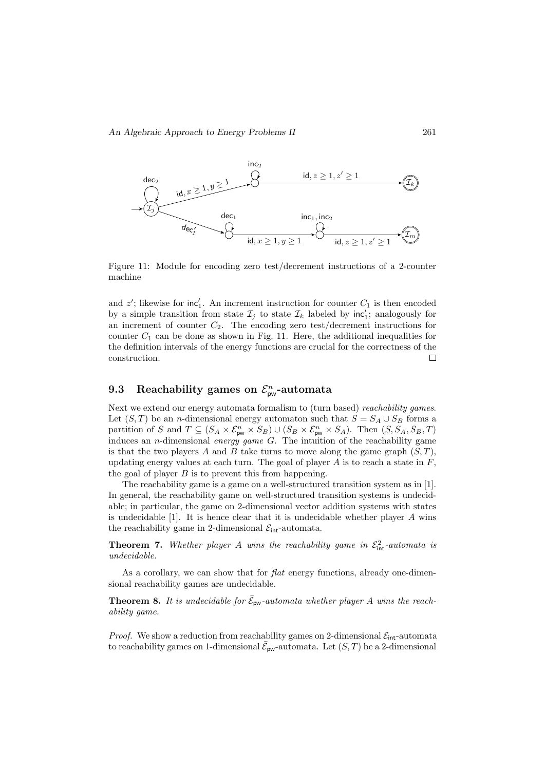Figure 11: Module for encoding zero test/decrement instructions of a 2-counter machine

and $z'$; likewise for $\mathsf{inc}_1'$. An increment instruction for counter $C_1$ is then encoded by a simple transition from state $\mathcal{I}_j$ to state $\mathcal{I}_k$ labeled by $\mathsf{inc}_1'$; analogously for an increment of counter $C_2$. The encoding zero test/decrement instructions for counter $C_1$ can be done as shown in Fig. 11. Here, the additional inequalities for the definition intervals of the energy functions are crucial for the correctness of the construction. □

### 9.3 Reachability games on $\mathcal{E}^n_{\mathsf{pw}}$-automata

Next we extend our energy automata formalism to (turn based) *reachability games*. Let $(S, T)$ be an $n$-dimensional energy automaton such that $S = S_A \cup S_B$ forms a partition of $S$ and $T \subseteq (S_A \times \mathcal{E}^n_{\mathsf{pw}} \times S_B) \cup (S_B \times \mathcal{E}^n_{\mathsf{pw}} \times S_A)$. Then $(S, S_A, S_B, T)$ induces an $n$-dimensional *energy game* $G$. The intuition of the reachability game is that the two players $A$ and $B$ take turns to move along the game graph $(S, T)$, updating energy values at each turn. The goal of player $A$ is to reach a state in $F$, the goal of player $B$ is to prevent this from happening.

The reachability game is a game on a well-structured transition system as in [1]. In general, the reachability game on well-structured transition systems is undecidable; in particular, the game on 2-dimensional vector addition systems with states is undecidable [1]. It is hence clear that it is undecidable whether player $A$ wins the reachability game in 2-dimensional $\mathcal{E}_{\mathsf{int}}$-automata.

**Theorem 7.** *Whether player A wins the reachability game in $\mathcal{E}^2_{\mathsf{int}}$-automata is undecidable.*

As a corollary, we can show that for *flat* energy functions, already one-dimensional reachability games are undecidable.

**Theorem 8.** *It is undecidable for $\bar{\mathcal{E}}_{\mathsf{pw}}$-automata whether player A wins the reachability game.*

*Proof.* We show a reduction from reachability games on 2-dimensional $\mathcal{E}_{\mathsf{int}}$-automata to reachability games on 1-dimensional $\bar{\mathcal{E}}_{\mathsf{pw}}$-automata. Let $(S, T)$ be a 2-dimensional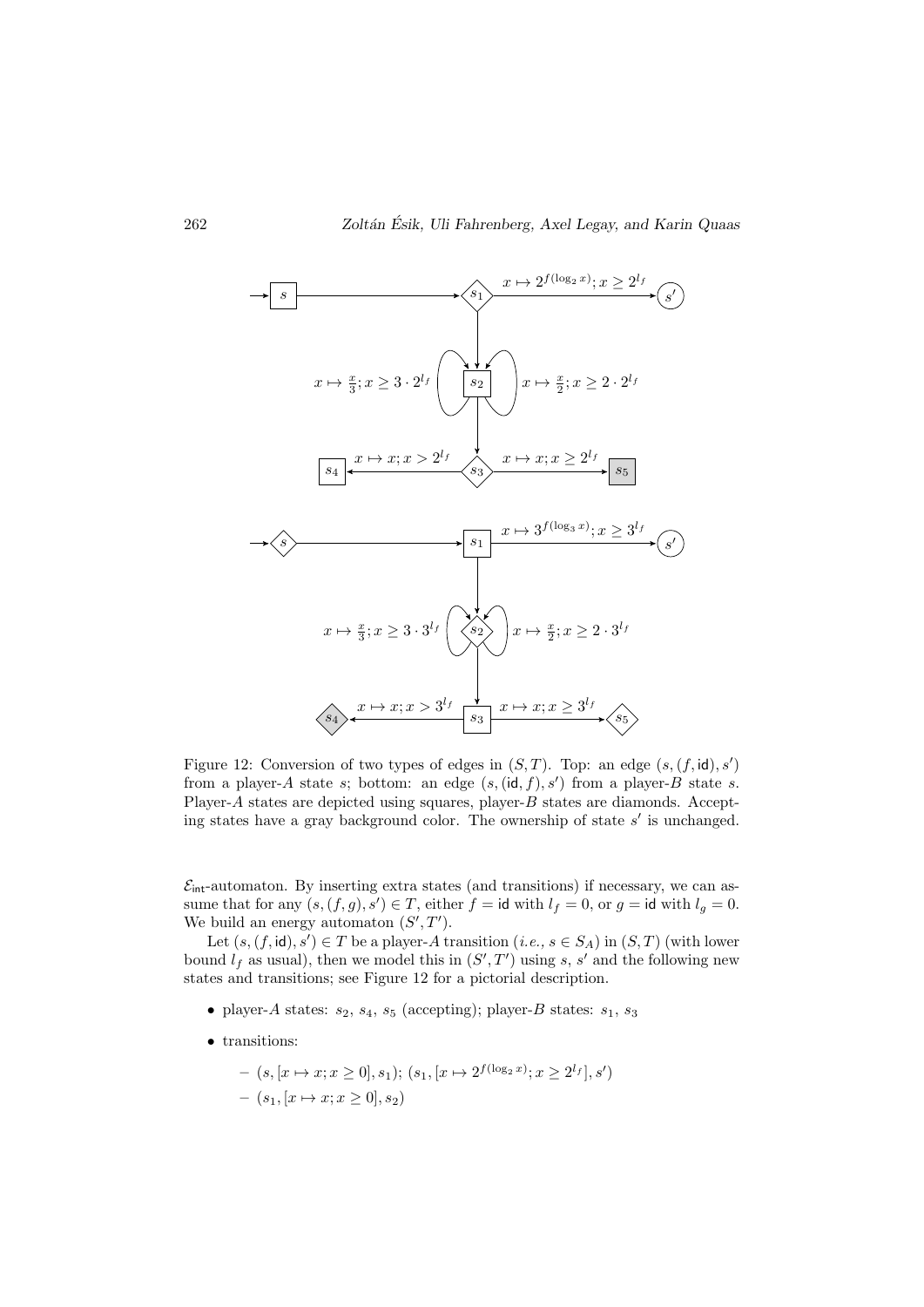Figure 12: Conversion of two types of edges in $(S, T)$. Top: an edge $(s, (f, \mathsf{id}), s')$ from a player-$A$ state $s$; bottom: an edge $(s, (\mathsf{id}, f), s')$ from a player-$B$ state $s$. Player-$A$ states are depicted using squares, player-$B$ states are diamonds. Accepting states have a gray background color. The ownership of state $s'$ is unchanged.

$\mathcal{E}_{\mathsf{int}}$-automaton. By inserting extra states (and transitions) if necessary, we can assume that for any $(s, (f, g), s') \in T$, either $f = \mathsf{id}$ with $l_f = 0$, or $g = \mathsf{id}$ with $l_g = 0$. We build an energy automaton $(S', T')$.

Let $(s, (f, \mathsf{id}), s') \in T$ be a player-$A$ transition (*i.e.*, $s \in S_A$) in $(S, T)$ (with lower bound $l_f$ as usual), then we model this in $(S', T')$ using $s$, $s'$ and the following new states and transitions; see Figure 12 for a pictorial description.

- player-$A$ states: $s_2$, $s_4$, $s_5$ (accepting); player-$B$ states: $s_1$, $s_3$
- transitions:
  - $(s, [x \mapsto x; x \geq 0], s_1)$; $(s_1, [x \mapsto 2^{f(\log_2 x)}; x \geq 2^{l_f}], s')$
  - $(s_1, [x \mapsto x; x \geq 0], s_2)$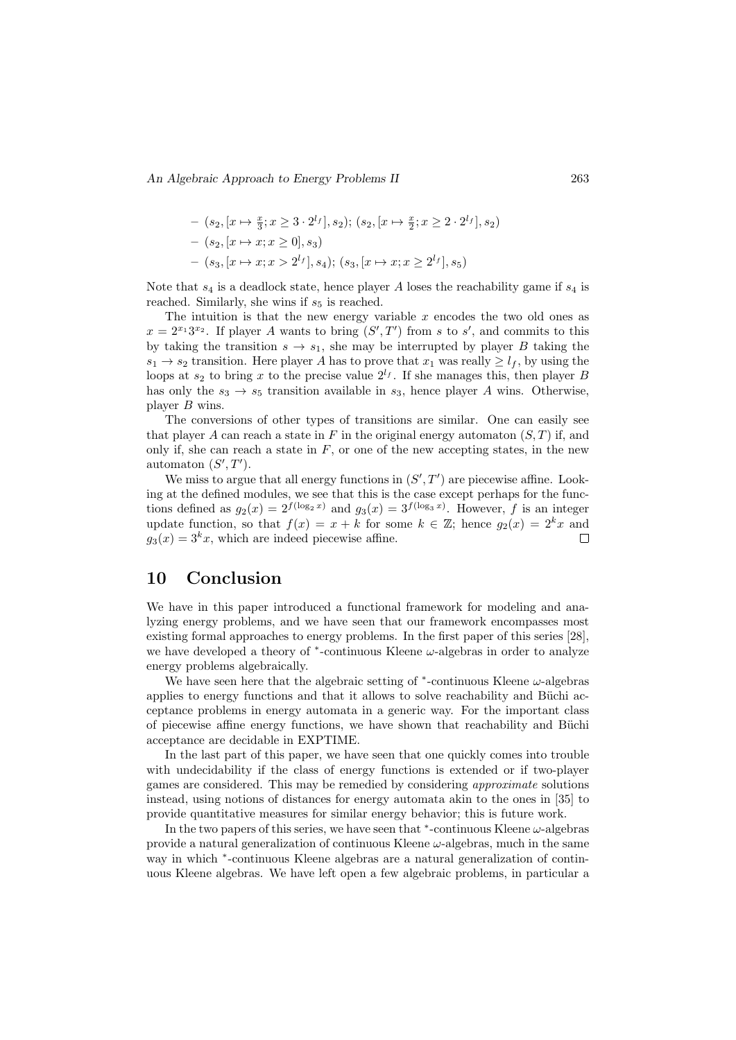- $(s_2, [x \mapsto \frac{x}{3}; x \geq 3 \cdot 2^{l_f}], s_2)$; $(s_2, [x \mapsto \frac{x}{2}; x \geq 2 \cdot 2^{l_f}], s_2)$
- $(s_2, [x \mapsto x; x \geq 0], s_3)$
- $(s_3, [x \mapsto x; x > 2^{l_f}], s_4)$; $(s_3, [x \mapsto x; x \geq 2^{l_f}], s_5)$

Note that $s_4$ is a deadlock state, hence player $A$ loses the reachability game if $s_4$ is reached. Similarly, she wins if $s_5$ is reached.

The intuition is that the new energy variable $x$ encodes the two old ones as $x = 2^{x_1} 3^{x_2}$. If player $A$ wants to bring $(S', T')$ from $s$ to $s'$, and commits to this by taking the transition $s \to s_1$, she may be interrupted by player $B$ taking the $s_1 \to s_2$ transition. Here player $A$ has to prove that $x_1$ was really $\geq l_f$, by using the loops at $s_2$ to bring $x$ to the precise value $2^{l_f}$. If she manages this, then player $B$ has only the $s_3 \to s_5$ transition available in $s_3$, hence player $A$ wins. Otherwise, player $B$ wins.

The conversions of other types of transitions are similar. One can easily see that player $A$ can reach a state in $F$ in the original energy automaton $(S, T)$ if, and only if, she can reach a state in $F$, or one of the new accepting states, in the new automaton $(S', T')$.

We miss to argue that all energy functions in $(S', T')$ are piecewise affine. Looking at the defined modules, we see that this is the case except perhaps for the functions defined as $g_2(x) = 2^{f(\log_2 x)}$ and $g_3(x) = 3^{f(\log_3 x)}$. However, $f$ is an integer update function, so that $f(x) = x + k$ for some $k \in \mathbb{Z}$; hence $g_2(x) = 2^k x$ and $g_3(x) = 3^k x$, which are indeed piecewise affine. □

## 10 Conclusion

We have in this paper introduced a functional framework for modeling and analyzing energy problems, and we have seen that our framework encompasses most existing formal approaches to energy problems. In the first paper of this series [28], we have developed a theory of $^*$-continuous Kleene $\omega$-algebras in order to analyze energy problems algebraically.

We have seen here that the algebraic setting of $^*$-continuous Kleene $\omega$-algebras applies to energy functions and that it allows to solve reachability and Büchi acceptance problems in energy automata in a generic way. For the important class of piecewise affine energy functions, we have shown that reachability and Büchi acceptance are decidable in EXPTIME.

In the last part of this paper, we have seen that one quickly comes into trouble with undecidability if the class of energy functions is extended or if two-player games are considered. This may be remedied by considering *approximate* solutions instead, using notions of distances for energy automata akin to the ones in [35] to provide quantitative measures for similar energy behavior; this is future work.

In the two papers of this series, we have seen that $^*$-continuous Kleene $\omega$-algebras provide a natural generalization of continuous Kleene $\omega$-algebras, much in the same way in which $^*$-continuous Kleene algebras are a natural generalization of continuous Kleene algebras. We have left open a few algebraic problems, in particular a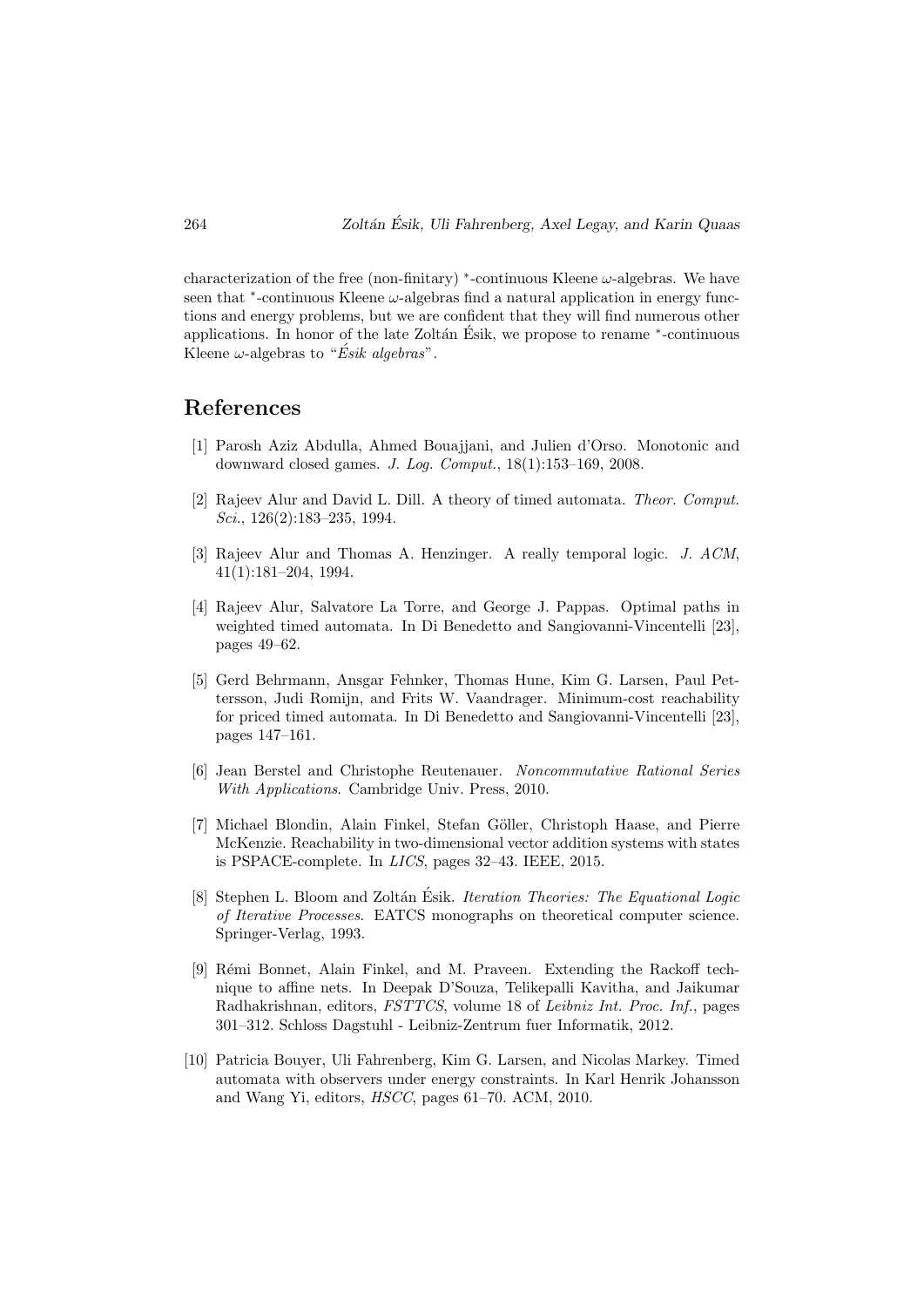characterization of the free (non-finitary) $^*$-continuous Kleene $\omega$-algebras. We have seen that $^*$-continuous Kleene $\omega$-algebras find a natural application in energy functions and energy problems, but we are confident that they will find numerous other applications. In honor of the late Zoltán Ésik, we propose to rename $^*$-continuous Kleene $\omega$-algebras to "*Ésik algebras*".

## References

[1] Parosh Aziz Abdulla, Ahmed Bouajjani, and Julien d'Orso. Monotonic and downward closed games. *J. Log. Comput.*, 18(1):153–169, 2008.

[2] Rajeev Alur and David L. Dill. A theory of timed automata. *Theor. Comput. Sci.*, 126(2):183–235, 1994.

[3] Rajeev Alur and Thomas A. Henzinger. A really temporal logic. *J. ACM*, 41(1):181–204, 1994.

[4] Rajeev Alur, Salvatore La Torre, and George J. Pappas. Optimal paths in weighted timed automata. In Di Benedetto and Sangiovanni-Vincentelli [23], pages 49–62.

[5] Gerd Behrmann, Ansgar Fehnker, Thomas Hune, Kim G. Larsen, Paul Pettersson, Judi Romijn, and Frits W. Vaandrager. Minimum-cost reachability for priced timed automata. In Di Benedetto and Sangiovanni-Vincentelli [23], pages 147–161.

[6] Jean Berstel and Christophe Reutenauer. *Noncommutative Rational Series With Applications*. Cambridge Univ. Press, 2010.

[7] Michael Blondin, Alain Finkel, Stefan Göller, Christoph Haase, and Pierre McKenzie. Reachability in two-dimensional vector addition systems with states is PSPACE-complete. In *LICS*, pages 32–43. IEEE, 2015.

[8] Stephen L. Bloom and Zoltán Ésik. *Iteration Theories: The Equational Logic of Iterative Processes*. EATCS monographs on theoretical computer science. Springer-Verlag, 1993.

[9] Rémi Bonnet, Alain Finkel, and M. Praveen. Extending the Rackoff technique to affine nets. In Deepak D'Souza, Telikepalli Kavitha, and Jaikumar Radhakrishnan, editors, *FSTTCS*, volume 18 of *Leibniz Int. Proc. Inf.*, pages 301–312. Schloss Dagstuhl - Leibniz-Zentrum fuer Informatik, 2012.

[10] Patricia Bouyer, Uli Fahrenberg, Kim G. Larsen, and Nicolas Markey. Timed automata with observers under energy constraints. In Karl Henrik Johansson and Wang Yi, editors, *HSCC*, pages 61–70. ACM, 2010.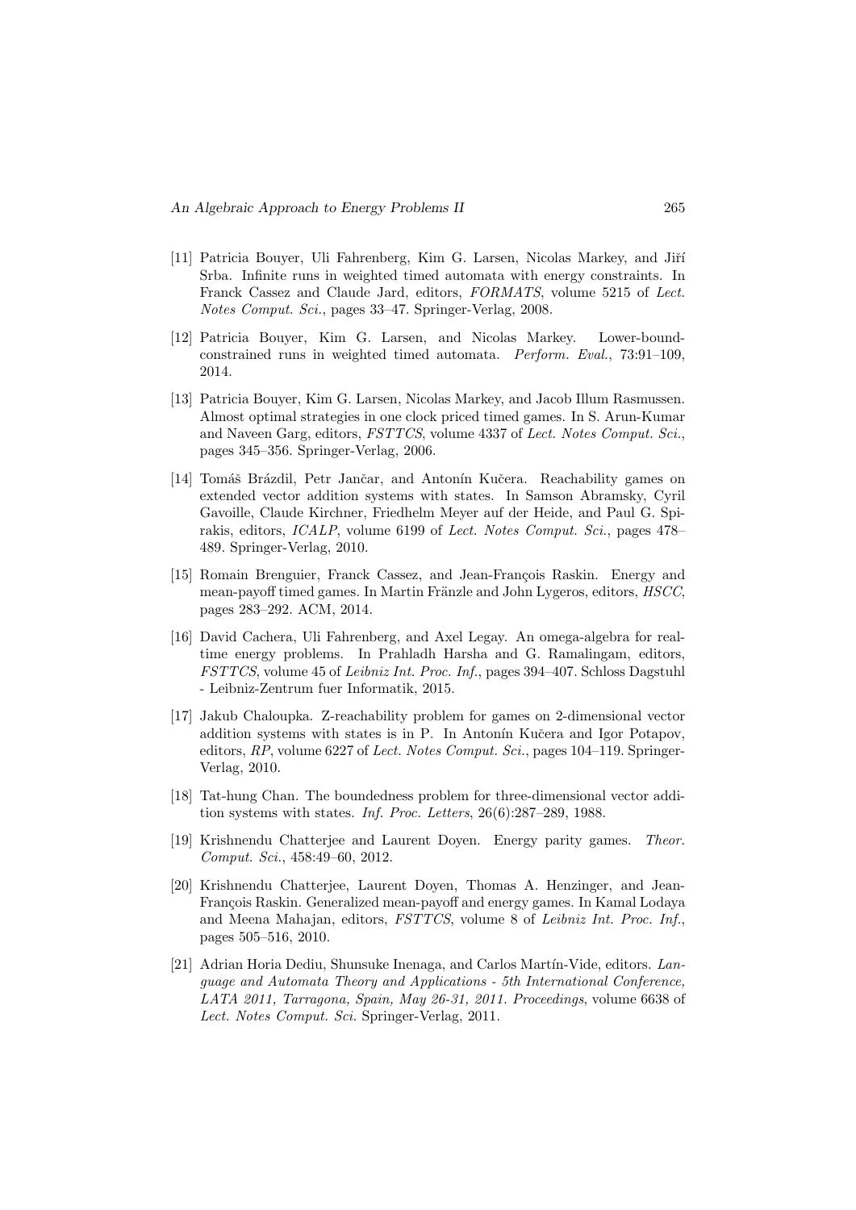[11] Patricia Bouyer, Uli Fahrenberg, Kim G. Larsen, Nicolas Markey, and Jiří Srba. Infinite runs in weighted timed automata with energy constraints. In Franck Cassez and Claude Jard, editors, *FORMATS*, volume 5215 of *Lect. Notes Comput. Sci.*, pages 33–47. Springer-Verlag, 2008.

[12] Patricia Bouyer, Kim G. Larsen, and Nicolas Markey. Lower-bound-constrained runs in weighted timed automata. *Perform. Eval.*, 73:91–109, 2014.

[13] Patricia Bouyer, Kim G. Larsen, Nicolas Markey, and Jacob Illum Rasmussen. Almost optimal strategies in one clock priced timed games. In S. Arun-Kumar and Naveen Garg, editors, *FSTTCS*, volume 4337 of *Lect. Notes Comput. Sci.*, pages 345–356. Springer-Verlag, 2006.

[14] Tomáš Brázdil, Petr Jančar, and Antonín Kučera. Reachability games on extended vector addition systems with states. In Samson Abramsky, Cyril Gavoille, Claude Kirchner, Friedhelm Meyer auf der Heide, and Paul G. Spirakis, editors, *ICALP*, volume 6199 of *Lect. Notes Comput. Sci.*, pages 478–489. Springer-Verlag, 2010.

[15] Romain Brenguier, Franck Cassez, and Jean-François Raskin. Energy and mean-payoff timed games. In Martin Fränzle and John Lygeros, editors, *HSCC*, pages 283–292. ACM, 2014.

[16] David Cachera, Uli Fahrenberg, and Axel Legay. An omega-algebra for real-time energy problems. In Prahladh Harsha and G. Ramalingam, editors, *FSTTCS*, volume 45 of *Leibniz Int. Proc. Inf.*, pages 394–407. Schloss Dagstuhl - Leibniz-Zentrum fuer Informatik, 2015.

[17] Jakub Chaloupka. Z-reachability problem for games on 2-dimensional vector addition systems with states is in P. In Antonín Kučera and Igor Potapov, editors, *RP*, volume 6227 of *Lect. Notes Comput. Sci.*, pages 104–119. Springer-Verlag, 2010.

[18] Tat-hung Chan. The boundedness problem for three-dimensional vector addition systems with states. *Inf. Proc. Letters*, 26(6):287–289, 1988.

[19] Krishnendu Chatterjee and Laurent Doyen. Energy parity games. *Theor. Comput. Sci.*, 458:49–60, 2012.

[20] Krishnendu Chatterjee, Laurent Doyen, Thomas A. Henzinger, and Jean-François Raskin. Generalized mean-payoff and energy games. In Kamal Lodaya and Meena Mahajan, editors, *FSTTCS*, volume 8 of *Leibniz Int. Proc. Inf.*, pages 505–516, 2010.

[21] Adrian Horia Dediu, Shunsuke Inenaga, and Carlos Martín-Vide, editors. *Language and Automata Theory and Applications - 5th International Conference, LATA 2011, Tarragona, Spain, May 26-31, 2011. Proceedings*, volume 6638 of *Lect. Notes Comput. Sci.* Springer-Verlag, 2011.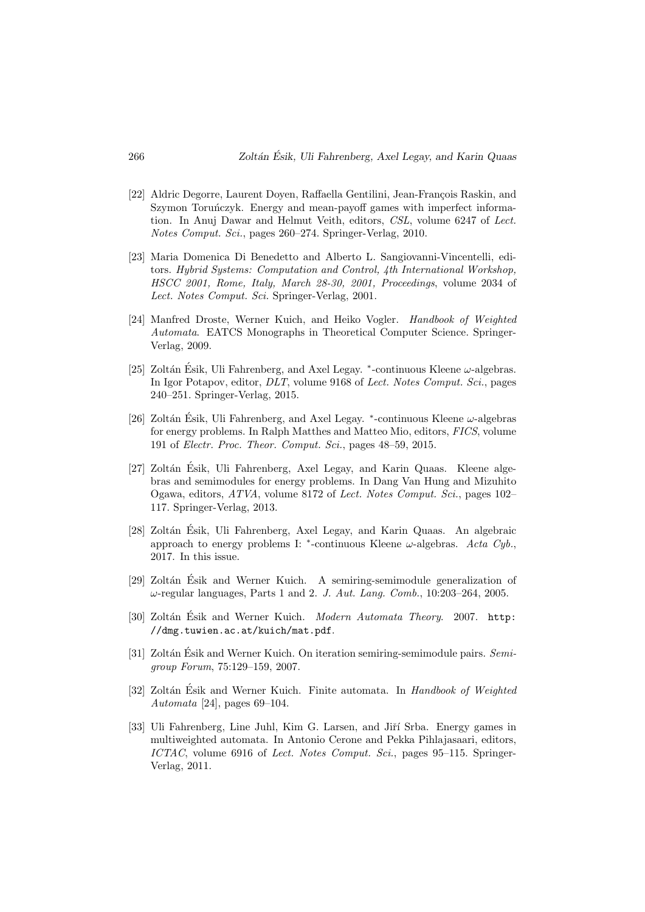[22] Aldric Degorre, Laurent Doyen, Raffaella Gentilini, Jean-François Raskin, and Szymon Toruńczyk. Energy and mean-payoff games with imperfect information. In Anuj Dawar and Helmut Veith, editors, *CSL*, volume 6247 of *Lect. Notes Comput. Sci.*, pages 260–274. Springer-Verlag, 2010.

[23] Maria Domenica Di Benedetto and Alberto L. Sangiovanni-Vincentelli, editors. *Hybrid Systems: Computation and Control, 4th International Workshop, HSCC 2001, Rome, Italy, March 28-30, 2001, Proceedings*, volume 2034 of *Lect. Notes Comput. Sci.* Springer-Verlag, 2001.

[24] Manfred Droste, Werner Kuich, and Heiko Vogler. *Handbook of Weighted Automata*. EATCS Monographs in Theoretical Computer Science. Springer-Verlag, 2009.

[25] Zoltán Ésik, Uli Fahrenberg, and Axel Legay. $^*$-continuous Kleene $\omega$-algebras. In Igor Potapov, editor, *DLT*, volume 9168 of *Lect. Notes Comput. Sci.*, pages 240–251. Springer-Verlag, 2015.

[26] Zoltán Ésik, Uli Fahrenberg, and Axel Legay. $^*$-continuous Kleene $\omega$-algebras for energy problems. In Ralph Matthes and Matteo Mio, editors, *FICS*, volume 191 of *Electr. Proc. Theor. Comput. Sci.*, pages 48–59, 2015.

[27] Zoltán Ésik, Uli Fahrenberg, Axel Legay, and Karin Quaas. Kleene algebras and semimodules for energy problems. In Dang Van Hung and Mizuhito Ogawa, editors, *ATVA*, volume 8172 of *Lect. Notes Comput. Sci.*, pages 102–117. Springer-Verlag, 2013.

[28] Zoltán Ésik, Uli Fahrenberg, Axel Legay, and Karin Quaas. An algebraic approach to energy problems I: $^*$-continuous Kleene $\omega$-algebras. *Acta Cyb.*, 2017. In this issue.

[29] Zoltán Ésik and Werner Kuich. A semiring-semimodule generalization of $\omega$-regular languages, Parts 1 and 2. *J. Aut. Lang. Comb.*, 10:203–264, 2005.

[30] Zoltán Ésik and Werner Kuich. *Modern Automata Theory*. 2007. `http://dmg.tuwien.ac.at/kuich/mat.pdf`.

[31] Zoltán Ésik and Werner Kuich. On iteration semiring-semimodule pairs. *Semigroup Forum*, 75:129–159, 2007.

[32] Zoltán Ésik and Werner Kuich. Finite automata. In *Handbook of Weighted Automata* [24], pages 69–104.

[33] Uli Fahrenberg, Line Juhl, Kim G. Larsen, and Jiří Srba. Energy games in multiweighted automata. In Antonio Cerone and Pekka Pihlajasaari, editors, *ICTAC*, volume 6916 of *Lect. Notes Comput. Sci.*, pages 95–115. Springer-Verlag, 2011.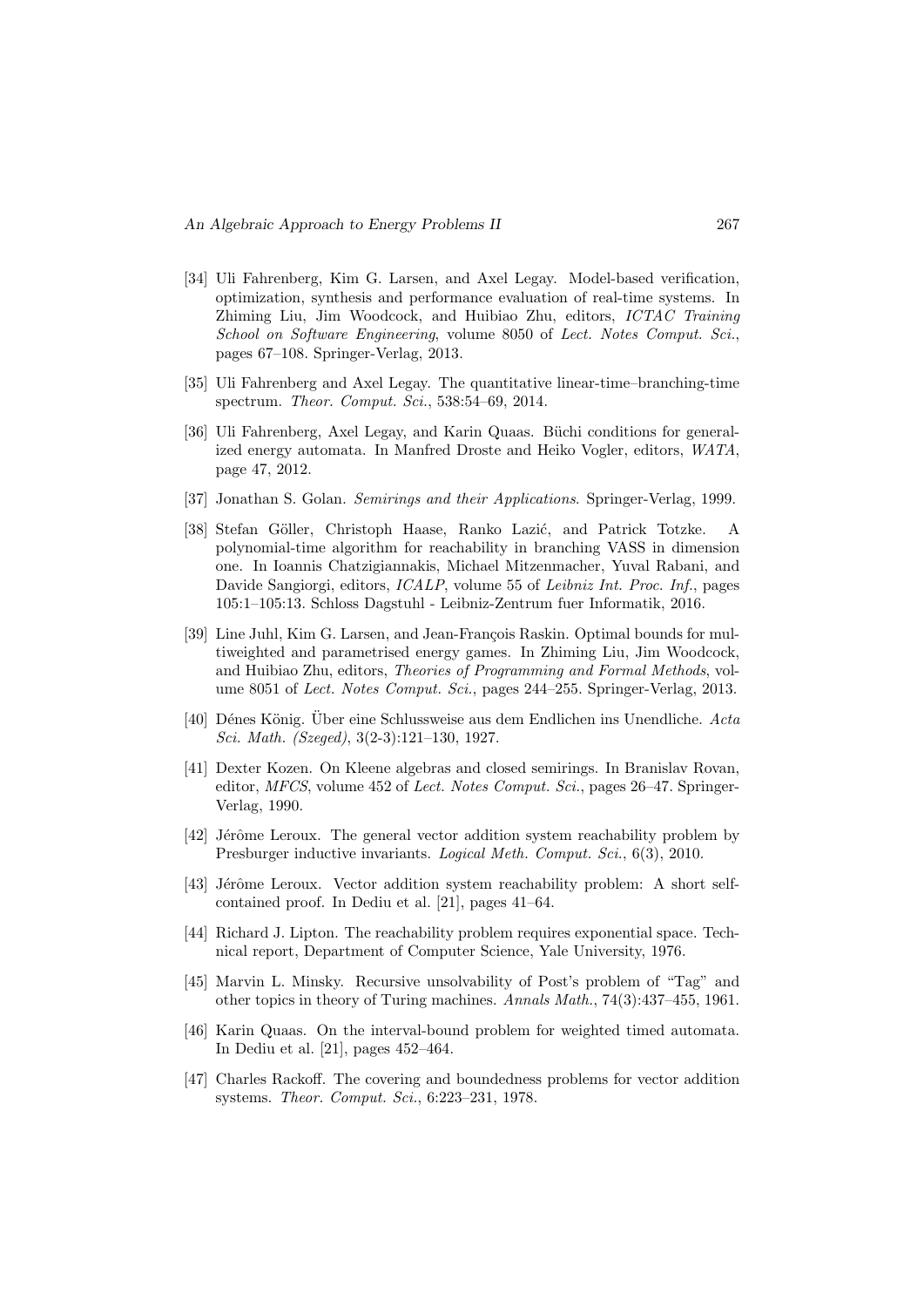[34] Uli Fahrenberg, Kim G. Larsen, and Axel Legay. Model-based verification, optimization, synthesis and performance evaluation of real-time systems. In Zhiming Liu, Jim Woodcock, and Huibiao Zhu, editors, *ICTAC Training School on Software Engineering*, volume 8050 of *Lect. Notes Comput. Sci.*, pages 67–108. Springer-Verlag, 2013.

[35] Uli Fahrenberg and Axel Legay. The quantitative linear-time–branching-time spectrum. *Theor. Comput. Sci.*, 538:54–69, 2014.

[36] Uli Fahrenberg, Axel Legay, and Karin Quaas. Büchi conditions for generalized energy automata. In Manfred Droste and Heiko Vogler, editors, *WATA*, page 47, 2012.

[37] Jonathan S. Golan. *Semirings and their Applications*. Springer-Verlag, 1999.

[38] Stefan Göller, Christoph Haase, Ranko Lazić, and Patrick Totzke. A polynomial-time algorithm for reachability in branching VASS in dimension one. In Ioannis Chatzigiannakis, Michael Mitzenmacher, Yuval Rabani, and Davide Sangiorgi, editors, *ICALP*, volume 55 of *Leibniz Int. Proc. Inf.*, pages 105:1–105:13. Schloss Dagstuhl - Leibniz-Zentrum fuer Informatik, 2016.

[39] Line Juhl, Kim G. Larsen, and Jean-François Raskin. Optimal bounds for multiweighted and parametrised energy games. In Zhiming Liu, Jim Woodcock, and Huibiao Zhu, editors, *Theories of Programming and Formal Methods*, volume 8051 of *Lect. Notes Comput. Sci.*, pages 244–255. Springer-Verlag, 2013.

[40] Dénes König. Über eine Schlussweise aus dem Endlichen ins Unendliche. *Acta Sci. Math. (Szeged)*, 3(2-3):121–130, 1927.

[41] Dexter Kozen. On Kleene algebras and closed semirings. In Branislav Rovan, editor, *MFCS*, volume 452 of *Lect. Notes Comput. Sci.*, pages 26–47. Springer-Verlag, 1990.

[42] Jérôme Leroux. The general vector addition system reachability problem by Presburger inductive invariants. *Logical Meth. Comput. Sci.*, 6(3), 2010.

[43] Jérôme Leroux. Vector addition system reachability problem: A short self-contained proof. In Dediu et al. [21], pages 41–64.

[44] Richard J. Lipton. The reachability problem requires exponential space. Technical report, Department of Computer Science, Yale University, 1976.

[45] Marvin L. Minsky. Recursive unsolvability of Post's problem of "Tag" and other topics in theory of Turing machines. *Annals Math.*, 74(3):437–455, 1961.

[46] Karin Quaas. On the interval-bound problem for weighted timed automata. In Dediu et al. [21], pages 452–464.

[47] Charles Rackoff. The covering and boundedness problems for vector addition systems. *Theor. Comput. Sci.*, 6:223–231, 1978.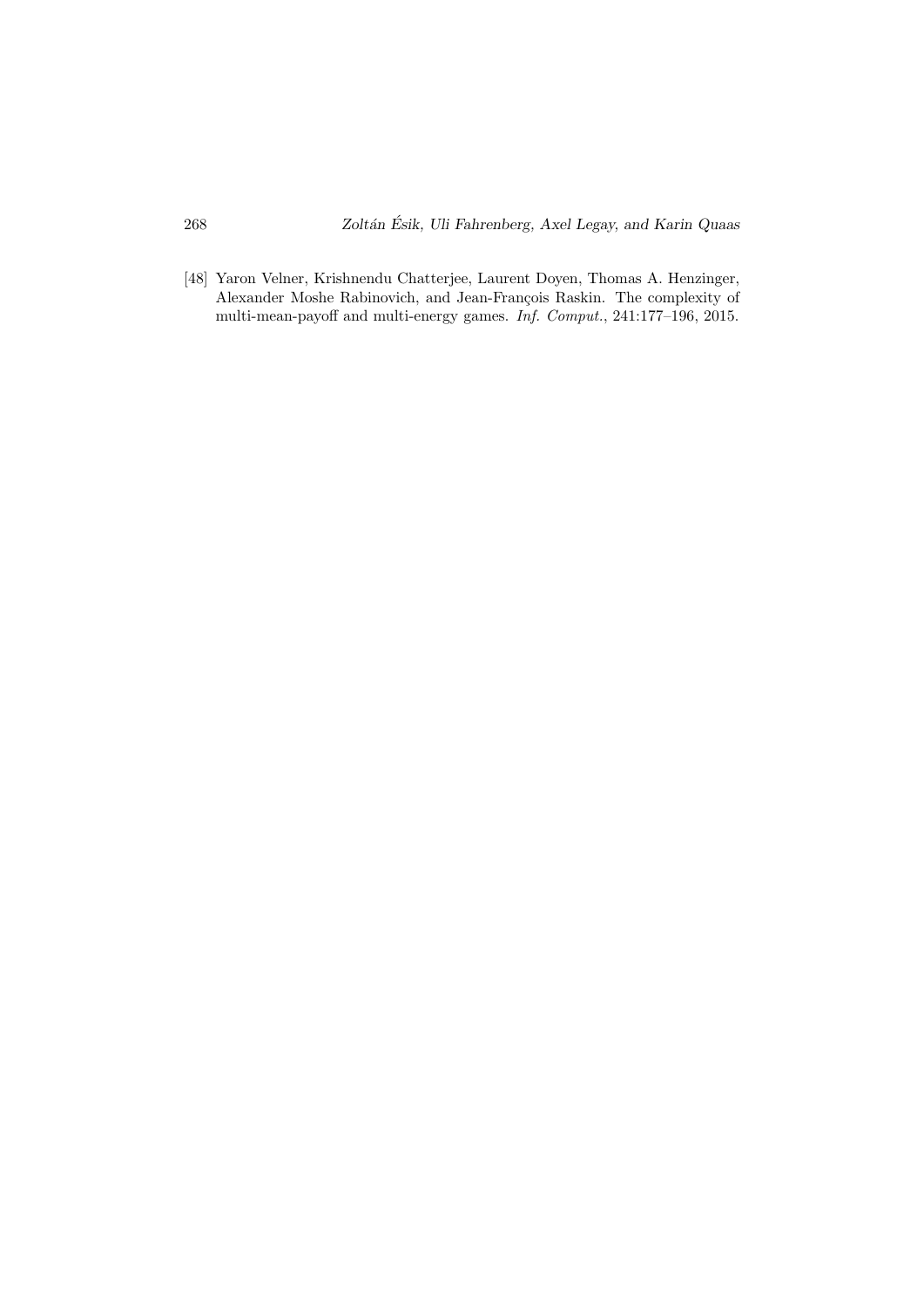[48] Yaron Velner, Krishnendu Chatterjee, Laurent Doyen, Thomas A. Henzinger, Alexander Moshe Rabinovich, and Jean-François Raskin. The complexity of multi-mean-payoff and multi-energy games. *Inf. Comput.*, 241:177–196, 2015.